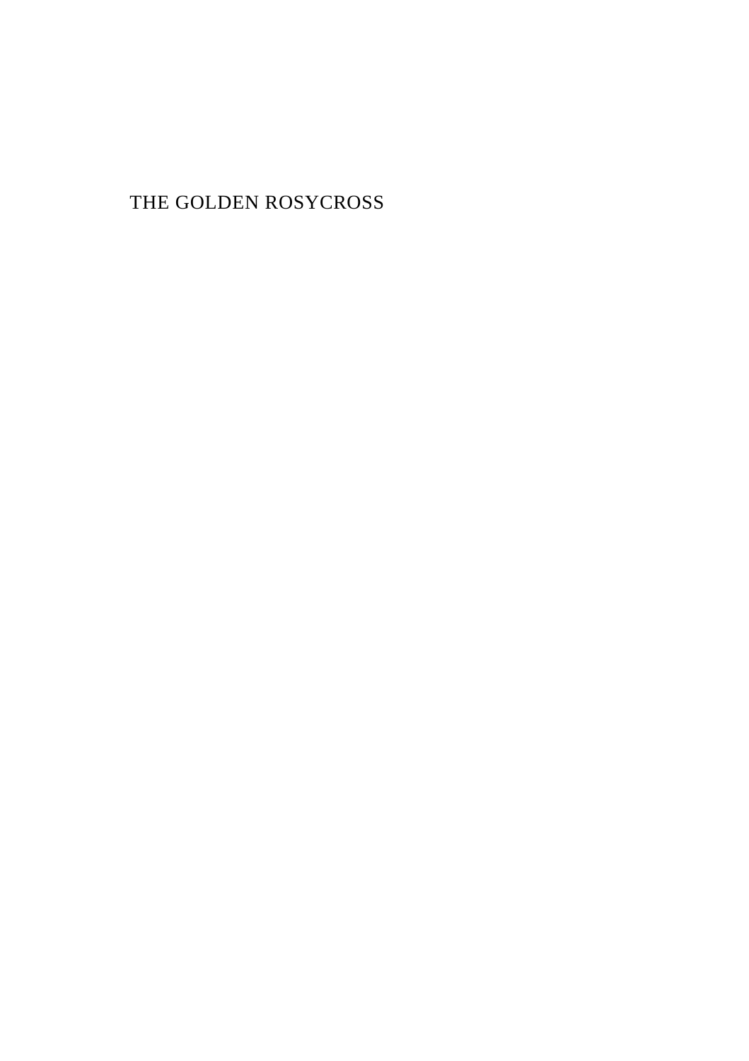# THE GOLDEN ROSYCROSS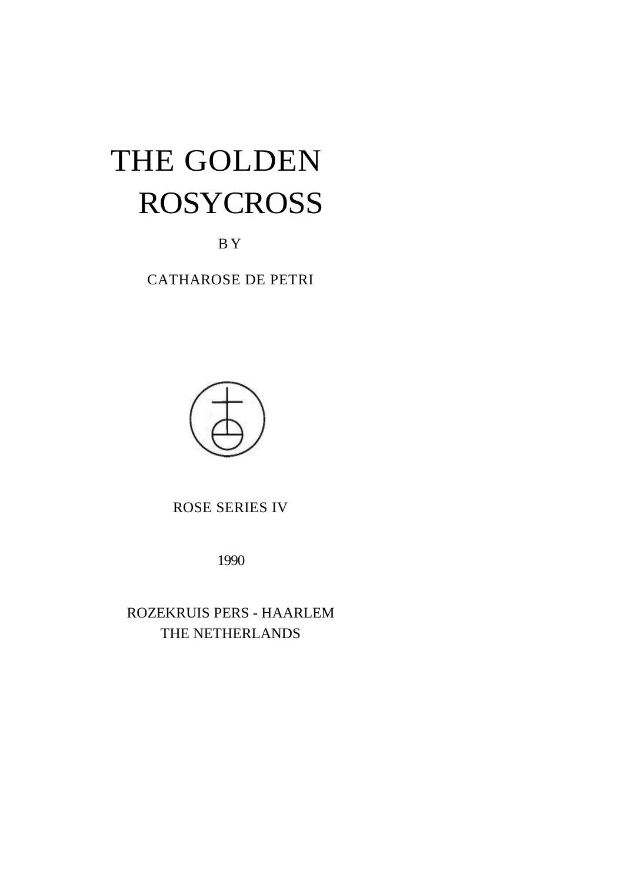# THE GOLDEN ROSYCROSS

BY

CATHAROSE DE PETRI

ROSE SERIES IV

1990

ROZEKRUIS PERS - HAARLEM
THE NETHERLANDS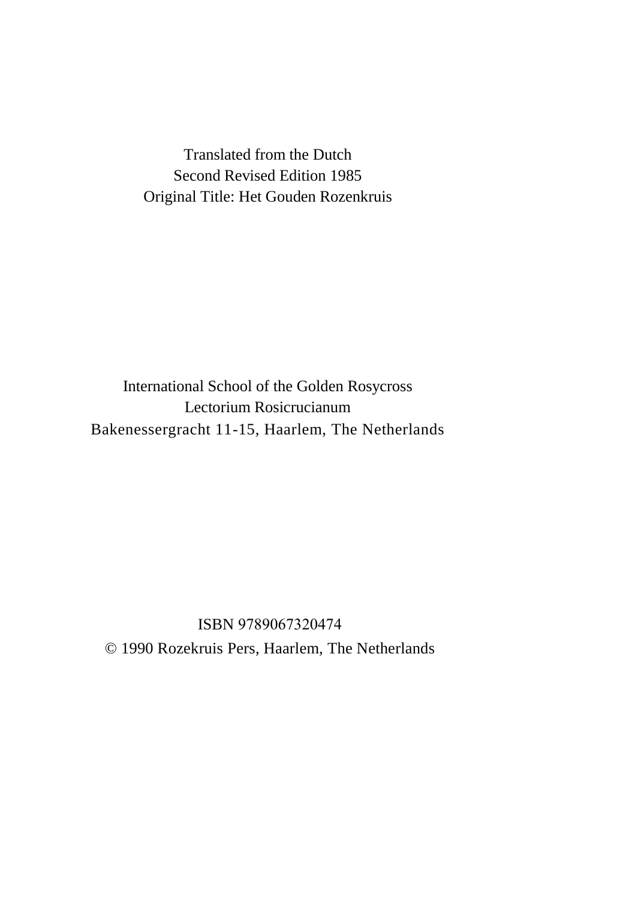Translated from the Dutch
Second Revised Edition 1985
Original Title: Het Gouden Rozenkruis

International School of the Golden Rosycross
Lectorium Rosicrucianum
Bakenessergracht 11-15, Haarlem, The Netherlands

ISBN 9789067320474
© 1990 Rozekruis Pers, Haarlem, The Netherlands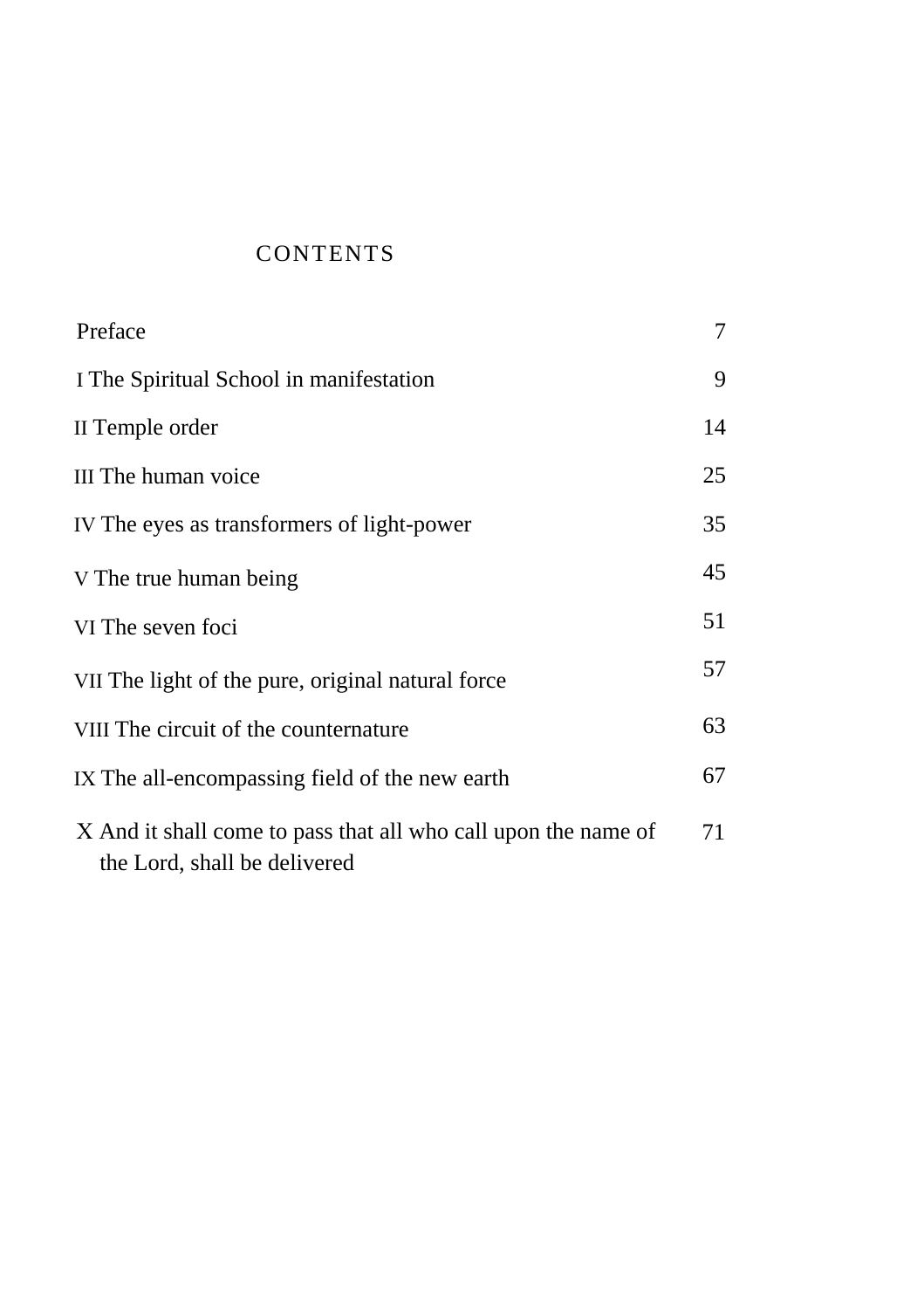# CONTENTS

| | |
|---|---|
| Preface | 7 |
| I The Spiritual School in manifestation | 9 |
| II Temple order | 14 |
| III The human voice | 25 |
| IV The eyes as transformers of light-power | 35 |
| V The true human being | 45 |
| VI The seven foci | 51 |
| VII The light of the pure, original natural force | 57 |
| VIII The circuit of the counternature | 63 |
| IX The all-encompassing field of the new earth | 67 |
| X And it shall come to pass that all who call upon the name of the Lord, shall be delivered | 71 |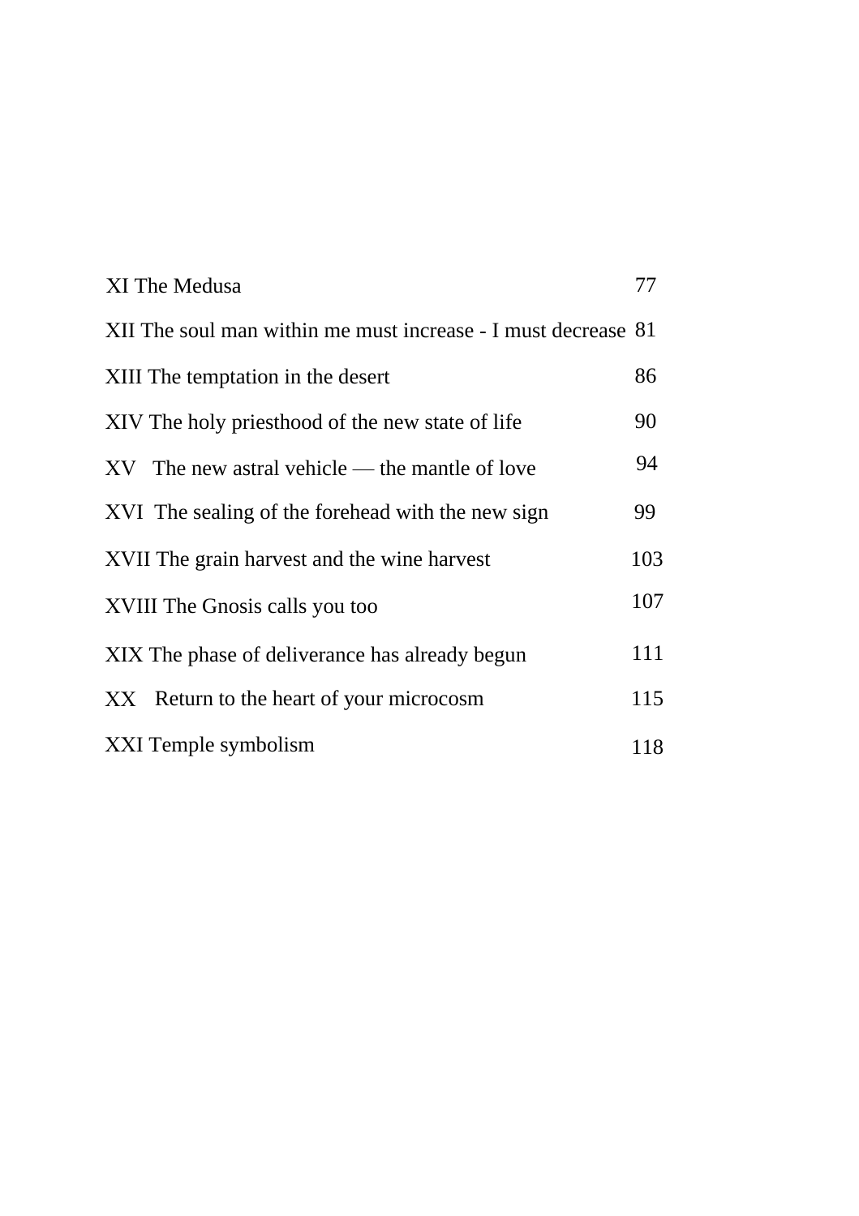| | |
|---|---|
| XI The Medusa | 77 |
| XII The soul man within me must increase - I must decrease | 81 |
| XIII The temptation in the desert | 86 |
| XIV The holy priesthood of the new state of life | 90 |
| XV The new astral vehicle — the mantle of love | 94 |
| XVI The sealing of the forehead with the new sign | 99 |
| XVII The grain harvest and the wine harvest | 103 |
| XVIII The Gnosis calls you too | 107 |
| XIX The phase of deliverance has already begun | 111 |
| XX Return to the heart of your microcosm | 115 |
| XXI Temple symbolism | 118 |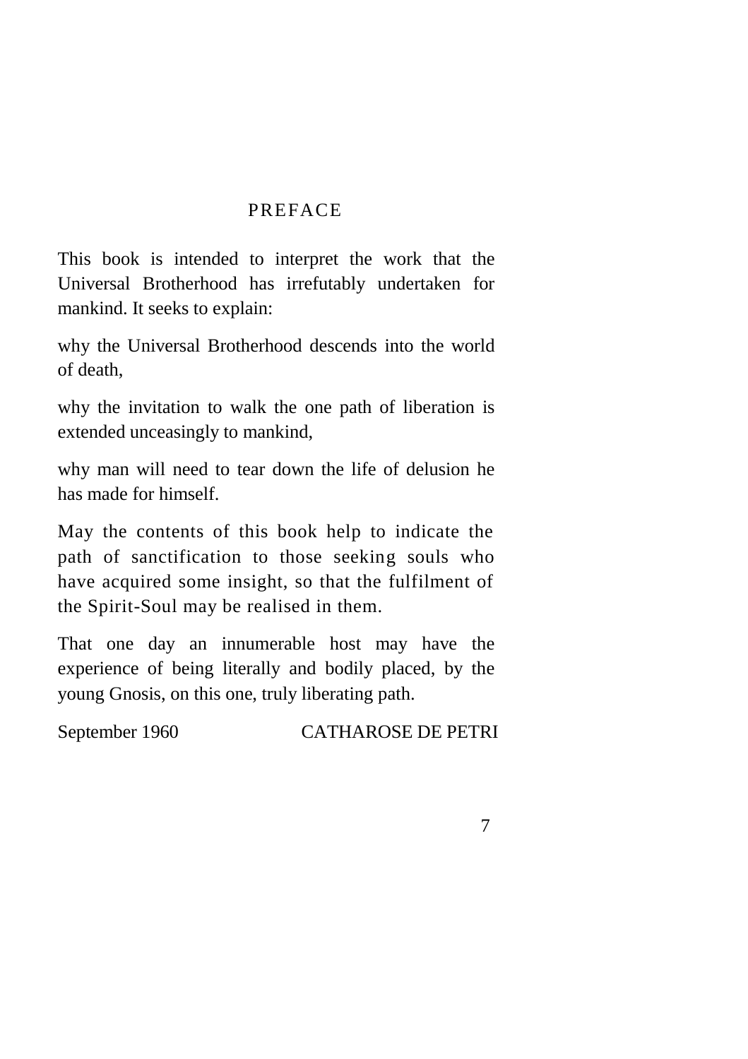# PREFACE

This book is intended to interpret the work that the Universal Brotherhood has irrefutably undertaken for mankind. It seeks to explain:

why the Universal Brotherhood descends into the world of death,

why the invitation to walk the one path of liberation is extended unceasingly to mankind,

why man will need to tear down the life of delusion he has made for himself.

May the contents of this book help to indicate the path of sanctification to those seeking souls who have acquired some insight, so that the fulfilment of the Spirit-Soul may be realised in them.

That one day an innumerable host may have the experience of being literally and bodily placed, by the young Gnosis, on this one, truly liberating path.

September 1960 CATHAROSE DE PETRI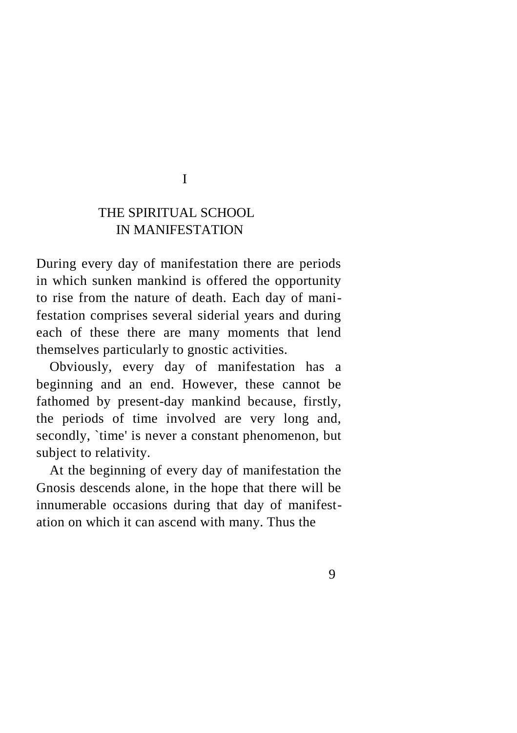# I

# THE SPIRITUAL SCHOOL IN MANIFESTATION

During every day of manifestation there are periods in which sunken mankind is offered the opportunity to rise from the nature of death. Each day of manifestation comprises several siderial years and during each of these there are many moments that lend themselves particularly to gnostic activities.

Obviously, every day of manifestation has a beginning and an end. However, these cannot be fathomed by present-day mankind because, firstly, the periods of time involved are very long and, secondly, `time' is never a constant phenomenon, but subject to relativity.

At the beginning of every day of manifestation the Gnosis descends alone, in the hope that there will be innumerable occasions during that day of manifestation on which it can ascend with many. Thus the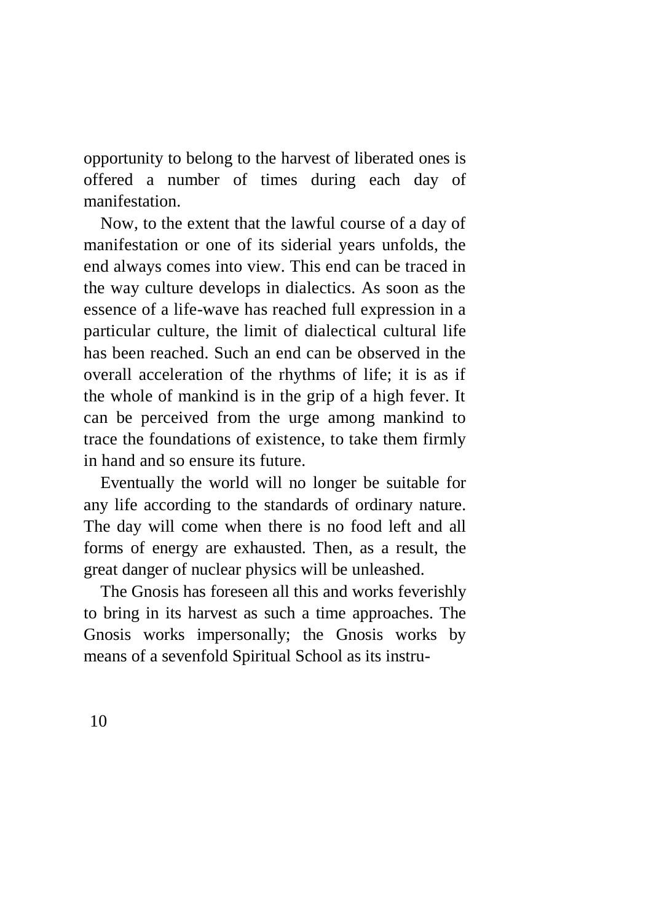opportunity to belong to the harvest of liberated ones is offered a number of times during each day of manifestation.

Now, to the extent that the lawful course of a day of manifestation or one of its siderial years unfolds, the end always comes into view. This end can be traced in the way culture develops in dialectics. As soon as the essence of a life-wave has reached full expression in a particular culture, the limit of dialectical cultural life has been reached. Such an end can be observed in the overall acceleration of the rhythms of life; it is as if the whole of mankind is in the grip of a high fever. It can be perceived from the urge among mankind to trace the foundations of existence, to take them firmly in hand and so ensure its future.

Eventually the world will no longer be suitable for any life according to the standards of ordinary nature. The day will come when there is no food left and all forms of energy are exhausted. Then, as a result, the great danger of nuclear physics will be unleashed.

The Gnosis has foreseen all this and works feverishly to bring in its harvest as such a time approaches. The Gnosis works impersonally; the Gnosis works by means of a sevenfold Spiritual School as its instru-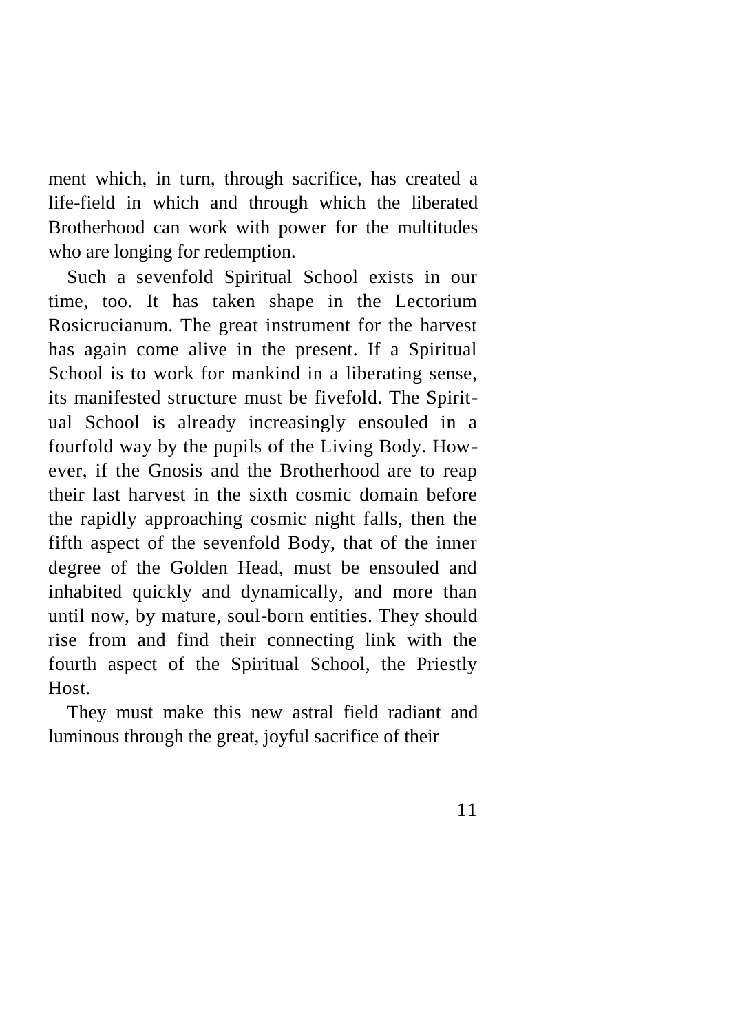ment which, in turn, through sacrifice, has created a life-field in which and through which the liberated Brotherhood can work with power for the multitudes who are longing for redemption.

Such a sevenfold Spiritual School exists in our time, too. It has taken shape in the Lectorium Rosicrucianum. The great instrument for the harvest has again come alive in the present. If a Spiritual School is to work for mankind in a liberating sense, its manifested structure must be fivefold. The Spiritual School is already increasingly ensouled in a fourfold way by the pupils of the Living Body. However, if the Gnosis and the Brotherhood are to reap their last harvest in the sixth cosmic domain before the rapidly approaching cosmic night falls, then the fifth aspect of the sevenfold Body, that of the inner degree of the Golden Head, must be ensouled and inhabited quickly and dynamically, and more than until now, by mature, soul-born entities. They should rise from and find their connecting link with the fourth aspect of the Spiritual School, the Priestly Host.

They must make this new astral field radiant and luminous through the great, joyful sacrifice of their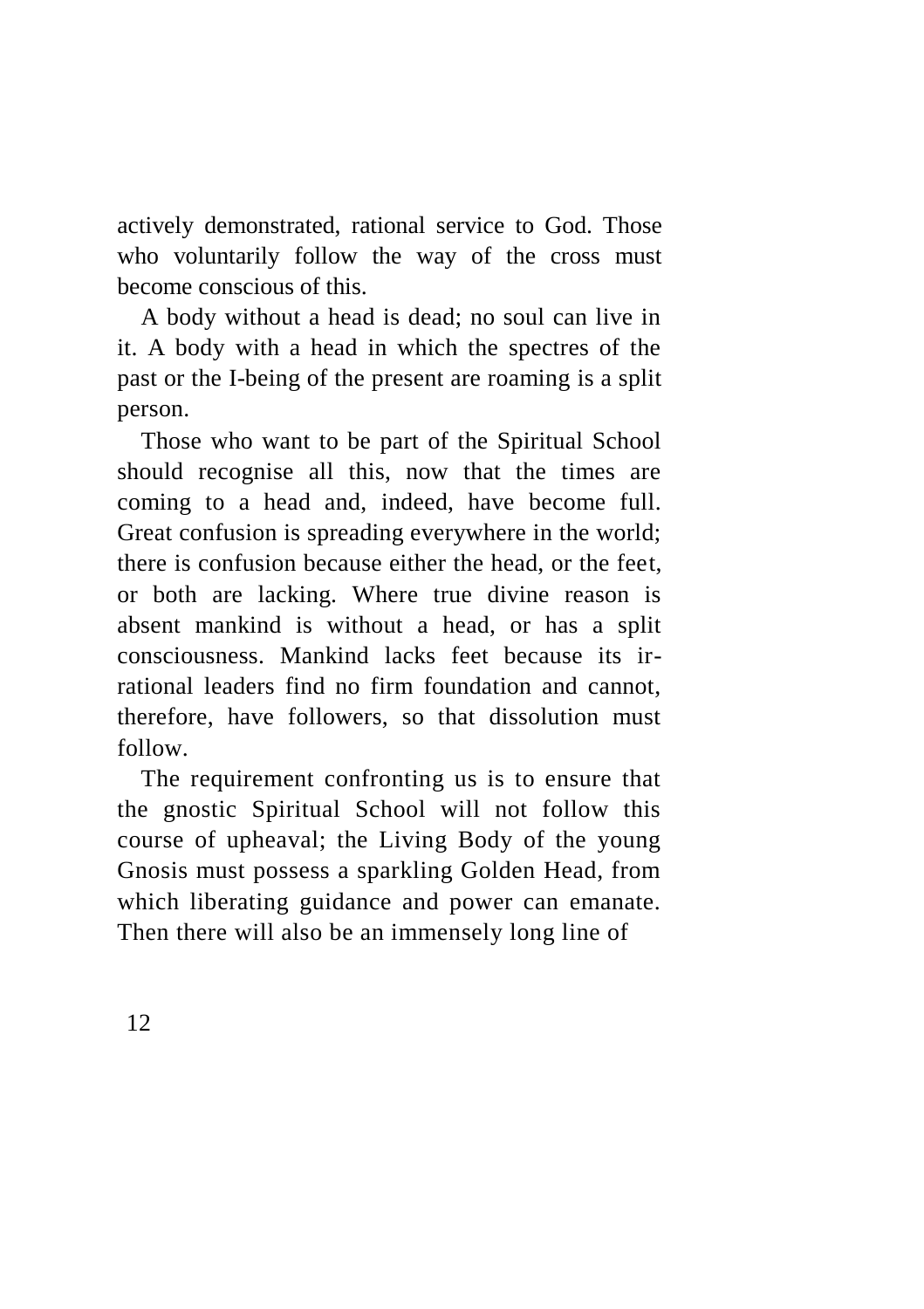actively demonstrated, rational service to God. Those who voluntarily follow the way of the cross must become conscious of this.

A body without a head is dead; no soul can live in it. A body with a head in which the spectres of the past or the I-being of the present are roaming is a split person.

Those who want to be part of the Spiritual School should recognise all this, now that the times are coming to a head and, indeed, have become full. Great confusion is spreading everywhere in the world; there is confusion because either the head, or the feet, or both are lacking. Where true divine reason is absent mankind is without a head, or has a split consciousness. Mankind lacks feet because its irrational leaders find no firm foundation and cannot, therefore, have followers, so that dissolution must follow.

The requirement confronting us is to ensure that the gnostic Spiritual School will not follow this course of upheaval; the Living Body of the young Gnosis must possess a sparkling Golden Head, from which liberating guidance and power can emanate. Then there will also be an immensely long line of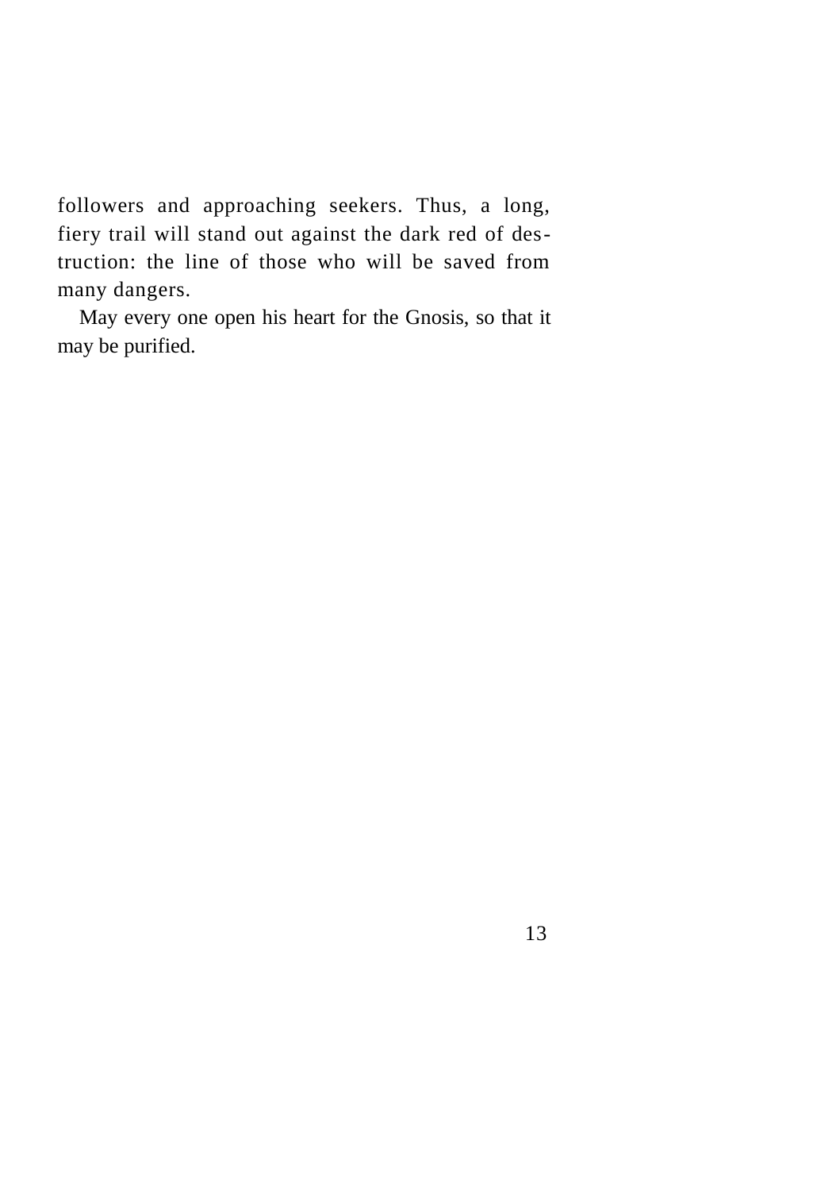followers and approaching seekers. Thus, a long, fiery trail will stand out against the dark red of destruction: the line of those who will be saved from many dangers.

May every one open his heart for the Gnosis, so that it may be purified.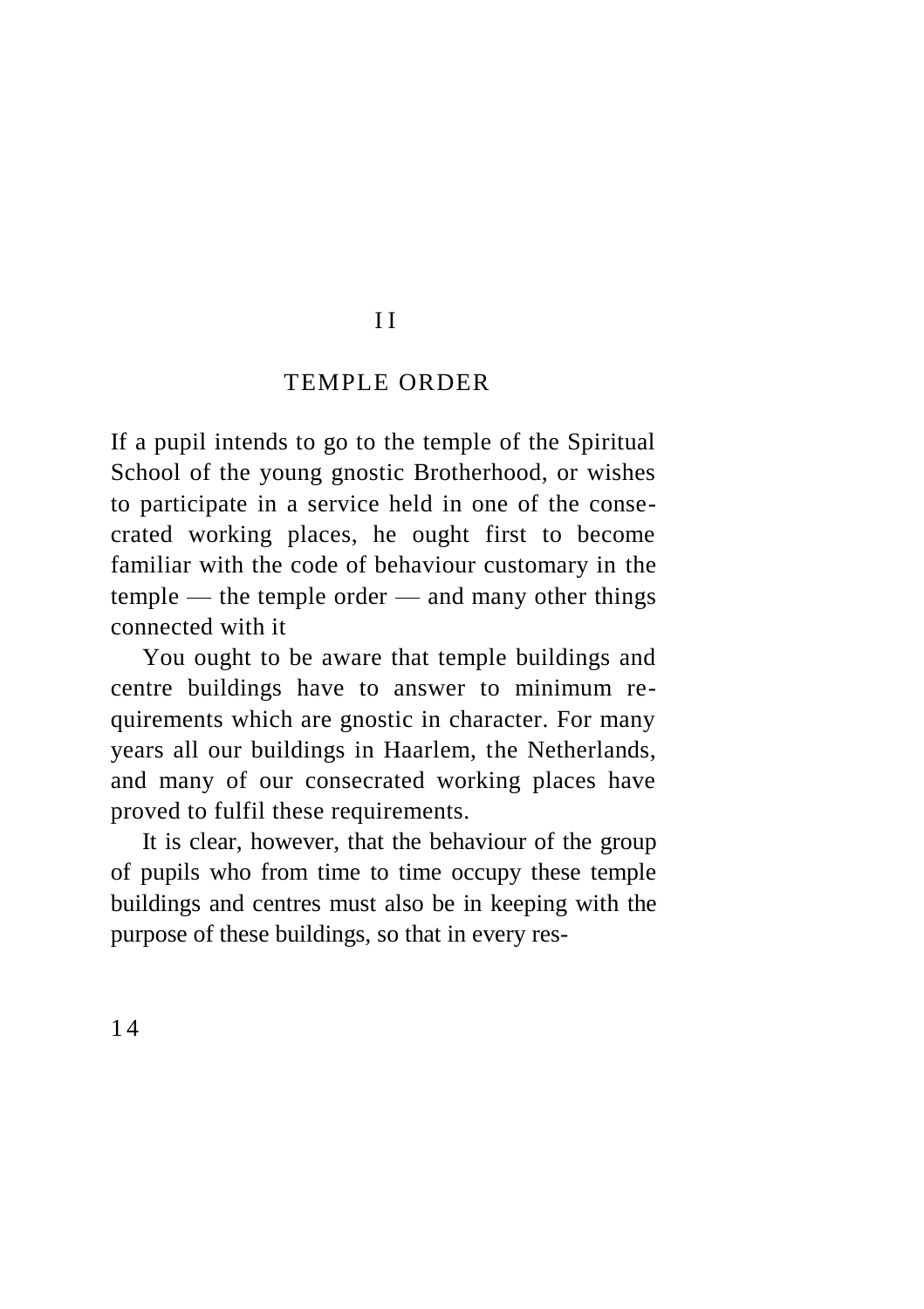# II

# TEMPLE ORDER

If a pupil intends to go to the temple of the Spiritual School of the young gnostic Brotherhood, or wishes to participate in a service held in one of the consecrated working places, he ought first to become familiar with the code of behaviour customary in the temple — the temple order — and many other things connected with it

You ought to be aware that temple buildings and centre buildings have to answer to minimum requirements which are gnostic in character. For many years all our buildings in Haarlem, the Netherlands, and many of our consecrated working places have proved to fulfil these requirements.

It is clear, however, that the behaviour of the group of pupils who from time to time occupy these temple buildings and centres must also be in keeping with the purpose of these buildings, so that in every res-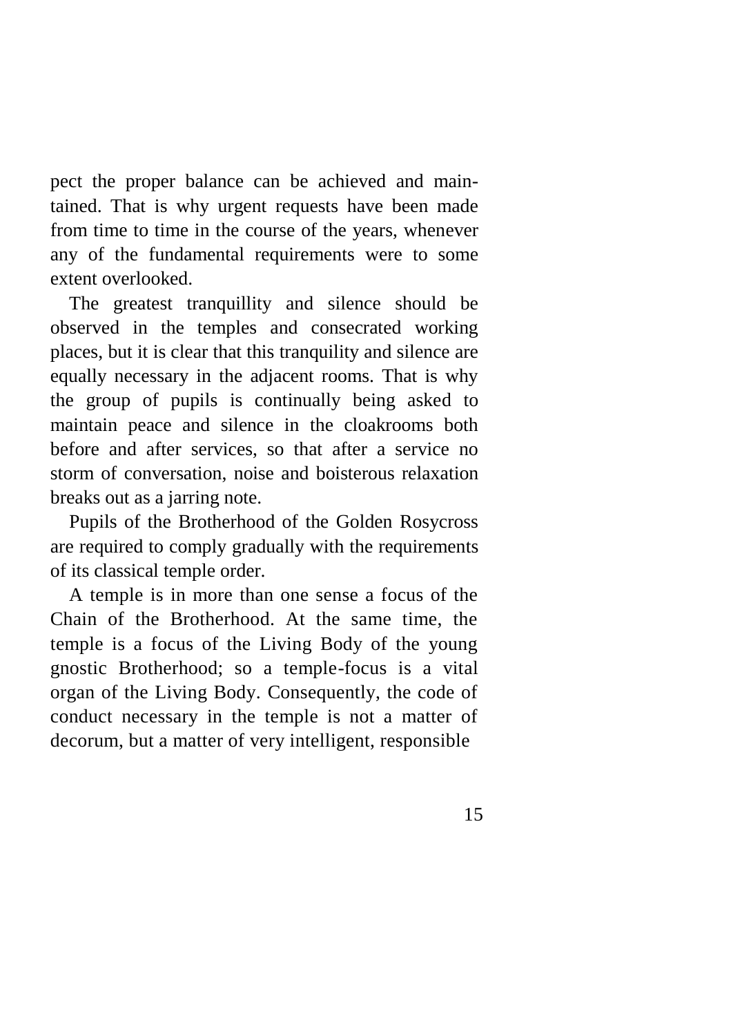pect the proper balance can be achieved and maintained. That is why urgent requests have been made from time to time in the course of the years, whenever any of the fundamental requirements were to some extent overlooked.

The greatest tranquillity and silence should be observed in the temples and consecrated working places, but it is clear that this tranquility and silence are equally necessary in the adjacent rooms. That is why the group of pupils is continually being asked to maintain peace and silence in the cloakrooms both before and after services, so that after a service no storm of conversation, noise and boisterous relaxation breaks out as a jarring note.

Pupils of the Brotherhood of the Golden Rosycross are required to comply gradually with the requirements of its classical temple order.

A temple is in more than one sense a focus of the Chain of the Brotherhood. At the same time, the temple is a focus of the Living Body of the young gnostic Brotherhood; so a temple-focus is a vital organ of the Living Body. Consequently, the code of conduct necessary in the temple is not a matter of decorum, but a matter of very intelligent, responsible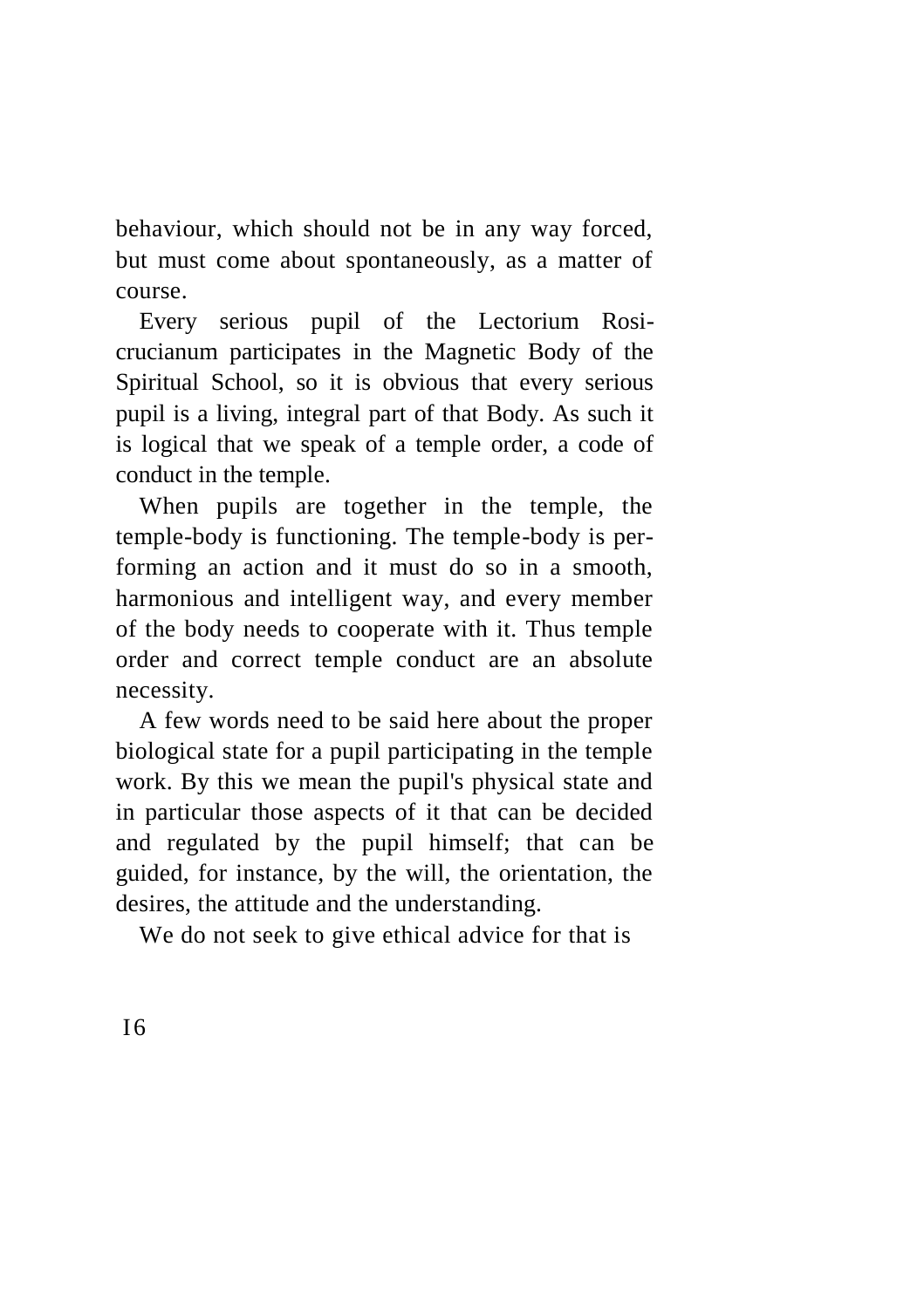behaviour, which should not be in any way forced, but must come about spontaneously, as a matter of course.

Every serious pupil of the Lectorium Rosicrucianum participates in the Magnetic Body of the Spiritual School, so it is obvious that every serious pupil is a living, integral part of that Body. As such it is logical that we speak of a temple order, a code of conduct in the temple.

When pupils are together in the temple, the temple-body is functioning. The temple-body is performing an action and it must do so in a smooth, harmonious and intelligent way, and every member of the body needs to cooperate with it. Thus temple order and correct temple conduct are an absolute necessity.

A few words need to be said here about the proper biological state for a pupil participating in the temple work. By this we mean the pupil's physical state and in particular those aspects of it that can be decided and regulated by the pupil himself; that can be guided, for instance, by the will, the orientation, the desires, the attitude and the understanding.

We do not seek to give ethical advice for that is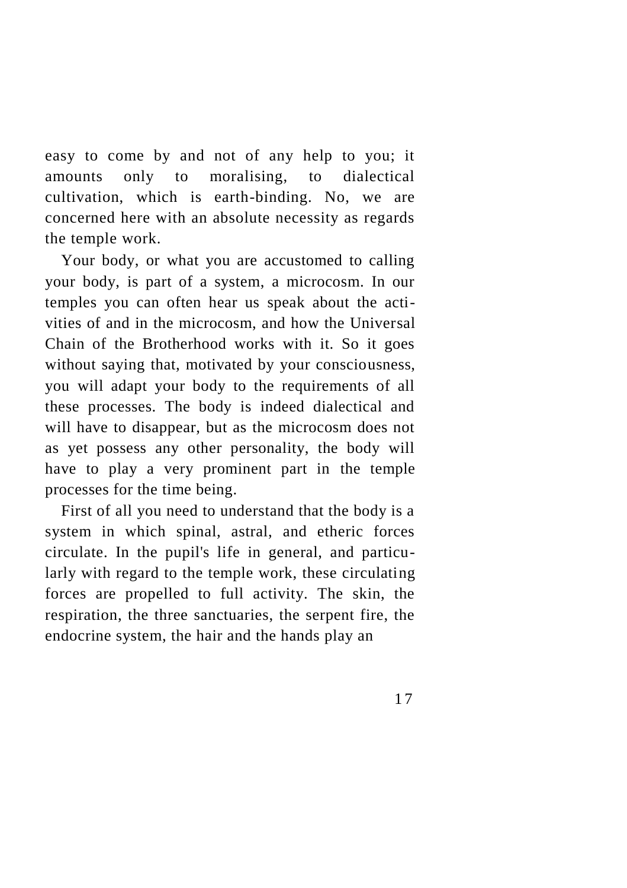easy to come by and not of any help to you; it amounts only to moralising, to dialectical cultivation, which is earth-binding. No, we are concerned here with an absolute necessity as regards the temple work.

Your body, or what you are accustomed to calling your body, is part of a system, a microcosm. In our temples you can often hear us speak about the activities of and in the microcosm, and how the Universal Chain of the Brotherhood works with it. So it goes without saying that, motivated by your consciousness, you will adapt your body to the requirements of all these processes. The body is indeed dialectical and will have to disappear, but as the microcosm does not as yet possess any other personality, the body will have to play a very prominent part in the temple processes for the time being.

First of all you need to understand that the body is a system in which spinal, astral, and etheric forces circulate. In the pupil's life in general, and particularly with regard to the temple work, these circulating forces are propelled to full activity. The skin, the respiration, the three sanctuaries, the serpent fire, the endocrine system, the hair and the hands play an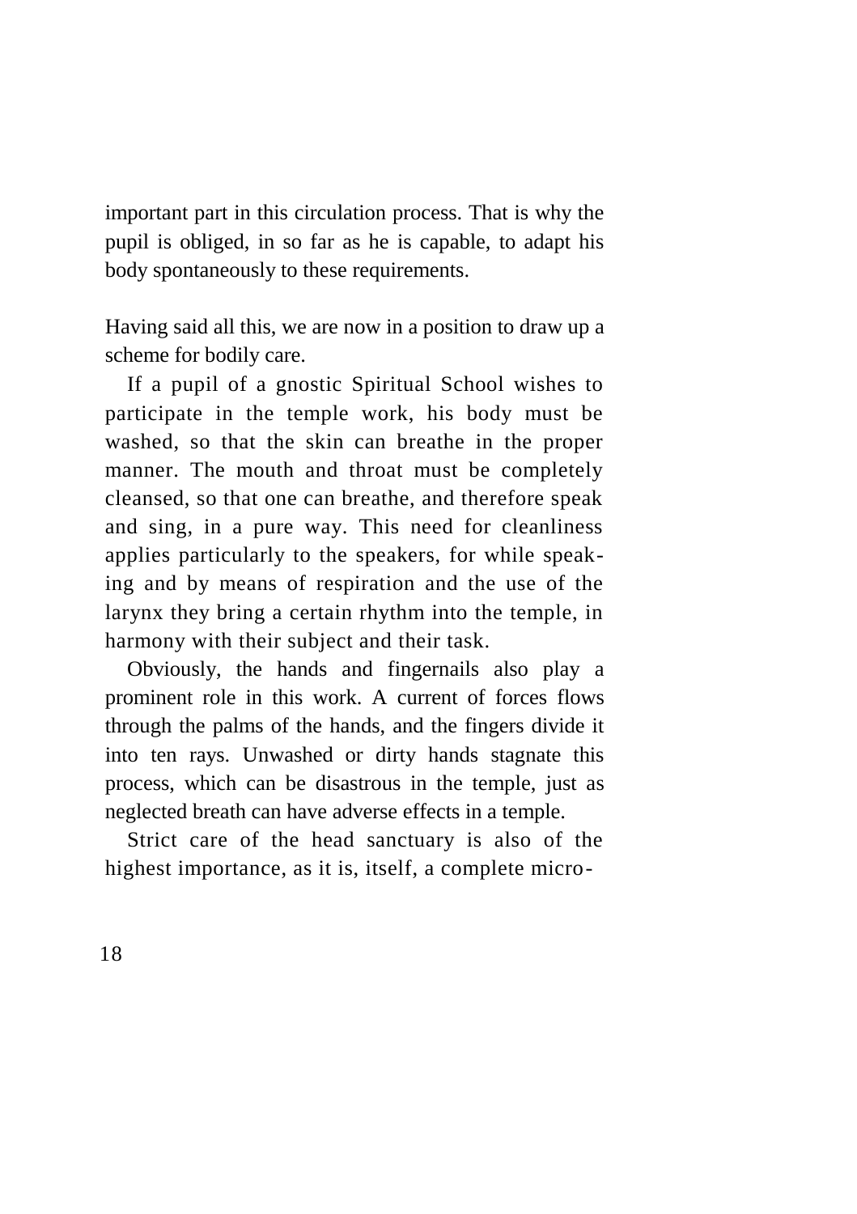important part in this circulation process. That is why the pupil is obliged, in so far as he is capable, to adapt his body spontaneously to these requirements.

Having said all this, we are now in a position to draw up a scheme for bodily care.

If a pupil of a gnostic Spiritual School wishes to participate in the temple work, his body must be washed, so that the skin can breathe in the proper manner. The mouth and throat must be completely cleansed, so that one can breathe, and therefore speak and sing, in a pure way. This need for cleanliness applies particularly to the speakers, for while speaking and by means of respiration and the use of the larynx they bring a certain rhythm into the temple, in harmony with their subject and their task.

Obviously, the hands and fingernails also play a prominent role in this work. A current of forces flows through the palms of the hands, and the fingers divide it into ten rays. Unwashed or dirty hands stagnate this process, which can be disastrous in the temple, just as neglected breath can have adverse effects in a temple.

Strict care of the head sanctuary is also of the highest importance, as it is, itself, a complete micro-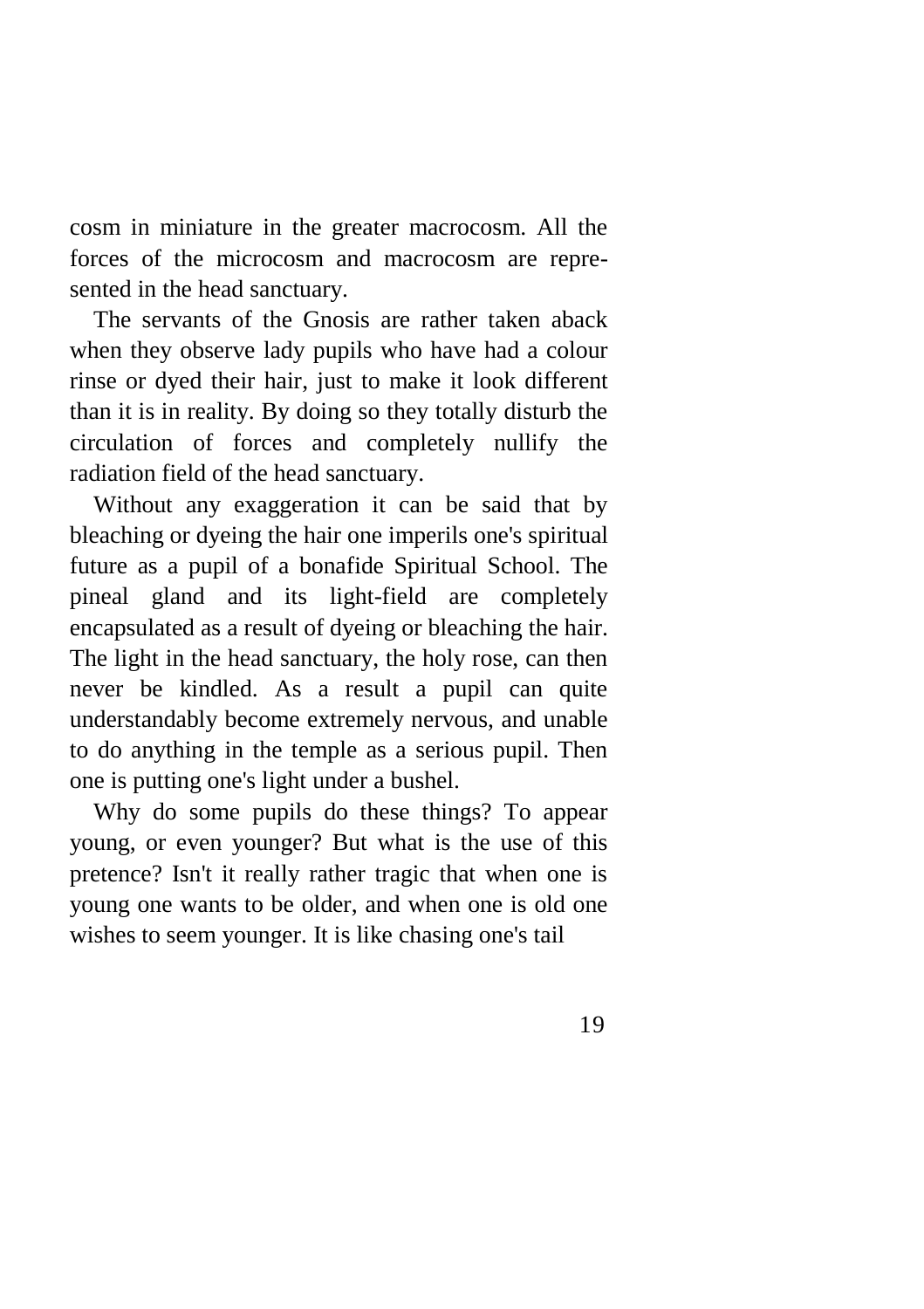cosm in miniature in the greater macrocosm. All the forces of the microcosm and macrocosm are represented in the head sanctuary.

The servants of the Gnosis are rather taken aback when they observe lady pupils who have had a colour rinse or dyed their hair, just to make it look different than it is in reality. By doing so they totally disturb the circulation of forces and completely nullify the radiation field of the head sanctuary.

Without any exaggeration it can be said that by bleaching or dyeing the hair one imperils one's spiritual future as a pupil of a bonafide Spiritual School. The pineal gland and its light-field are completely encapsulated as a result of dyeing or bleaching the hair. The light in the head sanctuary, the holy rose, can then never be kindled. As a result a pupil can quite understandably become extremely nervous, and unable to do anything in the temple as a serious pupil. Then one is putting one's light under a bushel.

Why do some pupils do these things? To appear young, or even younger? But what is the use of this pretence? Isn't it really rather tragic that when one is young one wants to be older, and when one is old one wishes to seem younger. It is like chasing one's tail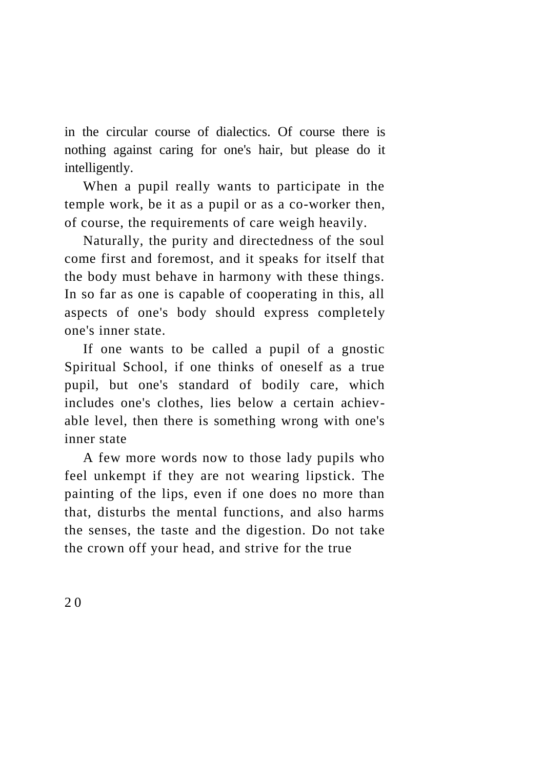in the circular course of dialectics. Of course there is nothing against caring for one's hair, but please do it intelligently.

When a pupil really wants to participate in the temple work, be it as a pupil or as a co-worker then, of course, the requirements of care weigh heavily.

Naturally, the purity and directedness of the soul come first and foremost, and it speaks for itself that the body must behave in harmony with these things. In so far as one is capable of cooperating in this, all aspects of one's body should express completely one's inner state.

If one wants to be called a pupil of a gnostic Spiritual School, if one thinks of oneself as a true pupil, but one's standard of bodily care, which includes one's clothes, lies below a certain achievable level, then there is something wrong with one's inner state

A few more words now to those lady pupils who feel unkempt if they are not wearing lipstick. The painting of the lips, even if one does no more than that, disturbs the mental functions, and also harms the senses, the taste and the digestion. Do not take the crown off your head, and strive for the true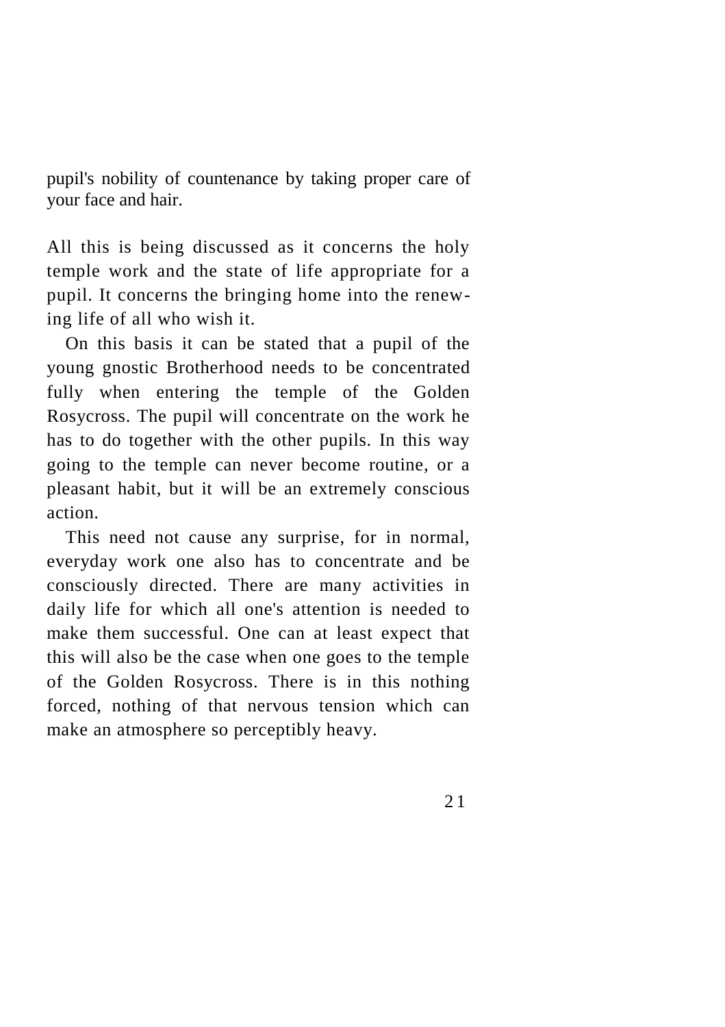pupil's nobility of countenance by taking proper care of your face and hair.

All this is being discussed as it concerns the holy temple work and the state of life appropriate for a pupil. It concerns the bringing home into the renewing life of all who wish it.

On this basis it can be stated that a pupil of the young gnostic Brotherhood needs to be concentrated fully when entering the temple of the Golden Rosycross. The pupil will concentrate on the work he has to do together with the other pupils. In this way going to the temple can never become routine, or a pleasant habit, but it will be an extremely conscious action.

This need not cause any surprise, for in normal, everyday work one also has to concentrate and be consciously directed. There are many activities in daily life for which all one's attention is needed to make them successful. One can at least expect that this will also be the case when one goes to the temple of the Golden Rosycross. There is in this nothing forced, nothing of that nervous tension which can make an atmosphere so perceptibly heavy.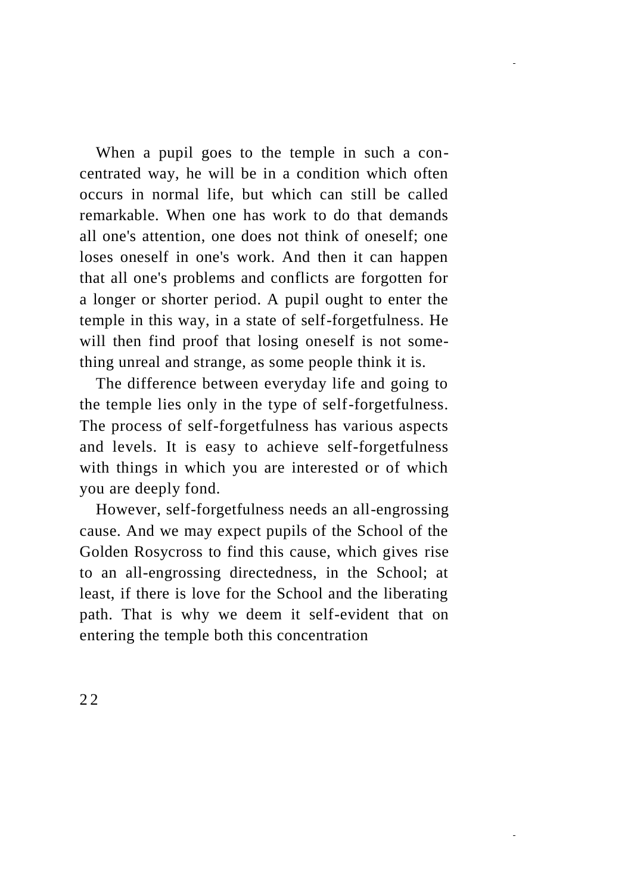When a pupil goes to the temple in such a concentrated way, he will be in a condition which often occurs in normal life, but which can still be called remarkable. When one has work to do that demands all one's attention, one does not think of oneself; one loses oneself in one's work. And then it can happen that all one's problems and conflicts are forgotten for a longer or shorter period. A pupil ought to enter the temple in this way, in a state of self-forgetfulness. He will then find proof that losing oneself is not something unreal and strange, as some people think it is.

The difference between everyday life and going to the temple lies only in the type of self-forgetfulness. The process of self-forgetfulness has various aspects and levels. It is easy to achieve self-forgetfulness with things in which you are interested or of which you are deeply fond.

However, self-forgetfulness needs an all-engrossing cause. And we may expect pupils of the School of the Golden Rosycross to find this cause, which gives rise to an all-engrossing directedness, in the School; at least, if there is love for the School and the liberating path. That is why we deem it self-evident that on entering the temple both this concentration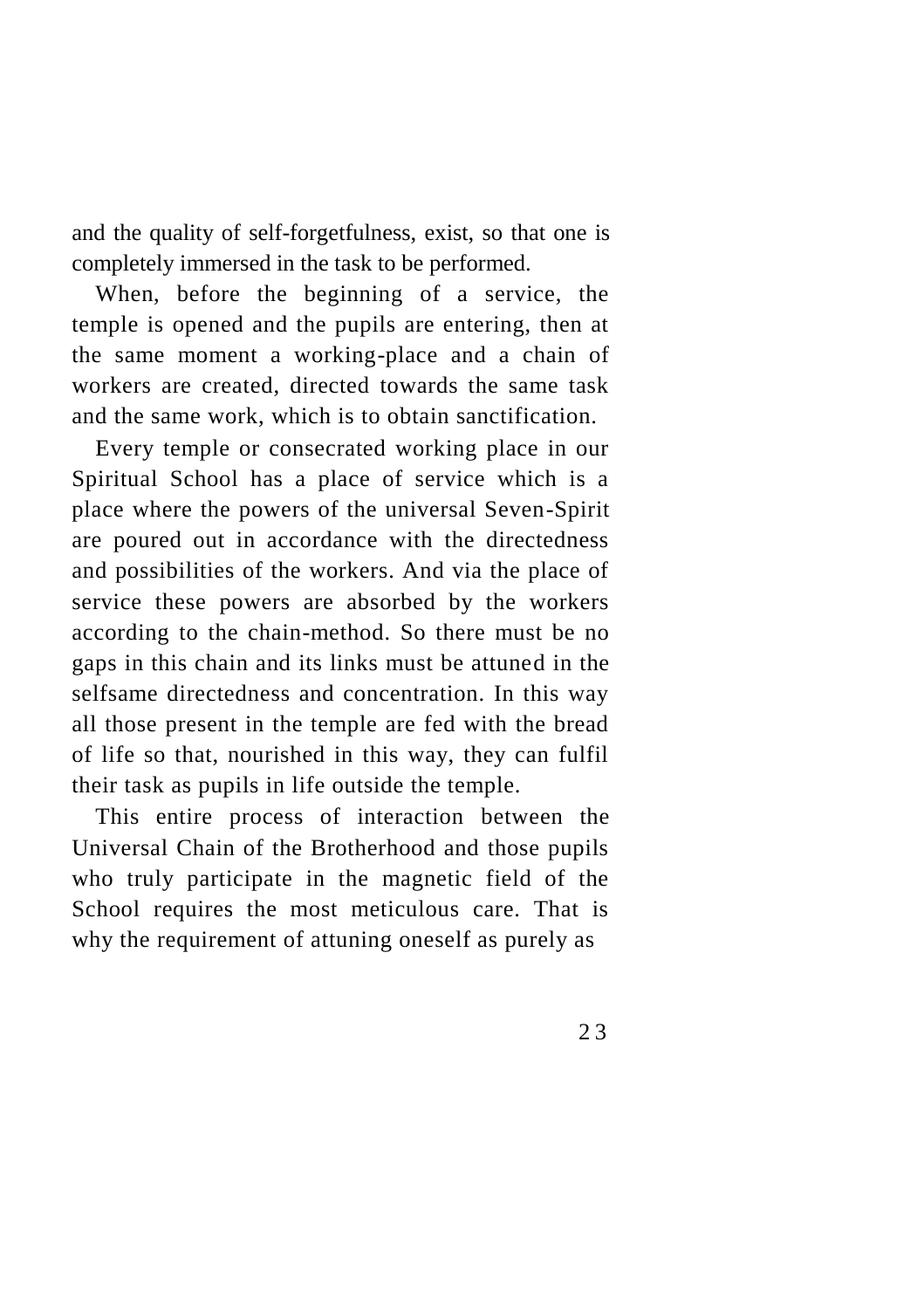and the quality of self-forgetfulness, exist, so that one is completely immersed in the task to be performed.

When, before the beginning of a service, the temple is opened and the pupils are entering, then at the same moment a working-place and a chain of workers are created, directed towards the same task and the same work, which is to obtain sanctification.

Every temple or consecrated working place in our Spiritual School has a place of service which is a place where the powers of the universal Seven-Spirit are poured out in accordance with the directedness and possibilities of the workers. And via the place of service these powers are absorbed by the workers according to the chain-method. So there must be no gaps in this chain and its links must be attuned in the selfsame directedness and concentration. In this way all those present in the temple are fed with the bread of life so that, nourished in this way, they can fulfil their task as pupils in life outside the temple.

This entire process of interaction between the Universal Chain of the Brotherhood and those pupils who truly participate in the magnetic field of the School requires the most meticulous care. That is why the requirement of attuning oneself as purely as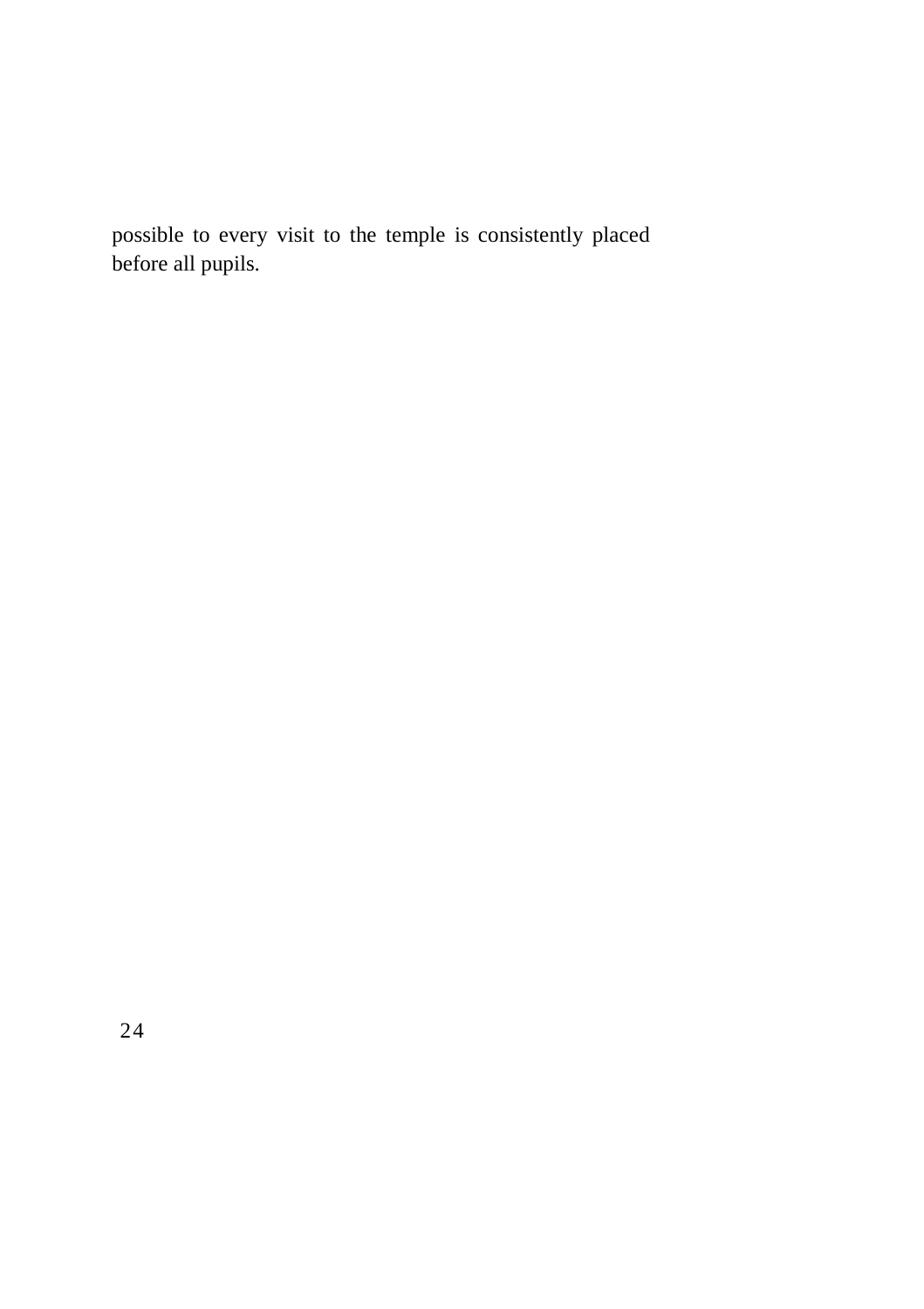possible to every visit to the temple is consistently placed before all pupils.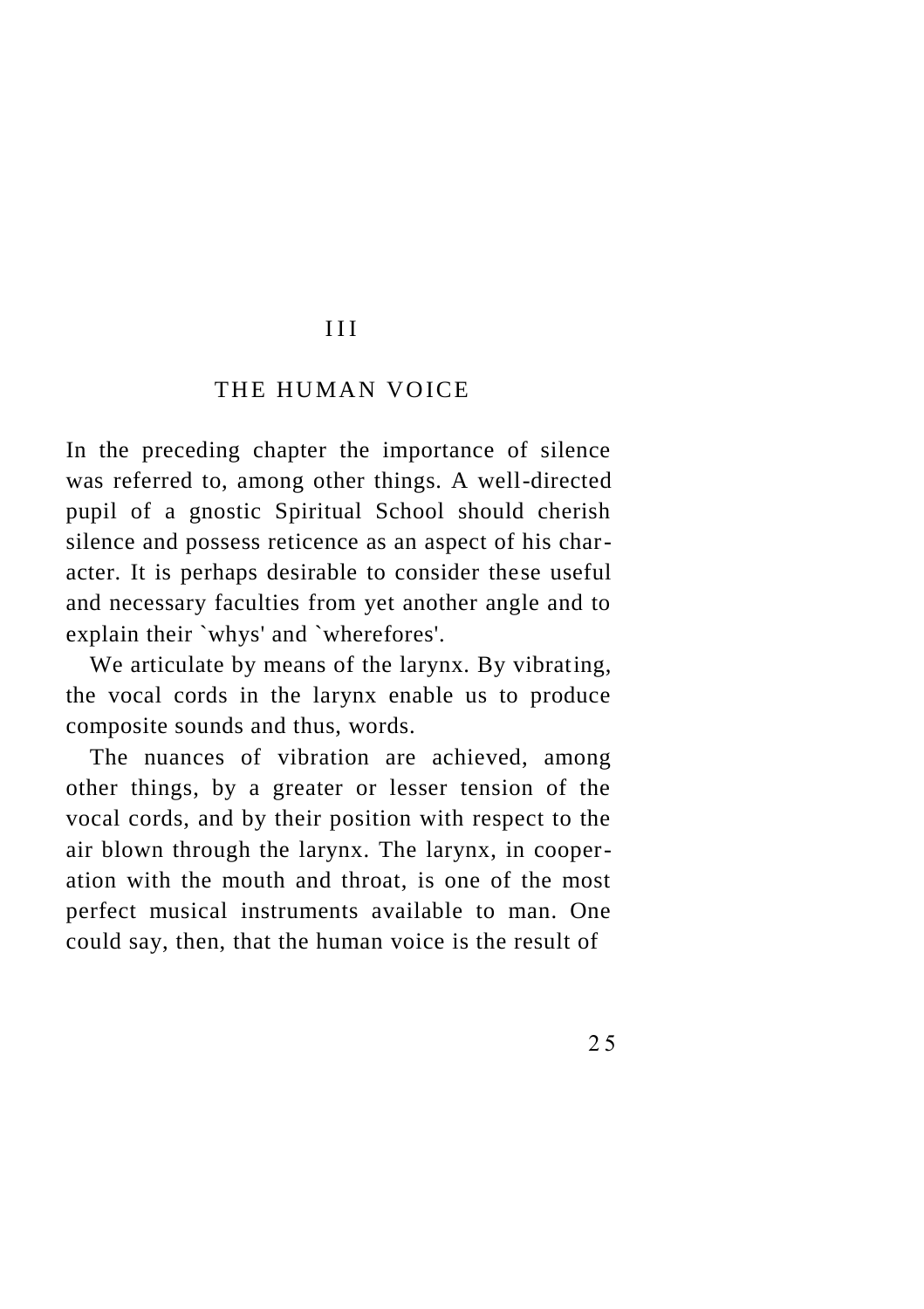# III

## THE HUMAN VOICE

In the preceding chapter the importance of silence was referred to, among other things. A well-directed pupil of a gnostic Spiritual School should cherish silence and possess reticence as an aspect of his character. It is perhaps desirable to consider these useful and necessary faculties from yet another angle and to explain their `whys' and `wherefores'.

We articulate by means of the larynx. By vibrating, the vocal cords in the larynx enable us to produce composite sounds and thus, words.

The nuances of vibration are achieved, among other things, by a greater or lesser tension of the vocal cords, and by their position with respect to the air blown through the larynx. The larynx, in cooperation with the mouth and throat, is one of the most perfect musical instruments available to man. One could say, then, that the human voice is the result of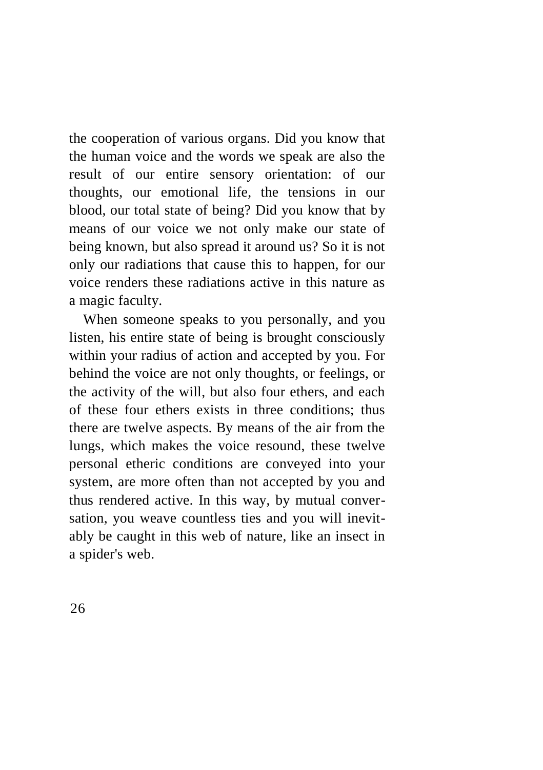the cooperation of various organs. Did you know that the human voice and the words we speak are also the result of our entire sensory orientation: of our thoughts, our emotional life, the tensions in our blood, our total state of being? Did you know that by means of our voice we not only make our state of being known, but also spread it around us? So it is not only our radiations that cause this to happen, for our voice renders these radiations active in this nature as a magic faculty.

When someone speaks to you personally, and you listen, his entire state of being is brought consciously within your radius of action and accepted by you. For behind the voice are not only thoughts, or feelings, or the activity of the will, but also four ethers, and each of these four ethers exists in three conditions; thus there are twelve aspects. By means of the air from the lungs, which makes the voice resound, these twelve personal etheric conditions are conveyed into your system, are more often than not accepted by you and thus rendered active. In this way, by mutual conversation, you weave countless ties and you will inevitably be caught in this web of nature, like an insect in a spider's web.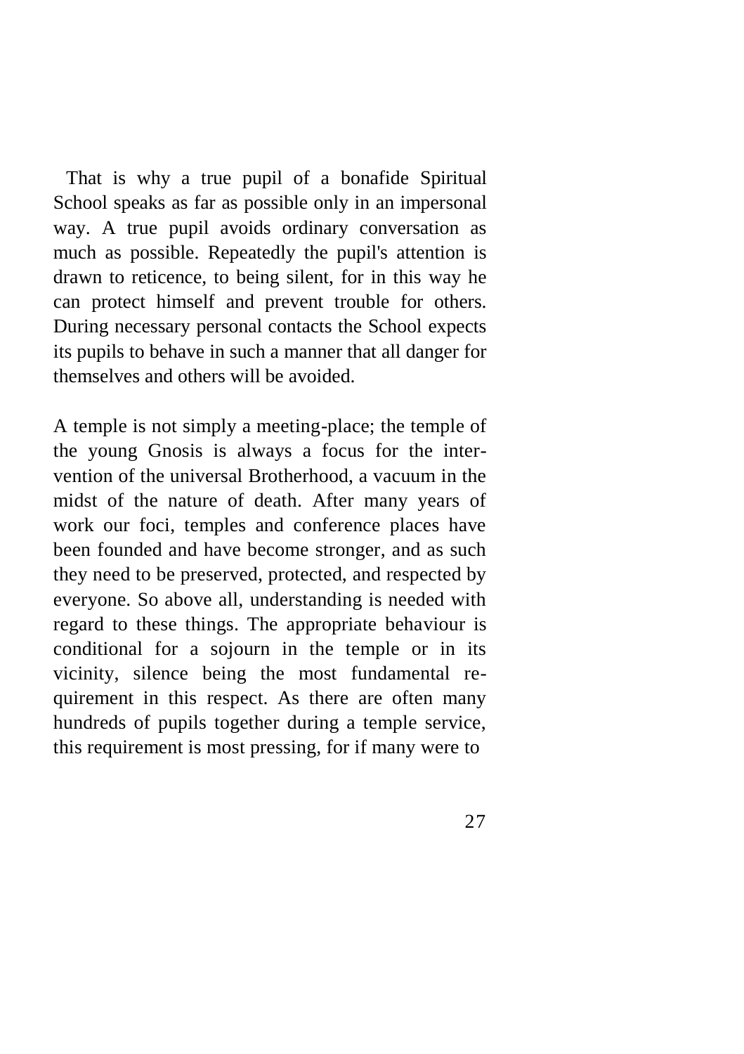That is why a true pupil of a bonafide Spiritual School speaks as far as possible only in an impersonal way. A true pupil avoids ordinary conversation as much as possible. Repeatedly the pupil's attention is drawn to reticence, to being silent, for in this way he can protect himself and prevent trouble for others. During necessary personal contacts the School expects its pupils to behave in such a manner that all danger for themselves and others will be avoided.

A temple is not simply a meeting-place; the temple of the young Gnosis is always a focus for the intervention of the universal Brotherhood, a vacuum in the midst of the nature of death. After many years of work our foci, temples and conference places have been founded and have become stronger, and as such they need to be preserved, protected, and respected by everyone. So above all, understanding is needed with regard to these things. The appropriate behaviour is conditional for a sojourn in the temple or in its vicinity, silence being the most fundamental requirement in this respect. As there are often many hundreds of pupils together during a temple service, this requirement is most pressing, for if many were to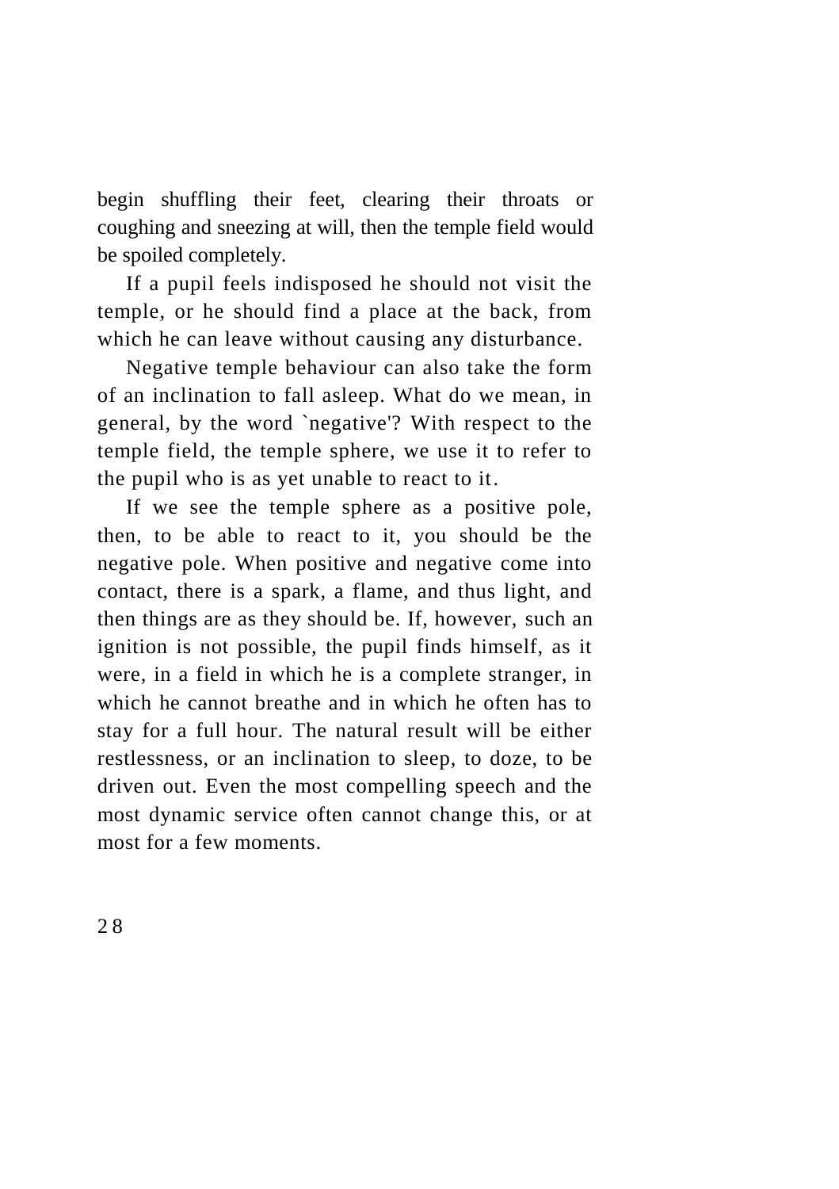begin shuffling their feet, clearing their throats or coughing and sneezing at will, then the temple field would be spoiled completely.

If a pupil feels indisposed he should not visit the temple, or he should find a place at the back, from which he can leave without causing any disturbance.

Negative temple behaviour can also take the form of an inclination to fall asleep. What do we mean, in general, by the word `negative'? With respect to the temple field, the temple sphere, we use it to refer to the pupil who is as yet unable to react to it.

If we see the temple sphere as a positive pole, then, to be able to react to it, you should be the negative pole. When positive and negative come into contact, there is a spark, a flame, and thus light, and then things are as they should be. If, however, such an ignition is not possible, the pupil finds himself, as it were, in a field in which he is a complete stranger, in which he cannot breathe and in which he often has to stay for a full hour. The natural result will be either restlessness, or an inclination to sleep, to doze, to be driven out. Even the most compelling speech and the most dynamic service often cannot change this, or at most for a few moments.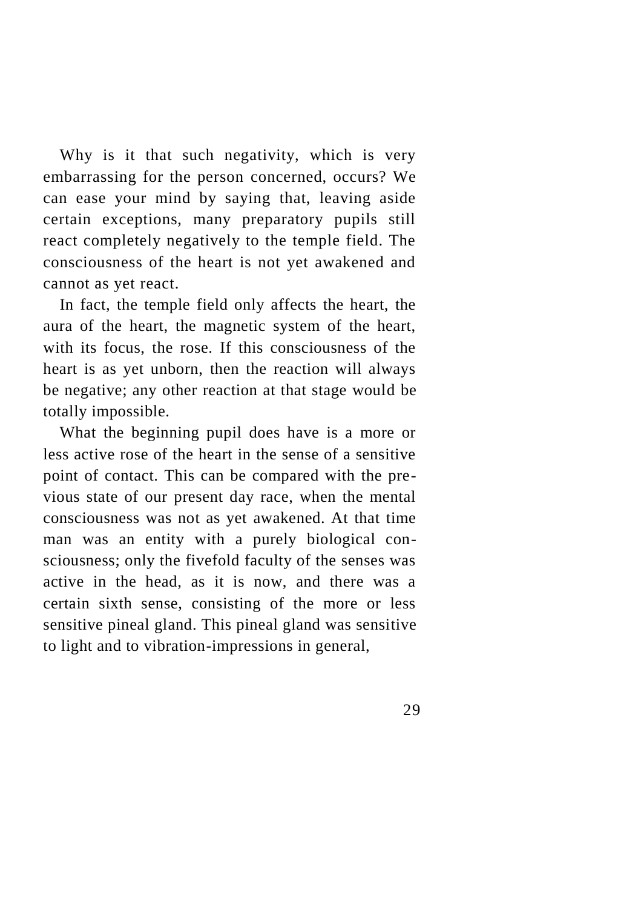Why is it that such negativity, which is very embarrassing for the person concerned, occurs? We can ease your mind by saying that, leaving aside certain exceptions, many preparatory pupils still react completely negatively to the temple field. The consciousness of the heart is not yet awakened and cannot as yet react.

In fact, the temple field only affects the heart, the aura of the heart, the magnetic system of the heart, with its focus, the rose. If this consciousness of the heart is as yet unborn, then the reaction will always be negative; any other reaction at that stage would be totally impossible.

What the beginning pupil does have is a more or less active rose of the heart in the sense of a sensitive point of contact. This can be compared with the previous state of our present day race, when the mental consciousness was not as yet awakened. At that time man was an entity with a purely biological consciousness; only the fivefold faculty of the senses was active in the head, as it is now, and there was a certain sixth sense, consisting of the more or less sensitive pineal gland. This pineal gland was sensitive to light and to vibration-impressions in general,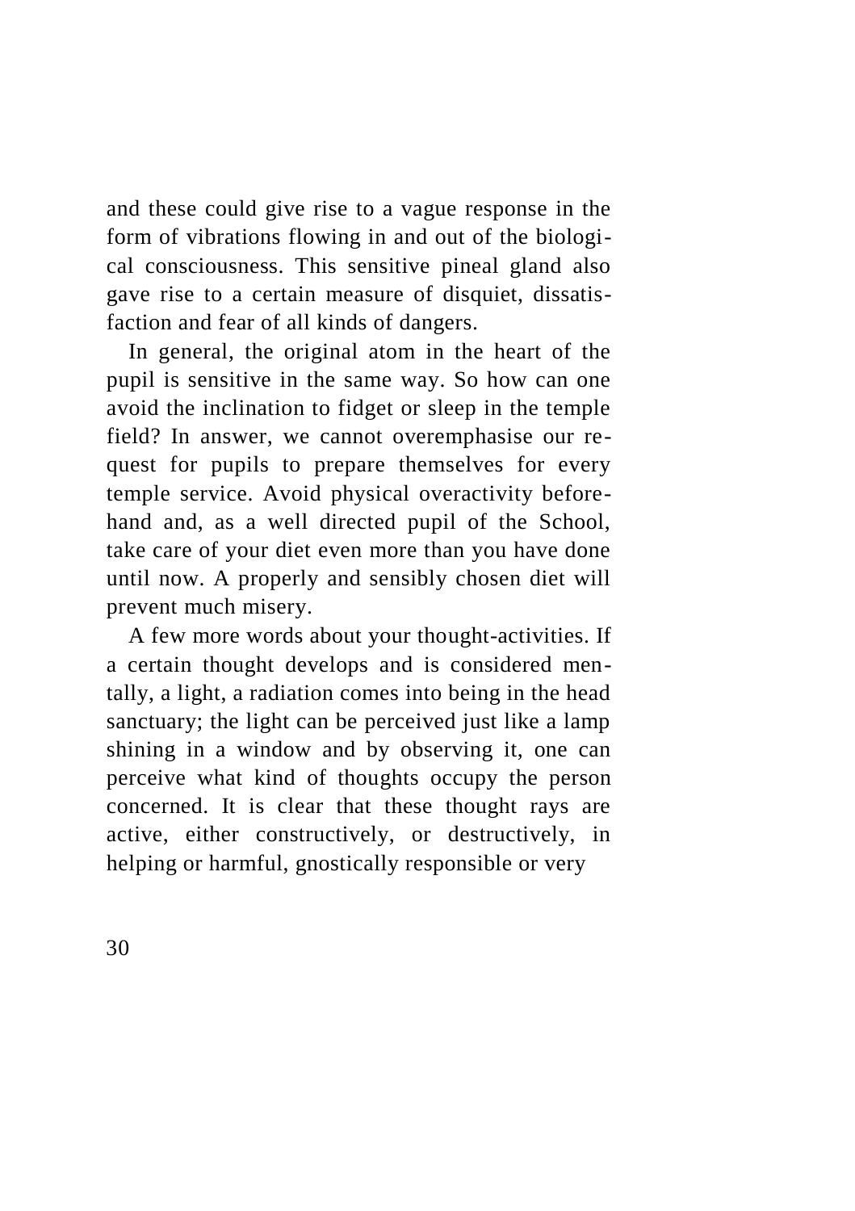and these could give rise to a vague response in the form of vibrations flowing in and out of the biological consciousness. This sensitive pineal gland also gave rise to a certain measure of disquiet, dissatisfaction and fear of all kinds of dangers.

In general, the original atom in the heart of the pupil is sensitive in the same way. So how can one avoid the inclination to fidget or sleep in the temple field? In answer, we cannot overemphasise our request for pupils to prepare themselves for every temple service. Avoid physical overactivity beforehand and, as a well directed pupil of the School, take care of your diet even more than you have done until now. A properly and sensibly chosen diet will prevent much misery.

A few more words about your thought-activities. If a certain thought develops and is considered mentally, a light, a radiation comes into being in the head sanctuary; the light can be perceived just like a lamp shining in a window and by observing it, one can perceive what kind of thoughts occupy the person concerned. It is clear that these thought rays are active, either constructively, or destructively, in helping or harmful, gnostically responsible or very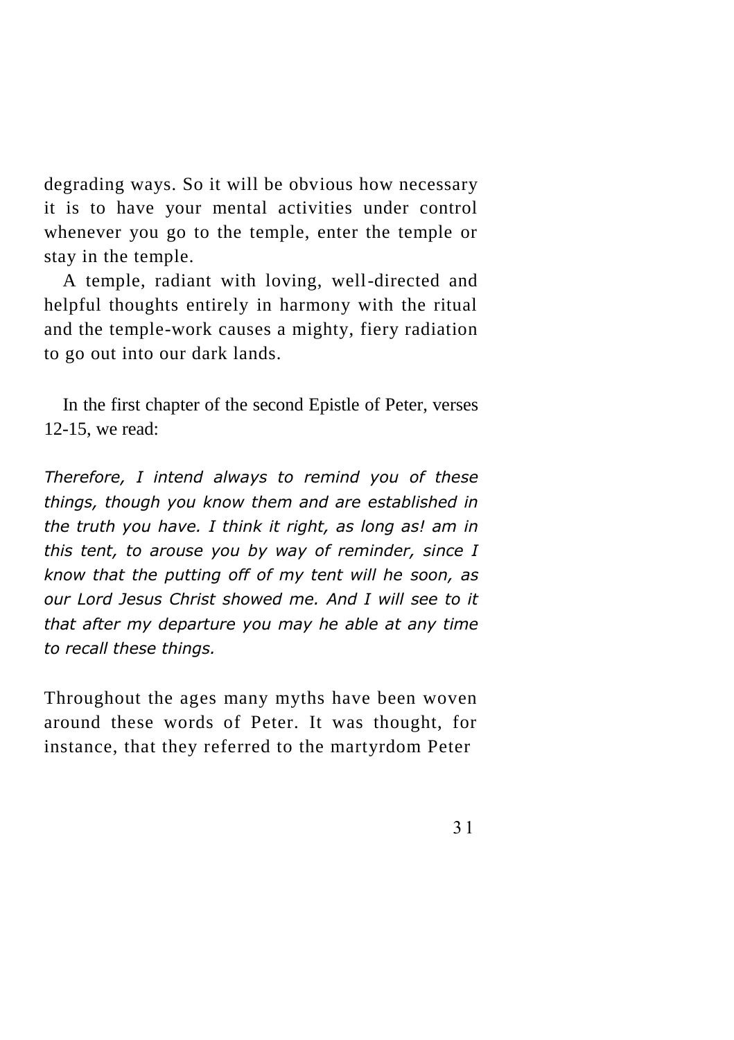degrading ways. So it will be obvious how necessary it is to have your mental activities under control whenever you go to the temple, enter the temple or stay in the temple.

A temple, radiant with loving, well-directed and helpful thoughts entirely in harmony with the ritual and the temple-work causes a mighty, fiery radiation to go out into our dark lands.

In the first chapter of the second Epistle of Peter, verses 12-15, we read:

*Therefore, I intend always to remind you of these things, though you know them and are established in the truth you have. I think it right, as long as! am in this tent, to arouse you by way of reminder, since I know that the putting off of my tent will he soon, as our Lord Jesus Christ showed me. And I will see to it that after my departure you may he able at any time to recall these things.*

Throughout the ages many myths have been woven around these words of Peter. It was thought, for instance, that they referred to the martyrdom Peter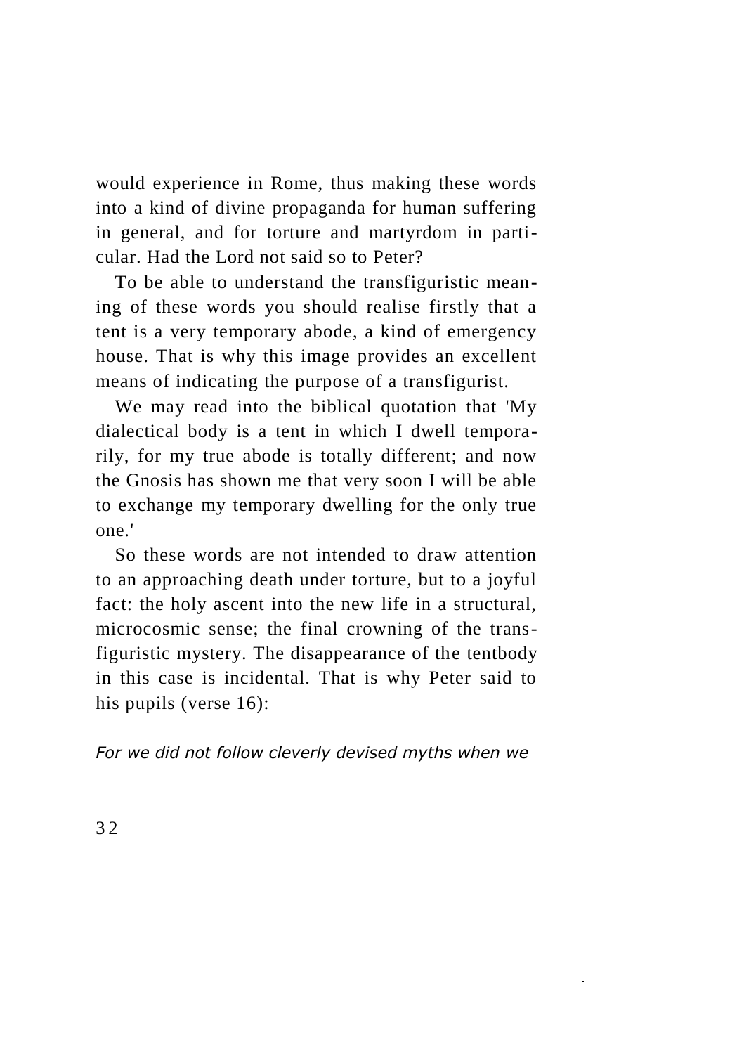would experience in Rome, thus making these words into a kind of divine propaganda for human suffering in general, and for torture and martyrdom in particular. Had the Lord not said so to Peter?

To be able to understand the transfiguristic meaning of these words you should realise firstly that a tent is a very temporary abode, a kind of emergency house. That is why this image provides an excellent means of indicating the purpose of a transfigurist.

We may read into the biblical quotation that 'My dialectical body is a tent in which I dwell temporarily, for my true abode is totally different; and now the Gnosis has shown me that very soon I will be able to exchange my temporary dwelling for the only true one.'

So these words are not intended to draw attention to an approaching death under torture, but to a joyful fact: the holy ascent into the new life in a structural, microcosmic sense; the final crowning of the transfiguristic mystery. The disappearance of the tentbody in this case is incidental. That is why Peter said to his pupils (verse 16):

*For we did not follow cleverly devised myths when we*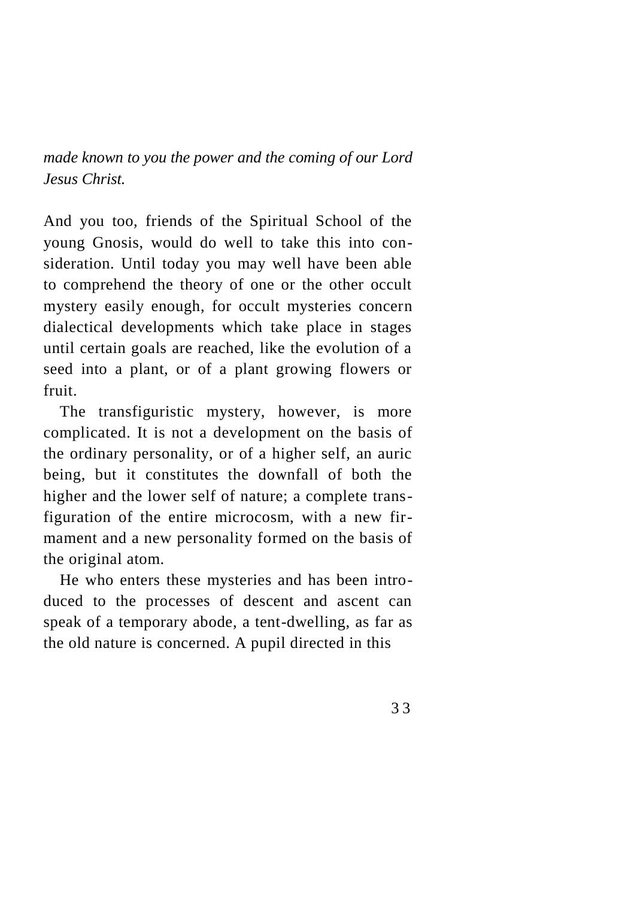*made known to you the power and the coming of our Lord Jesus Christ.*

And you too, friends of the Spiritual School of the young Gnosis, would do well to take this into consideration. Until today you may well have been able to comprehend the theory of one or the other occult mystery easily enough, for occult mysteries concern dialectical developments which take place in stages until certain goals are reached, like the evolution of a seed into a plant, or of a plant growing flowers or fruit.

The transfiguristic mystery, however, is more complicated. It is not a development on the basis of the ordinary personality, or of a higher self, an auric being, but it constitutes the downfall of both the higher and the lower self of nature; a complete transfiguration of the entire microcosm, with a new firmament and a new personality formed on the basis of the original atom.

He who enters these mysteries and has been introduced to the processes of descent and ascent can speak of a temporary abode, a tent-dwelling, as far as the old nature is concerned. A pupil directed in this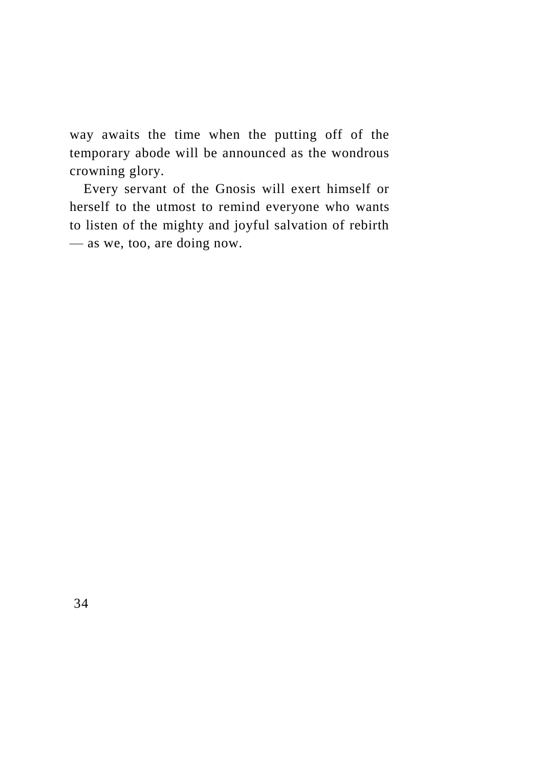way awaits the time when the putting off of the temporary abode will be announced as the wondrous crowning glory.

Every servant of the Gnosis will exert himself or herself to the utmost to remind everyone who wants to listen of the mighty and joyful salvation of rebirth — as we, too, are doing now.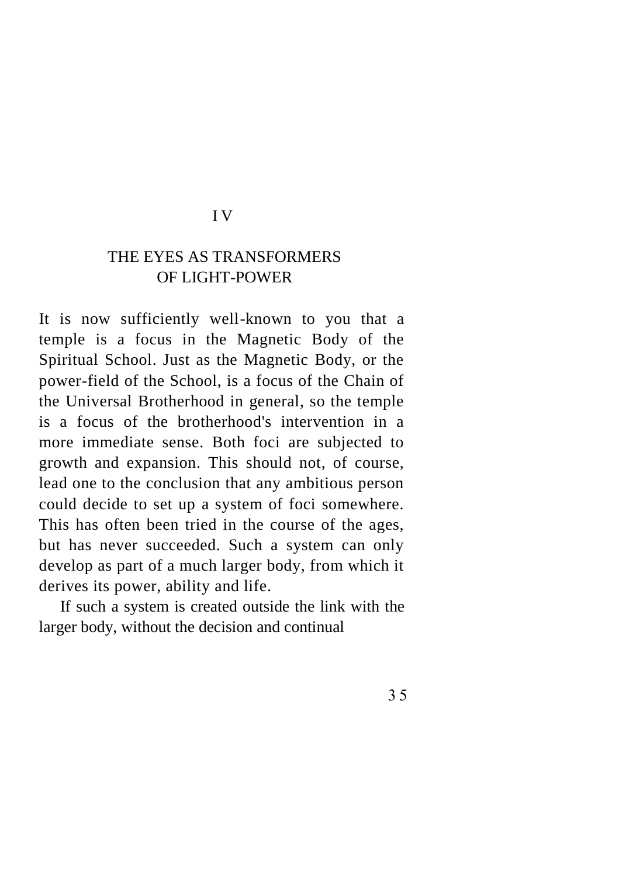# IV

## THE EYES AS TRANSFORMERS OF LIGHT-POWER

It is now sufficiently well-known to you that a temple is a focus in the Magnetic Body of the Spiritual School. Just as the Magnetic Body, or the power-field of the School, is a focus of the Chain of the Universal Brotherhood in general, so the temple is a focus of the brotherhood's intervention in a more immediate sense. Both foci are subjected to growth and expansion. This should not, of course, lead one to the conclusion that any ambitious person could decide to set up a system of foci somewhere. This has often been tried in the course of the ages, but has never succeeded. Such a system can only develop as part of a much larger body, from which it derives its power, ability and life.

If such a system is created outside the link with the larger body, without the decision and continual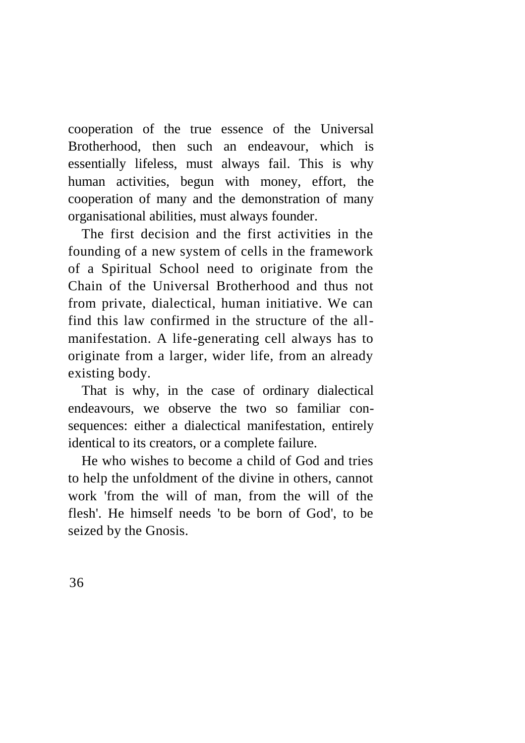cooperation of the true essence of the Universal Brotherhood, then such an endeavour, which is essentially lifeless, must always fail. This is why human activities, begun with money, effort, the cooperation of many and the demonstration of many organisational abilities, must always founder.

The first decision and the first activities in the founding of a new system of cells in the framework of a Spiritual School need to originate from the Chain of the Universal Brotherhood and thus not from private, dialectical, human initiative. We can find this law confirmed in the structure of the all-manifestation. A life-generating cell always has to originate from a larger, wider life, from an already existing body.

That is why, in the case of ordinary dialectical endeavours, we observe the two so familiar consequences: either a dialectical manifestation, entirely identical to its creators, or a complete failure.

He who wishes to become a child of God and tries to help the unfoldment of the divine in others, cannot work 'from the will of man, from the will of the flesh'. He himself needs 'to be born of God', to be seized by the Gnosis.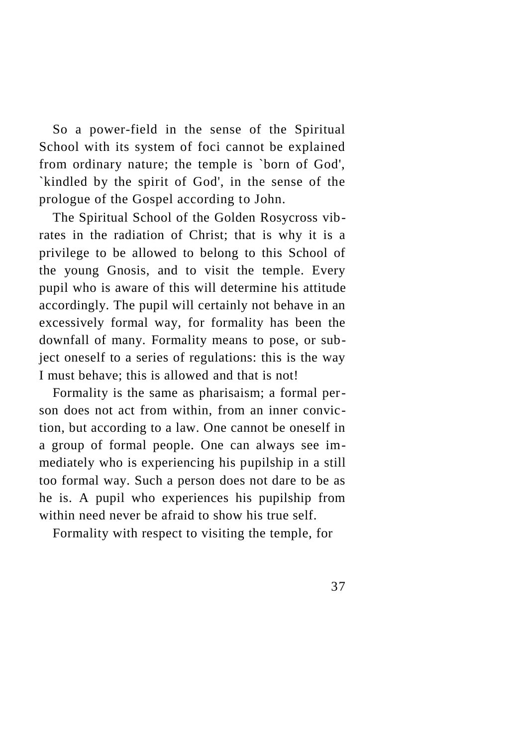So a power-field in the sense of the Spiritual School with its system of foci cannot be explained from ordinary nature; the temple is `born of God', `kindled by the spirit of God', in the sense of the prologue of the Gospel according to John.

The Spiritual School of the Golden Rosycross vibrates in the radiation of Christ; that is why it is a privilege to be allowed to belong to this School of the young Gnosis, and to visit the temple. Every pupil who is aware of this will determine his attitude accordingly. The pupil will certainly not behave in an excessively formal way, for formality has been the downfall of many. Formality means to pose, or subject oneself to a series of regulations: this is the way I must behave; this is allowed and that is not!

Formality is the same as pharisaism; a formal person does not act from within, from an inner conviction, but according to a law. One cannot be oneself in a group of formal people. One can always see immediately who is experiencing his pupilship in a still too formal way. Such a person does not dare to be as he is. A pupil who experiences his pupilship from within need never be afraid to show his true self.

Formality with respect to visiting the temple, for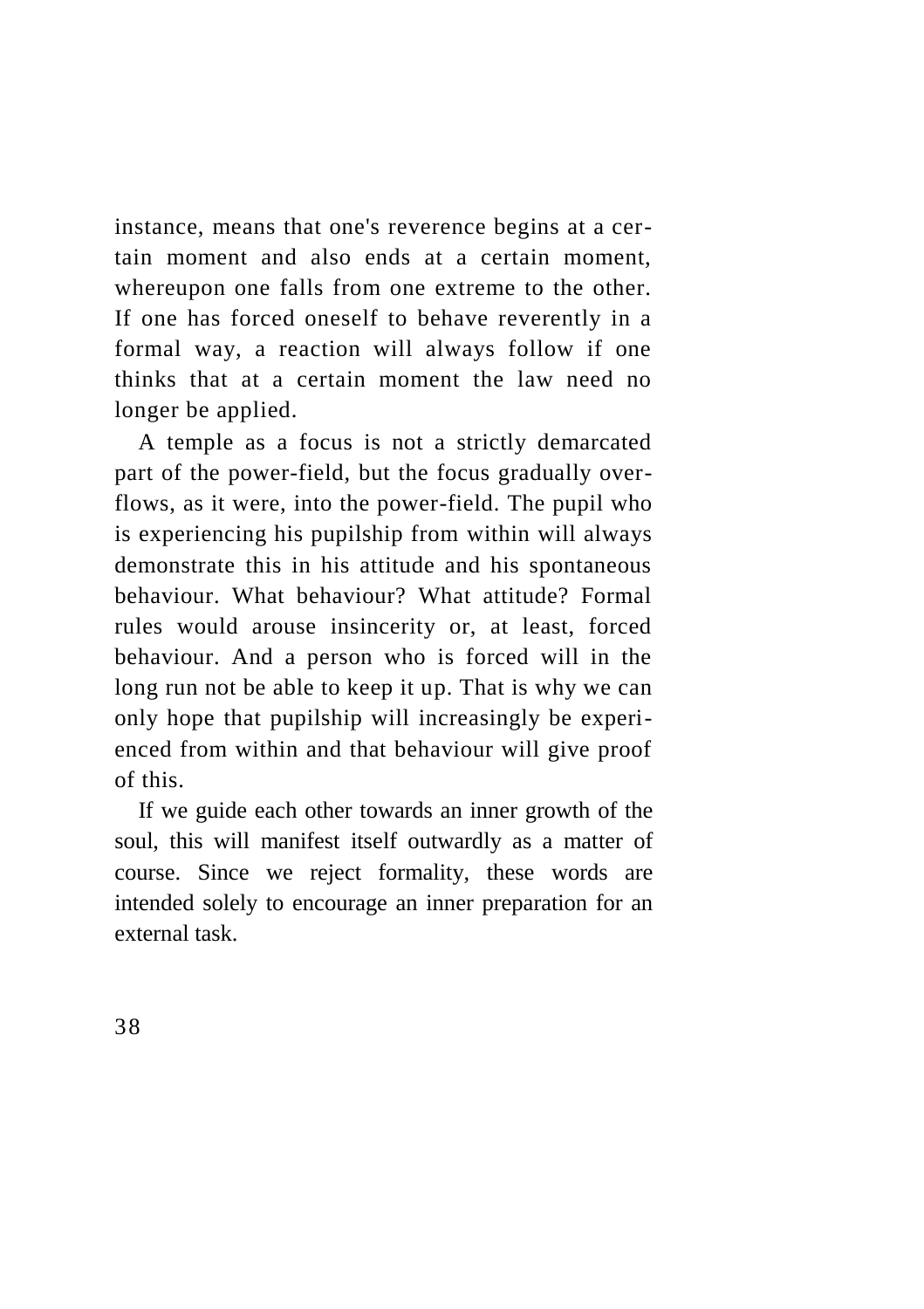instance, means that one's reverence begins at a certain moment and also ends at a certain moment, whereupon one falls from one extreme to the other. If one has forced oneself to behave reverently in a formal way, a reaction will always follow if one thinks that at a certain moment the law need no longer be applied.

A temple as a focus is not a strictly demarcated part of the power-field, but the focus gradually overflows, as it were, into the power-field. The pupil who is experiencing his pupilship from within will always demonstrate this in his attitude and his spontaneous behaviour. What behaviour? What attitude? Formal rules would arouse insincerity or, at least, forced behaviour. And a person who is forced will in the long run not be able to keep it up. That is why we can only hope that pupilship will increasingly be experienced from within and that behaviour will give proof of this.

If we guide each other towards an inner growth of the soul, this will manifest itself outwardly as a matter of course. Since we reject formality, these words are intended solely to encourage an inner preparation for an external task.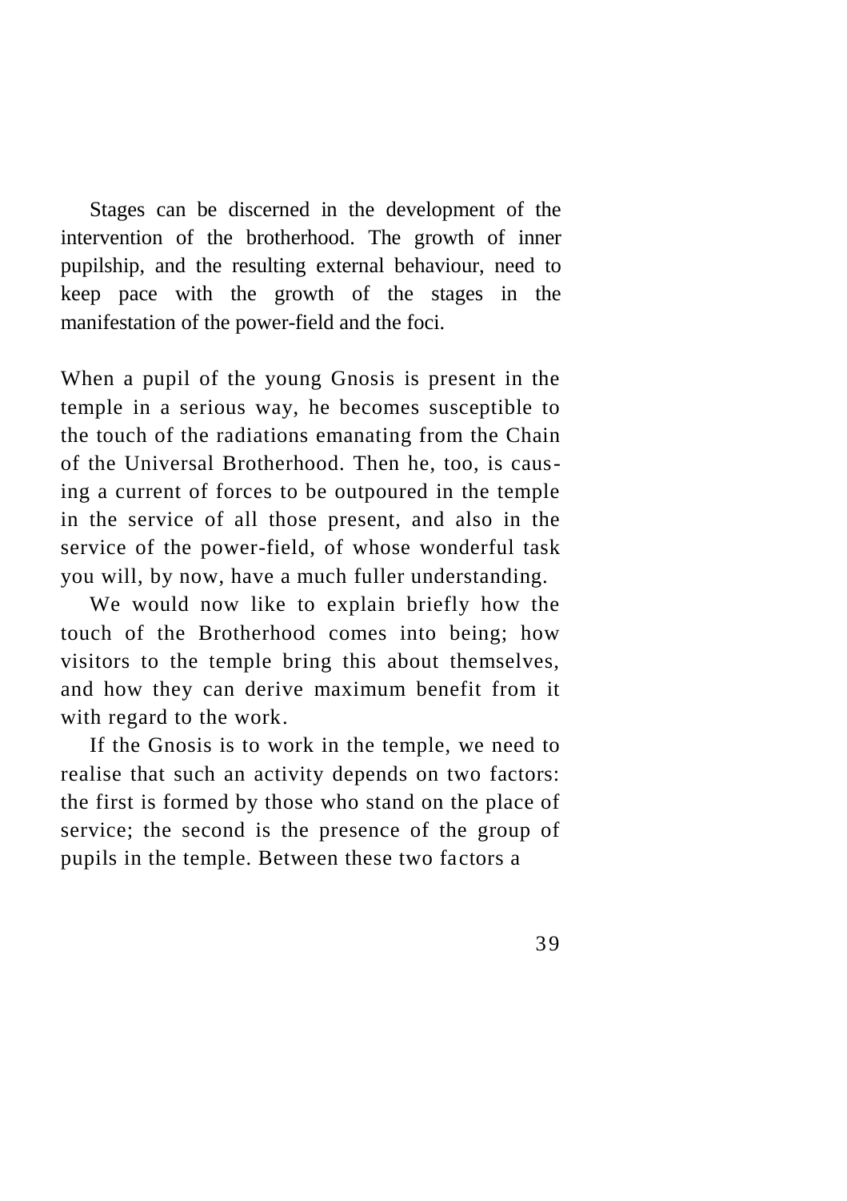Stages can be discerned in the development of the intervention of the brotherhood. The growth of inner pupilship, and the resulting external behaviour, need to keep pace with the growth of the stages in the manifestation of the power-field and the foci.

When a pupil of the young Gnosis is present in the temple in a serious way, he becomes susceptible to the touch of the radiations emanating from the Chain of the Universal Brotherhood. Then he, too, is causing a current of forces to be outpoured in the temple in the service of all those present, and also in the service of the power-field, of whose wonderful task you will, by now, have a much fuller understanding.

We would now like to explain briefly how the touch of the Brotherhood comes into being; how visitors to the temple bring this about themselves, and how they can derive maximum benefit from it with regard to the work.

If the Gnosis is to work in the temple, we need to realise that such an activity depends on two factors: the first is formed by those who stand on the place of service; the second is the presence of the group of pupils in the temple. Between these two factors a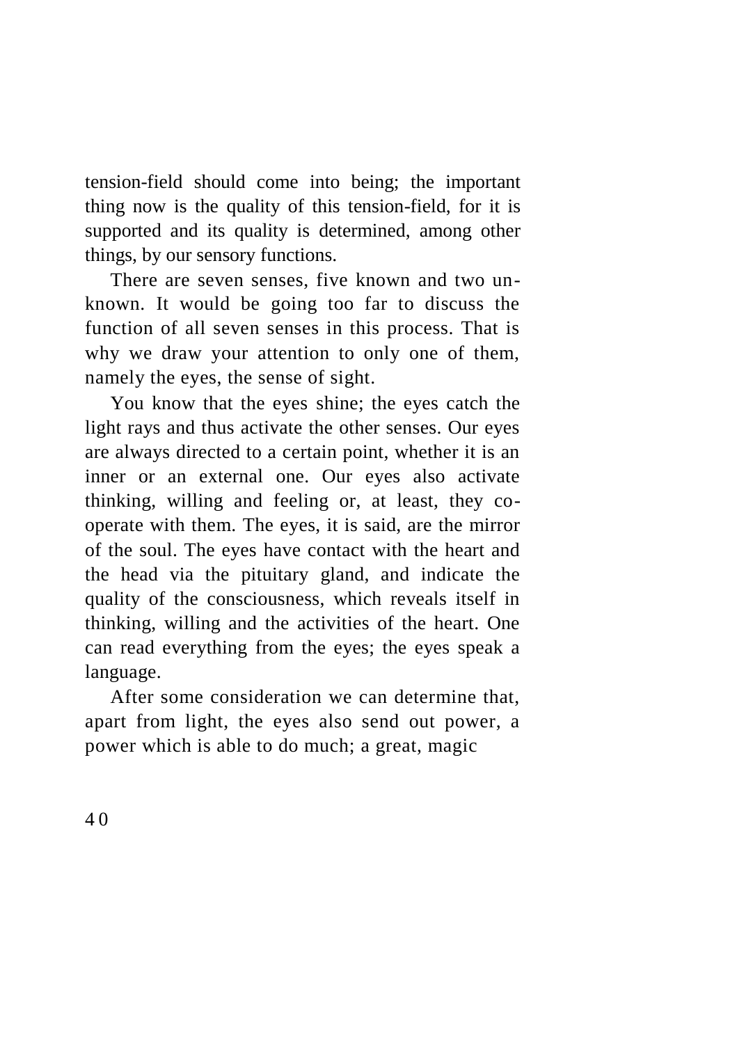tension-field should come into being; the important thing now is the quality of this tension-field, for it is supported and its quality is determined, among other things, by our sensory functions.

There are seven senses, five known and two unknown. It would be going too far to discuss the function of all seven senses in this process. That is why we draw your attention to only one of them, namely the eyes, the sense of sight.

You know that the eyes shine; the eyes catch the light rays and thus activate the other senses. Our eyes are always directed to a certain point, whether it is an inner or an external one. Our eyes also activate thinking, willing and feeling or, at least, they co-operate with them. The eyes, it is said, are the mirror of the soul. The eyes have contact with the heart and the head via the pituitary gland, and indicate the quality of the consciousness, which reveals itself in thinking, willing and the activities of the heart. One can read everything from the eyes; the eyes speak a language.

After some consideration we can determine that, apart from light, the eyes also send out power, a power which is able to do much; a great, magic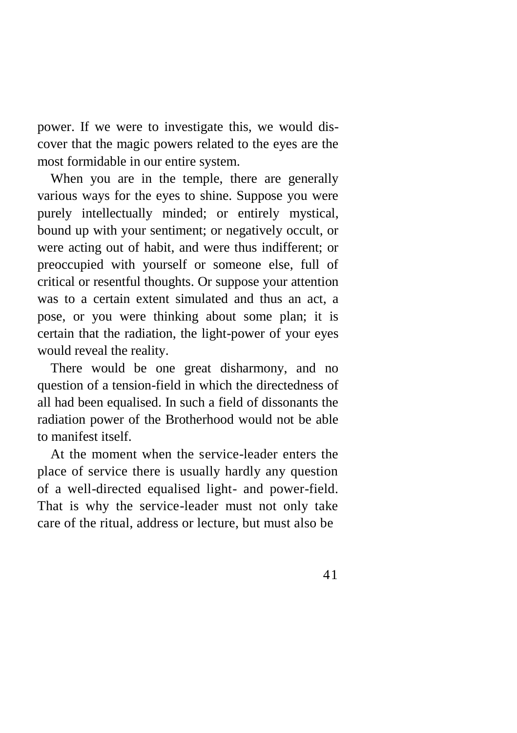power. If we were to investigate this, we would discover that the magic powers related to the eyes are the most formidable in our entire system.

When you are in the temple, there are generally various ways for the eyes to shine. Suppose you were purely intellectually minded; or entirely mystical, bound up with your sentiment; or negatively occult, or were acting out of habit, and were thus indifferent; or preoccupied with yourself or someone else, full of critical or resentful thoughts. Or suppose your attention was to a certain extent simulated and thus an act, a pose, or you were thinking about some plan; it is certain that the radiation, the light-power of your eyes would reveal the reality.

There would be one great disharmony, and no question of a tension-field in which the directedness of all had been equalised. In such a field of dissonants the radiation power of the Brotherhood would not be able to manifest itself.

At the moment when the service-leader enters the place of service there is usually hardly any question of a well-directed equalised light- and power-field. That is why the service-leader must not only take care of the ritual, address or lecture, but must also be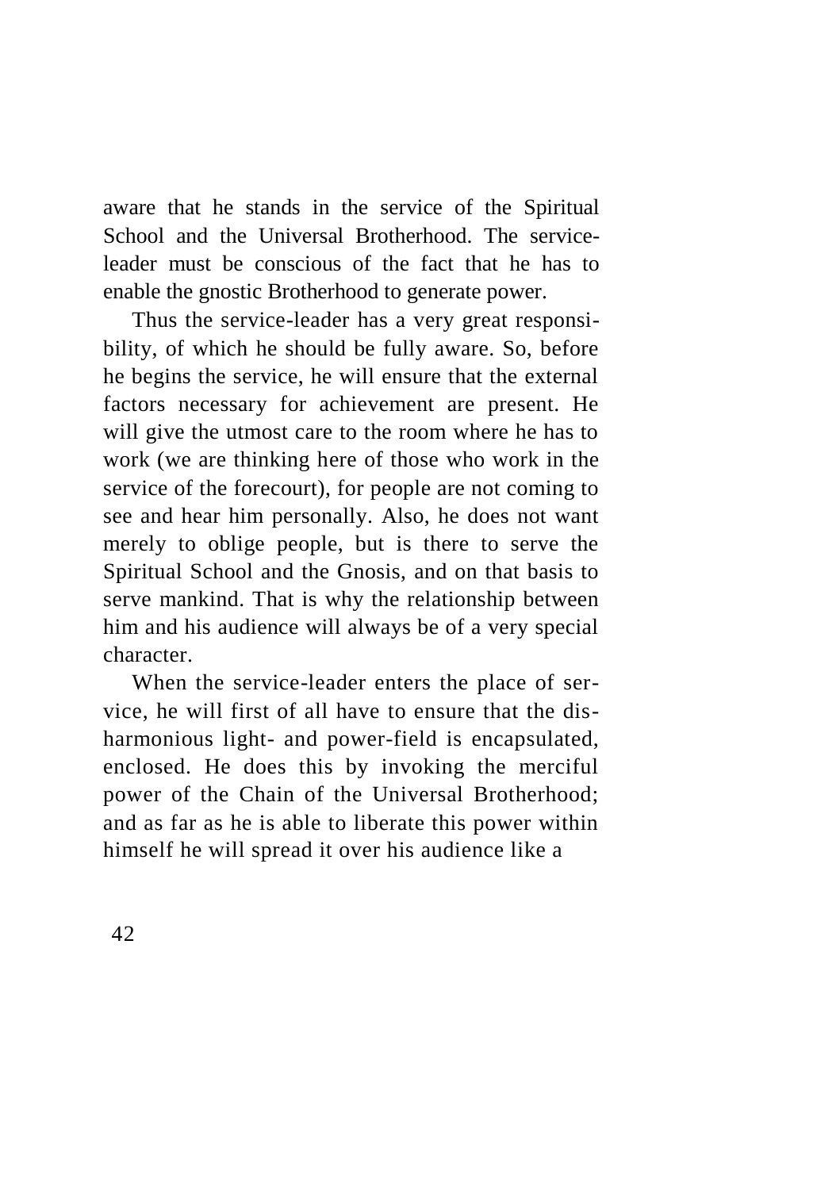aware that he stands in the service of the Spiritual School and the Universal Brotherhood. The service-leader must be conscious of the fact that he has to enable the gnostic Brotherhood to generate power.

Thus the service-leader has a very great responsibility, of which he should be fully aware. So, before he begins the service, he will ensure that the external factors necessary for achievement are present. He will give the utmost care to the room where he has to work (we are thinking here of those who work in the service of the forecourt), for people are not coming to see and hear him personally. Also, he does not want merely to oblige people, but is there to serve the Spiritual School and the Gnosis, and on that basis to serve mankind. That is why the relationship between him and his audience will always be of a very special character.

When the service-leader enters the place of service, he will first of all have to ensure that the disharmonious light- and power-field is encapsulated, enclosed. He does this by invoking the merciful power of the Chain of the Universal Brotherhood; and as far as he is able to liberate this power within himself he will spread it over his audience like a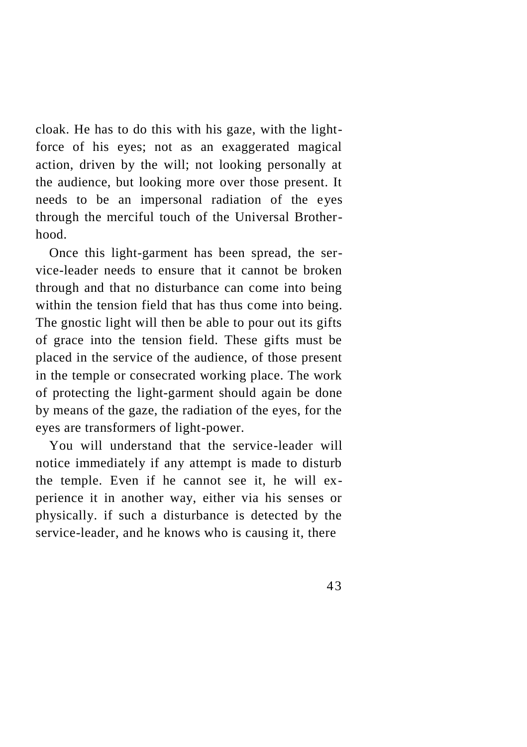cloak. He has to do this with his gaze, with the light-force of his eyes; not as an exaggerated magical action, driven by the will; not looking personally at the audience, but looking more over those present. It needs to be an impersonal radiation of the eyes through the merciful touch of the Universal Brotherhood.

Once this light-garment has been spread, the service-leader needs to ensure that it cannot be broken through and that no disturbance can come into being within the tension field that has thus come into being. The gnostic light will then be able to pour out its gifts of grace into the tension field. These gifts must be placed in the service of the audience, of those present in the temple or consecrated working place. The work of protecting the light-garment should again be done by means of the gaze, the radiation of the eyes, for the eyes are transformers of light-power.

You will understand that the service-leader will notice immediately if any attempt is made to disturb the temple. Even if he cannot see it, he will experience it in another way, either via his senses or physically. if such a disturbance is detected by the service-leader, and he knows who is causing it, there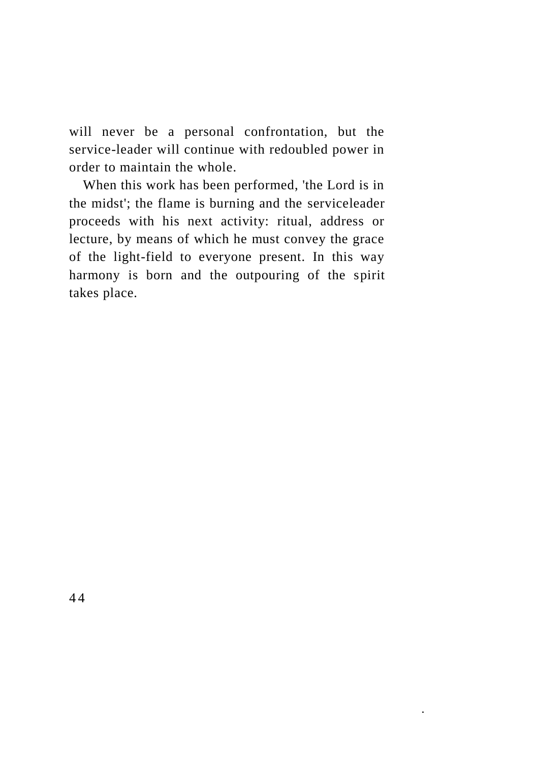will never be a personal confrontation, but the service-leader will continue with redoubled power in order to maintain the whole.

When this work has been performed, 'the Lord is in the midst'; the flame is burning and the serviceleader proceeds with his next activity: ritual, address or lecture, by means of which he must convey the grace of the light-field to everyone present. In this way harmony is born and the outpouring of the spirit takes place.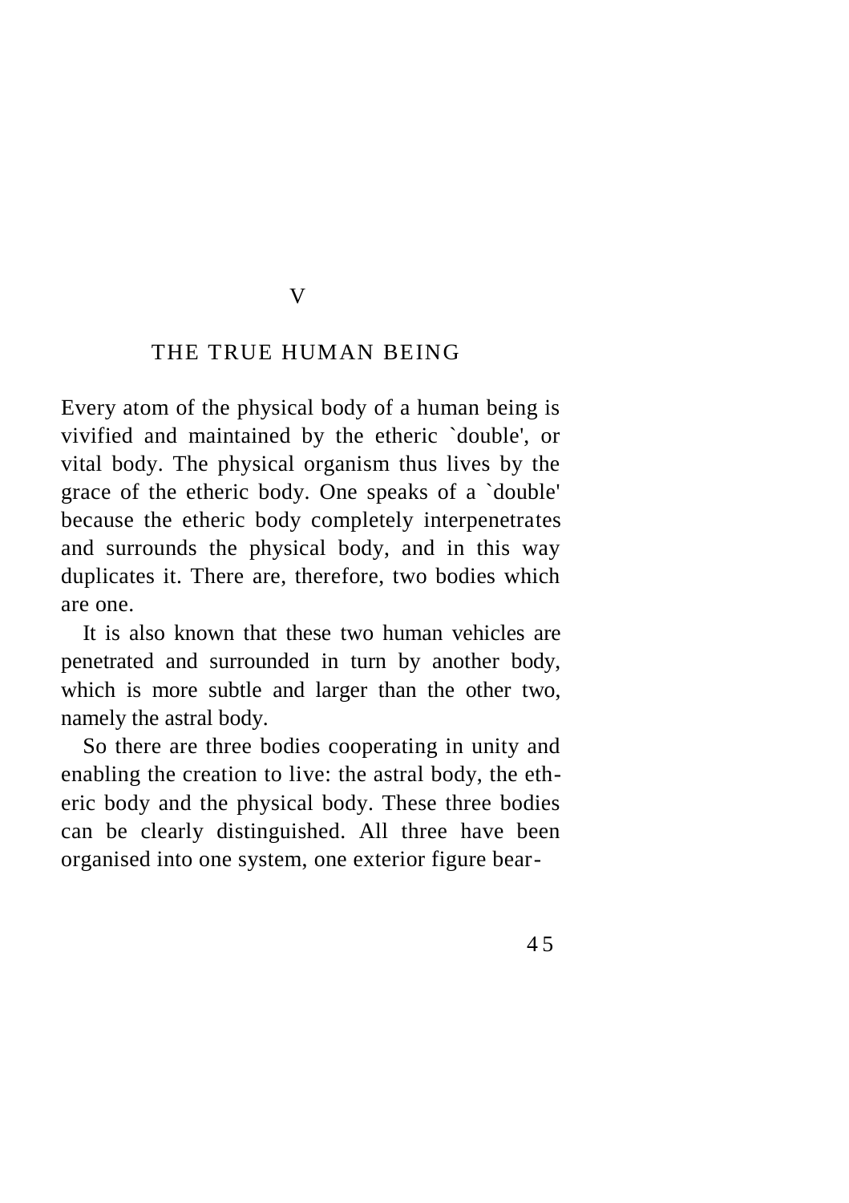# V

## THE TRUE HUMAN BEING

Every atom of the physical body of a human being is vivified and maintained by the etheric `double', or vital body. The physical organism thus lives by the grace of the etheric body. One speaks of a `double' because the etheric body completely interpenetrates and surrounds the physical body, and in this way duplicates it. There are, therefore, two bodies which are one.

It is also known that these two human vehicles are penetrated and surrounded in turn by another body, which is more subtle and larger than the other two, namely the astral body.

So there are three bodies cooperating in unity and enabling the creation to live: the astral body, the etheric body and the physical body. These three bodies can be clearly distinguished. All three have been organised into one system, one exterior figure bear-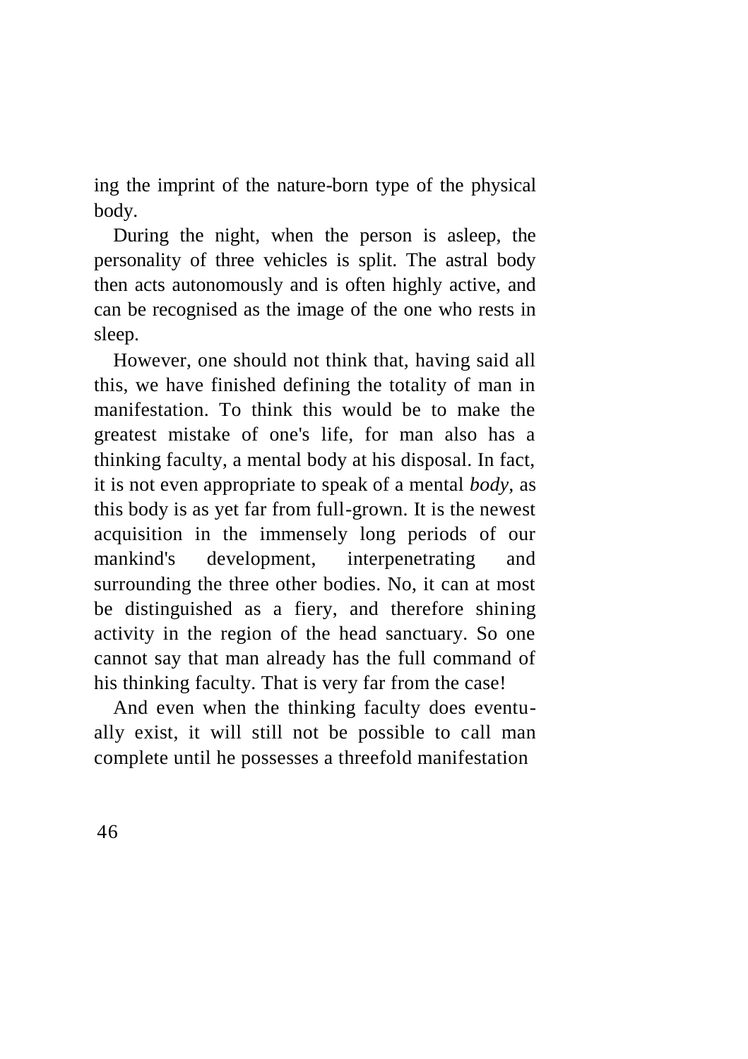ing the imprint of the nature-born type of the physical body.

During the night, when the person is asleep, the personality of three vehicles is split. The astral body then acts autonomously and is often highly active, and can be recognised as the image of the one who rests in sleep.

However, one should not think that, having said all this, we have finished defining the totality of man in manifestation. To think this would be to make the greatest mistake of one's life, for man also has a thinking faculty, a mental body at his disposal. In fact, it is not even appropriate to speak of a mental *body*, as this body is as yet far from full-grown. It is the newest acquisition in the immensely long periods of our mankind's development, interpenetrating and surrounding the three other bodies. No, it can at most be distinguished as a fiery, and therefore shining activity in the region of the head sanctuary. So one cannot say that man already has the full command of his thinking faculty. That is very far from the case!

And even when the thinking faculty does eventually exist, it will still not be possible to call man complete until he possesses a threefold manifestation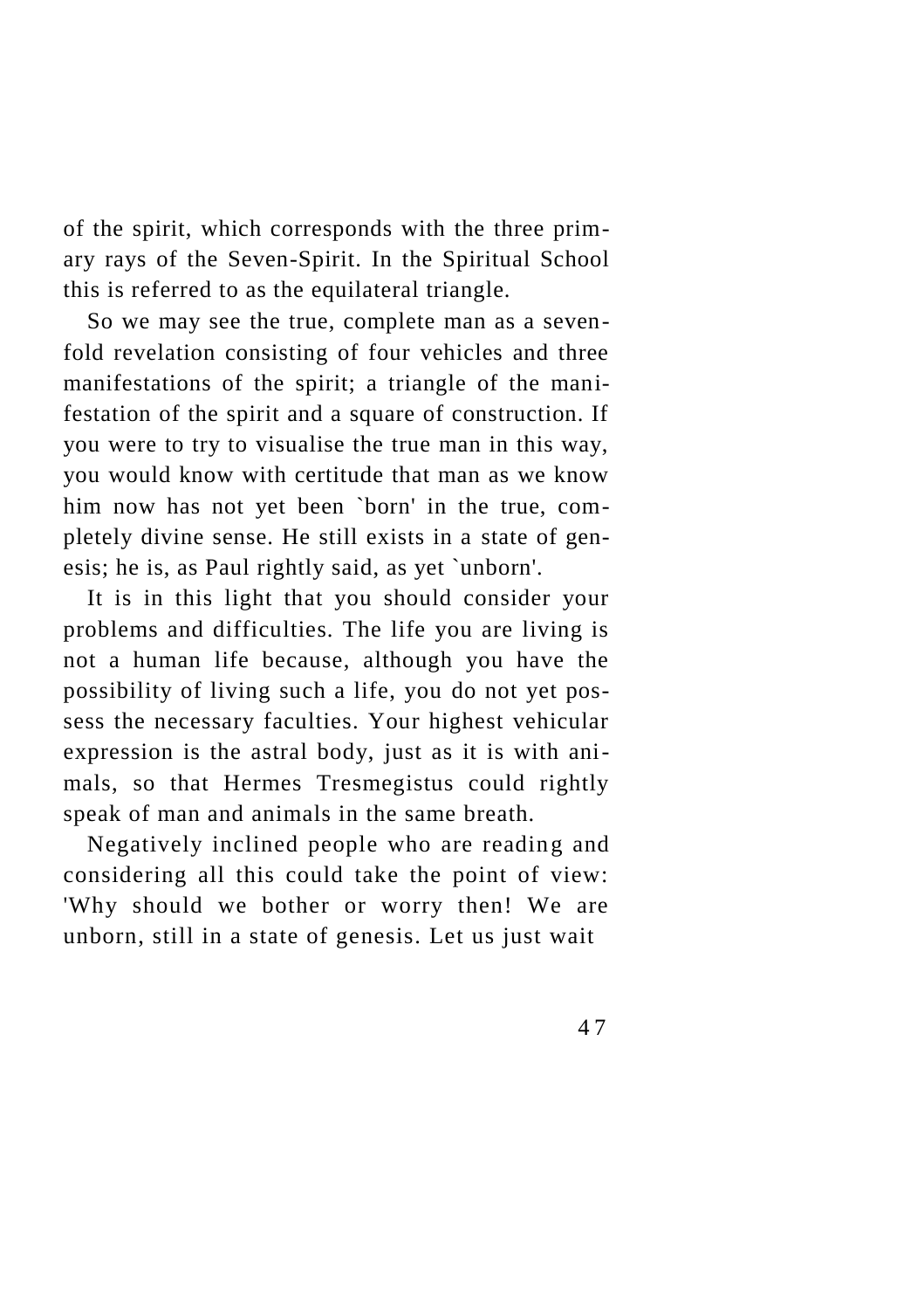of the spirit, which corresponds with the three primary rays of the Seven-Spirit. In the Spiritual School this is referred to as the equilateral triangle.

So we may see the true, complete man as a sevenfold revelation consisting of four vehicles and three manifestations of the spirit; a triangle of the manifestation of the spirit and a square of construction. If you were to try to visualise the true man in this way, you would know with certitude that man as we know him now has not yet been `born' in the true, completely divine sense. He still exists in a state of genesis; he is, as Paul rightly said, as yet `unborn'.

It is in this light that you should consider your problems and difficulties. The life you are living is not a human life because, although you have the possibility of living such a life, you do not yet possess the necessary faculties. Your highest vehicular expression is the astral body, just as it is with animals, so that Hermes Tresmegistus could rightly speak of man and animals in the same breath.

Negatively inclined people who are reading and considering all this could take the point of view: 'Why should we bother or worry then! We are unborn, still in a state of genesis. Let us just wait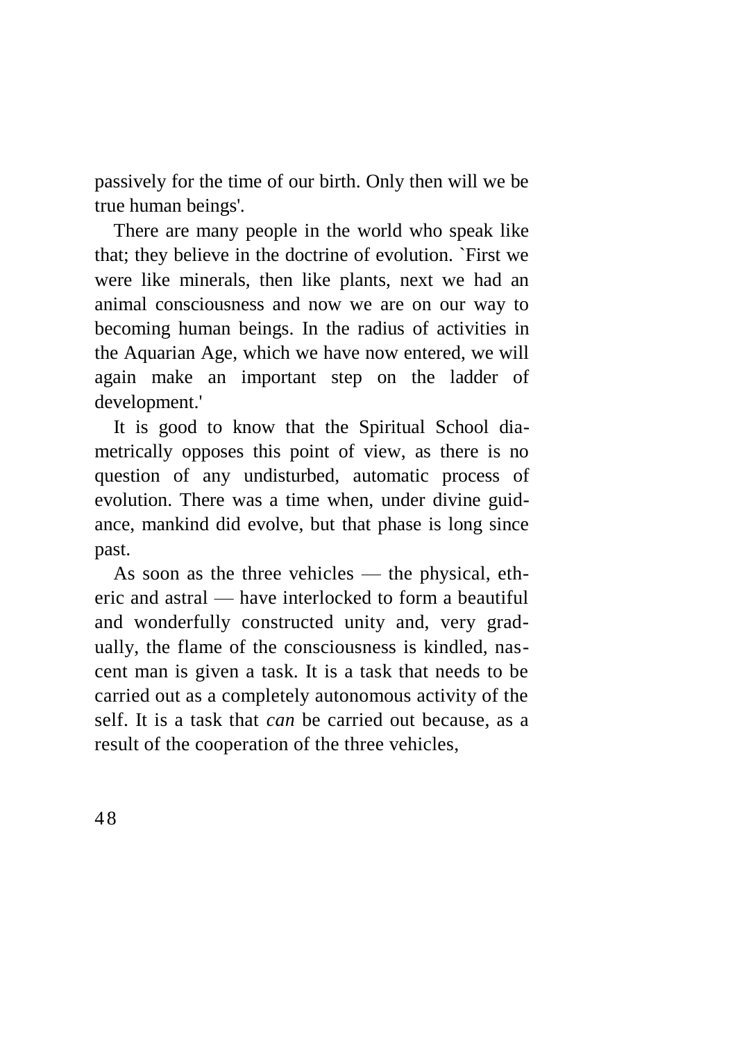passively for the time of our birth. Only then will we be true human beings'.

There are many people in the world who speak like that; they believe in the doctrine of evolution. `First we were like minerals, then like plants, next we had an animal consciousness and now we are on our way to becoming human beings. In the radius of activities in the Aquarian Age, which we have now entered, we will again make an important step on the ladder of development.'

It is good to know that the Spiritual School diametrically opposes this point of view, as there is no question of any undisturbed, automatic process of evolution. There was a time when, under divine guidance, mankind did evolve, but that phase is long since past.

As soon as the three vehicles — the physical, etheric and astral — have interlocked to form a beautiful and wonderfully constructed unity and, very gradually, the flame of the consciousness is kindled, nascent man is given a task. It is a task that needs to be carried out as a completely autonomous activity of the self. It is a task that *can* be carried out because, as a result of the cooperation of the three vehicles,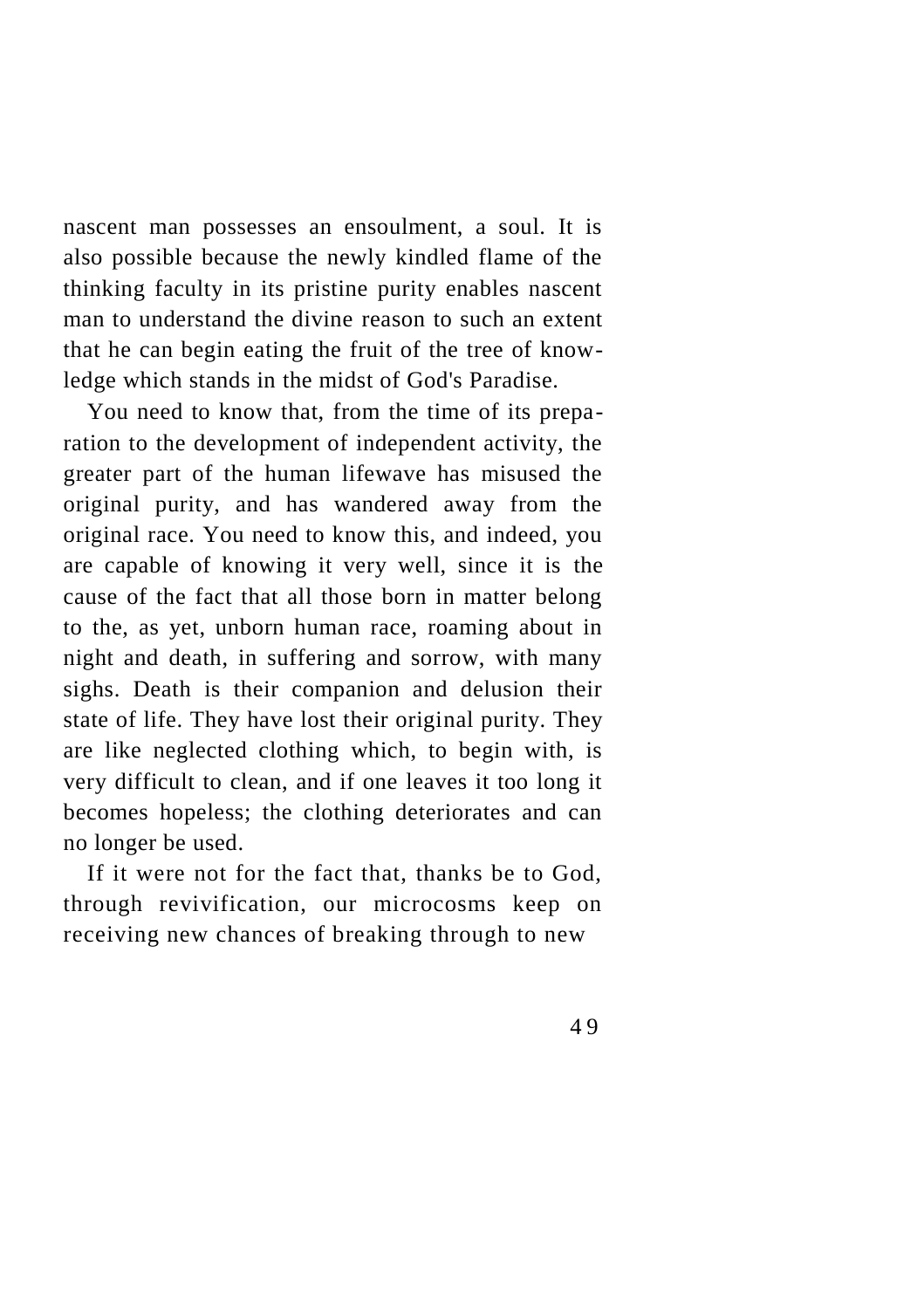nascent man possesses an ensoulment, a soul. It is also possible because the newly kindled flame of the thinking faculty in its pristine purity enables nascent man to understand the divine reason to such an extent that he can begin eating the fruit of the tree of knowledge which stands in the midst of God's Paradise.

You need to know that, from the time of its preparation to the development of independent activity, the greater part of the human lifewave has misused the original purity, and has wandered away from the original race. You need to know this, and indeed, you are capable of knowing it very well, since it is the cause of the fact that all those born in matter belong to the, as yet, unborn human race, roaming about in night and death, in suffering and sorrow, with many sighs. Death is their companion and delusion their state of life. They have lost their original purity. They are like neglected clothing which, to begin with, is very difficult to clean, and if one leaves it too long it becomes hopeless; the clothing deteriorates and can no longer be used.

If it were not for the fact that, thanks be to God, through revivification, our microcosms keep on receiving new chances of breaking through to new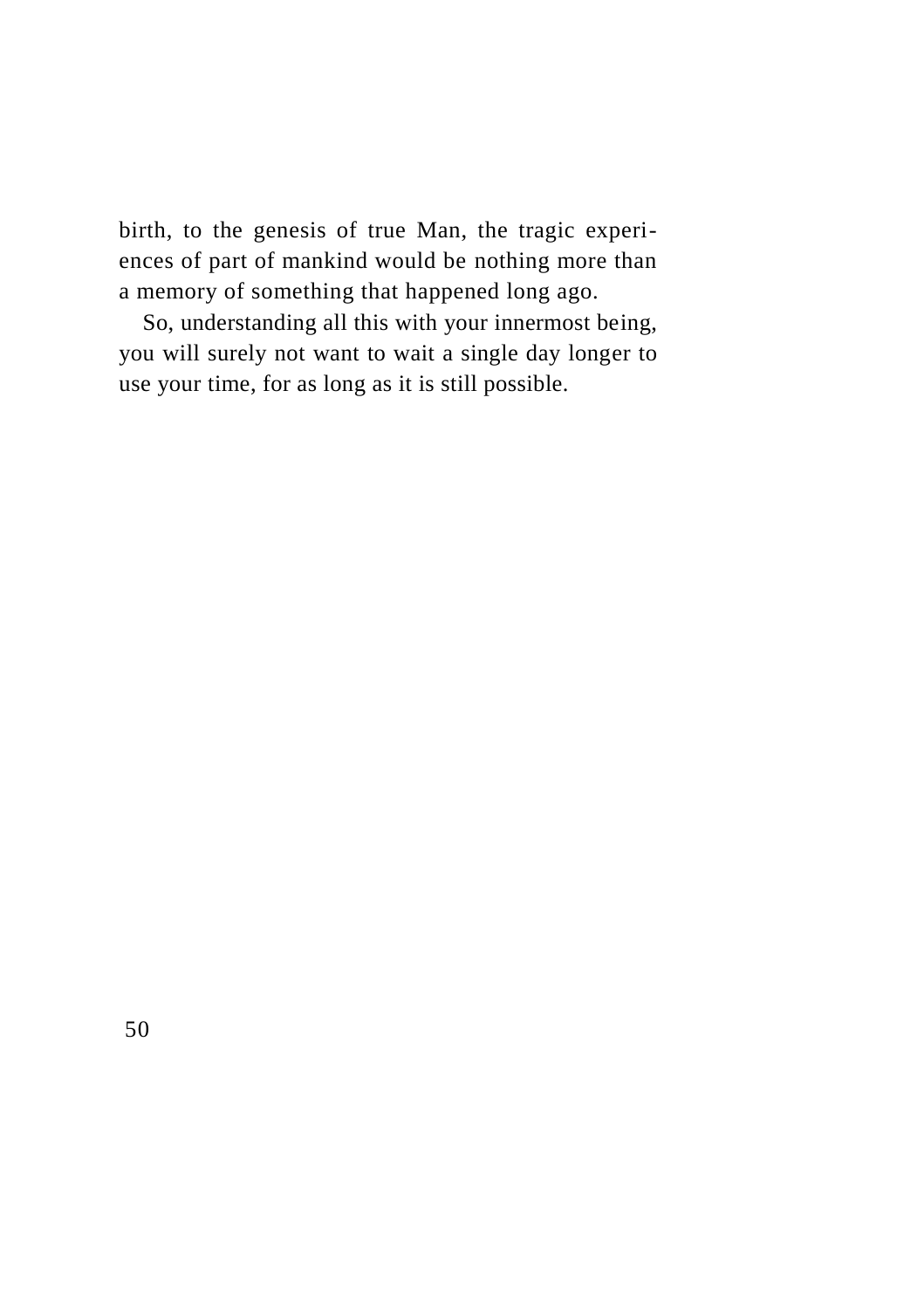birth, to the genesis of true Man, the tragic experiences of part of mankind would be nothing more than a memory of something that happened long ago.

So, understanding all this with your innermost being, you will surely not want to wait a single day longer to use your time, for as long as it is still possible.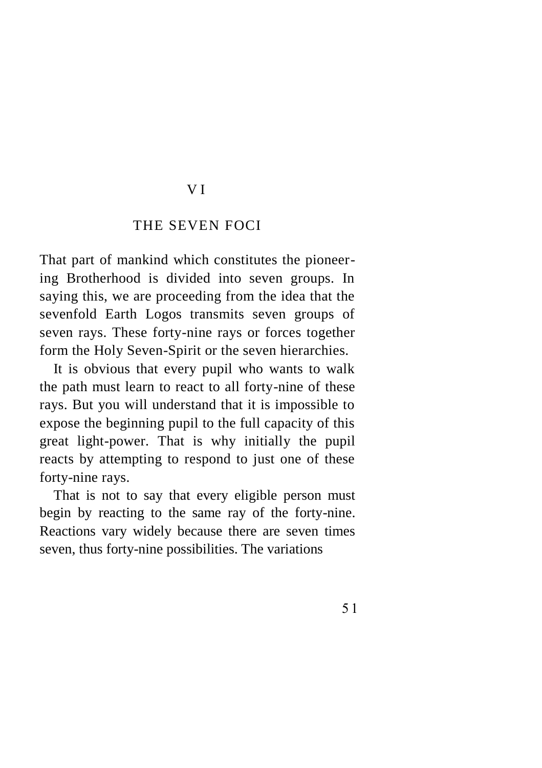# VI

# THE SEVEN FOCI

That part of mankind which constitutes the pioneering Brotherhood is divided into seven groups. In saying this, we are proceeding from the idea that the sevenfold Earth Logos transmits seven groups of seven rays. These forty-nine rays or forces together form the Holy Seven-Spirit or the seven hierarchies.

It is obvious that every pupil who wants to walk the path must learn to react to all forty-nine of these rays. But you will understand that it is impossible to expose the beginning pupil to the full capacity of this great light-power. That is why initially the pupil reacts by attempting to respond to just one of these forty-nine rays.

That is not to say that every eligible person must begin by reacting to the same ray of the forty-nine. Reactions vary widely because there are seven times seven, thus forty-nine possibilities. The variations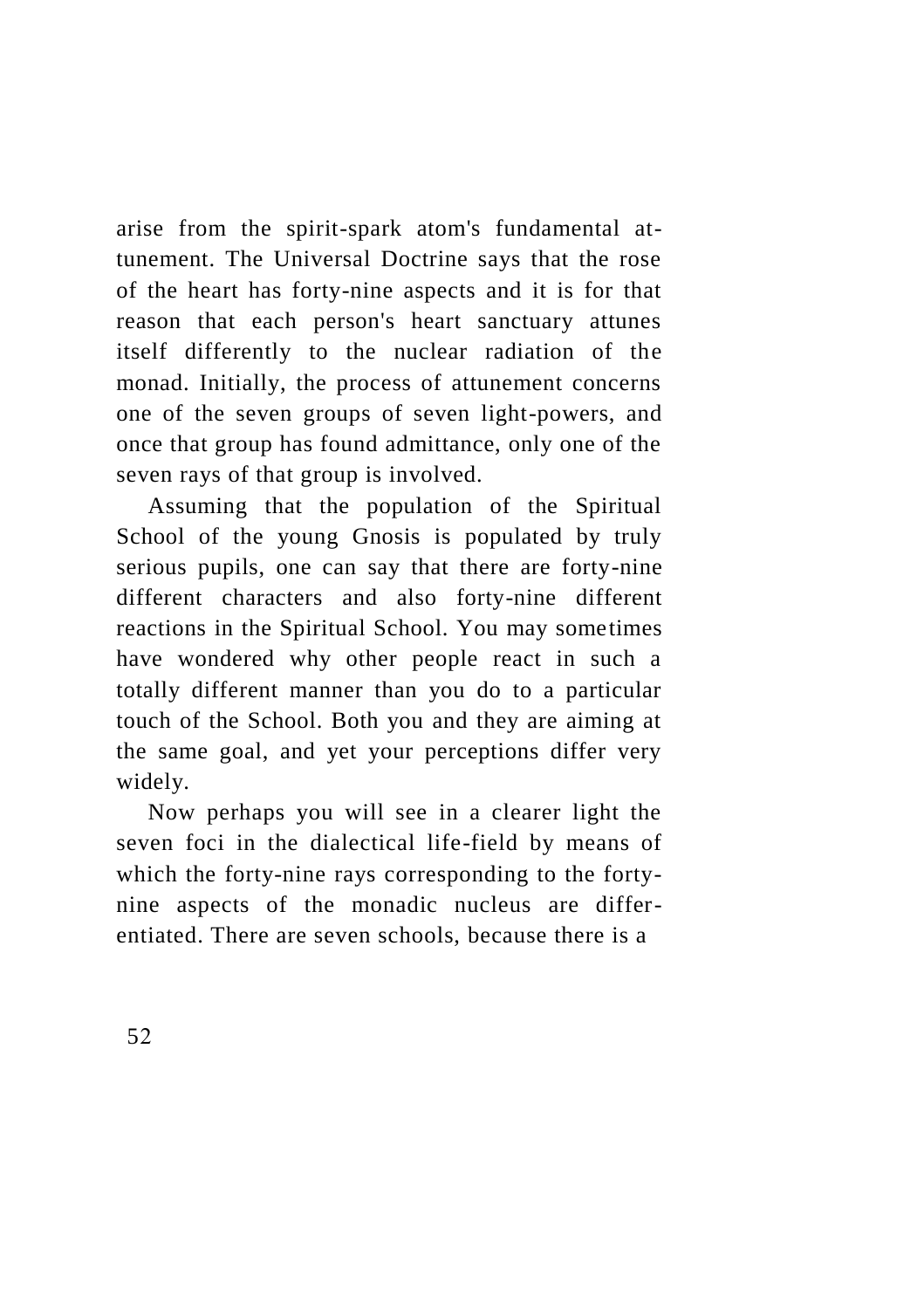arise from the spirit-spark atom's fundamental attunement. The Universal Doctrine says that the rose of the heart has forty-nine aspects and it is for that reason that each person's heart sanctuary attunes itself differently to the nuclear radiation of the monad. Initially, the process of attunement concerns one of the seven groups of seven light-powers, and once that group has found admittance, only one of the seven rays of that group is involved.

Assuming that the population of the Spiritual School of the young Gnosis is populated by truly serious pupils, one can say that there are forty-nine different characters and also forty-nine different reactions in the Spiritual School. You may sometimes have wondered why other people react in such a totally different manner than you do to a particular touch of the School. Both you and they are aiming at the same goal, and yet your perceptions differ very widely.

Now perhaps you will see in a clearer light the seven foci in the dialectical life-field by means of which the forty-nine rays corresponding to the forty-nine aspects of the monadic nucleus are differentiated. There are seven schools, because there is a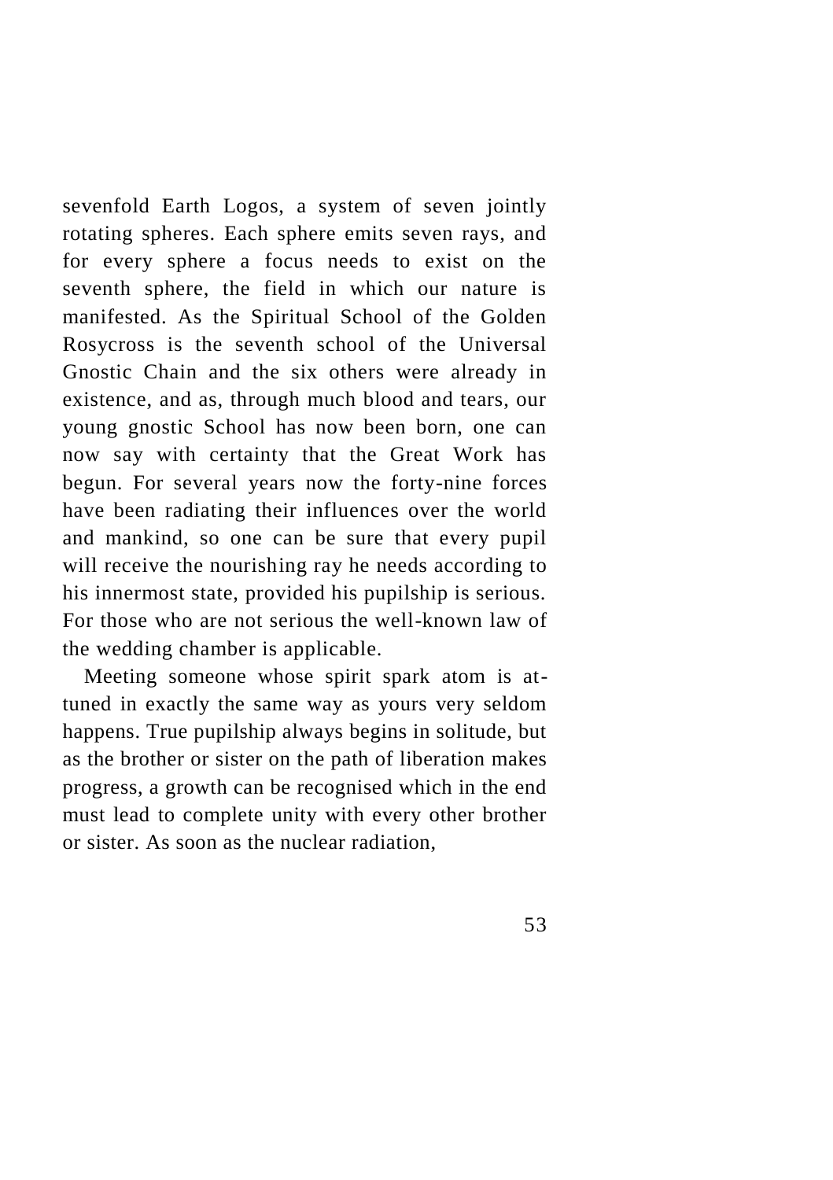sevenfold Earth Logos, a system of seven jointly rotating spheres. Each sphere emits seven rays, and for every sphere a focus needs to exist on the seventh sphere, the field in which our nature is manifested. As the Spiritual School of the Golden Rosycross is the seventh school of the Universal Gnostic Chain and the six others were already in existence, and as, through much blood and tears, our young gnostic School has now been born, one can now say with certainty that the Great Work has begun. For several years now the forty-nine forces have been radiating their influences over the world and mankind, so one can be sure that every pupil will receive the nourishing ray he needs according to his innermost state, provided his pupilship is serious. For those who are not serious the well-known law of the wedding chamber is applicable.

Meeting someone whose spirit spark atom is attuned in exactly the same way as yours very seldom happens. True pupilship always begins in solitude, but as the brother or sister on the path of liberation makes progress, a growth can be recognised which in the end must lead to complete unity with every other brother or sister. As soon as the nuclear radiation,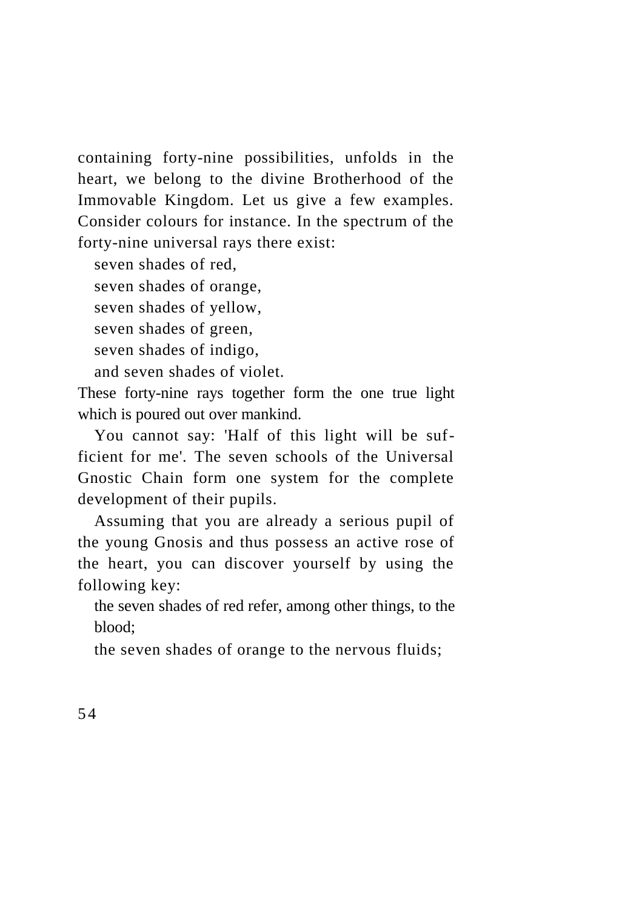containing forty-nine possibilities, unfolds in the heart, we belong to the divine Brotherhood of the Immovable Kingdom. Let us give a few examples. Consider colours for instance. In the spectrum of the forty-nine universal rays there exist:

seven shades of red,
seven shades of orange,
seven shades of yellow,
seven shades of green,
seven shades of indigo,
and seven shades of violet.

These forty-nine rays together form the one true light which is poured out over mankind.

You cannot say: 'Half of this light will be sufficient for me'. The seven schools of the Universal Gnostic Chain form one system for the complete development of their pupils.

Assuming that you are already a serious pupil of the young Gnosis and thus possess an active rose of the heart, you can discover yourself by using the following key:

the seven shades of red refer, among other things, to the blood;
the seven shades of orange to the nervous fluids;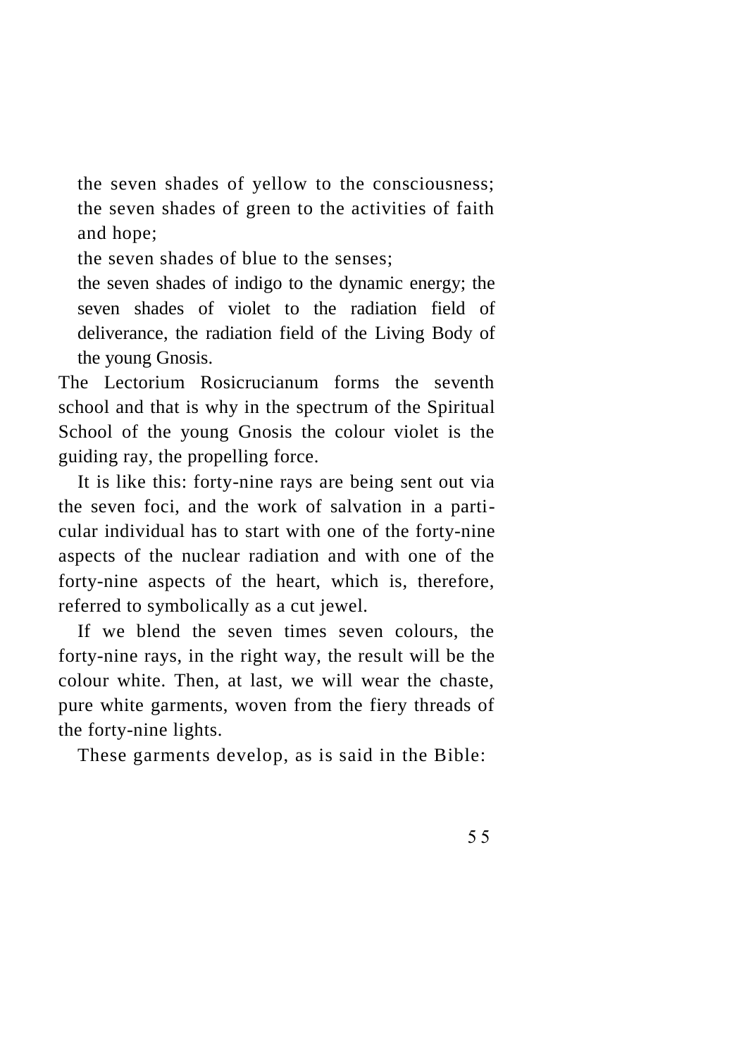the seven shades of yellow to the consciousness;
the seven shades of green to the activities of faith and hope;
the seven shades of blue to the senses;
the seven shades of indigo to the dynamic energy; the seven shades of violet to the radiation field of deliverance, the radiation field of the Living Body of the young Gnosis.

The Lectorium Rosicrucianum forms the seventh school and that is why in the spectrum of the Spiritual School of the young Gnosis the colour violet is the guiding ray, the propelling force.

It is like this: forty-nine rays are being sent out via the seven foci, and the work of salvation in a particular individual has to start with one of the forty-nine aspects of the nuclear radiation and with one of the forty-nine aspects of the heart, which is, therefore, referred to symbolically as a cut jewel.

If we blend the seven times seven colours, the forty-nine rays, in the right way, the result will be the colour white. Then, at last, we will wear the chaste, pure white garments, woven from the fiery threads of the forty-nine lights.

These garments develop, as is said in the Bible: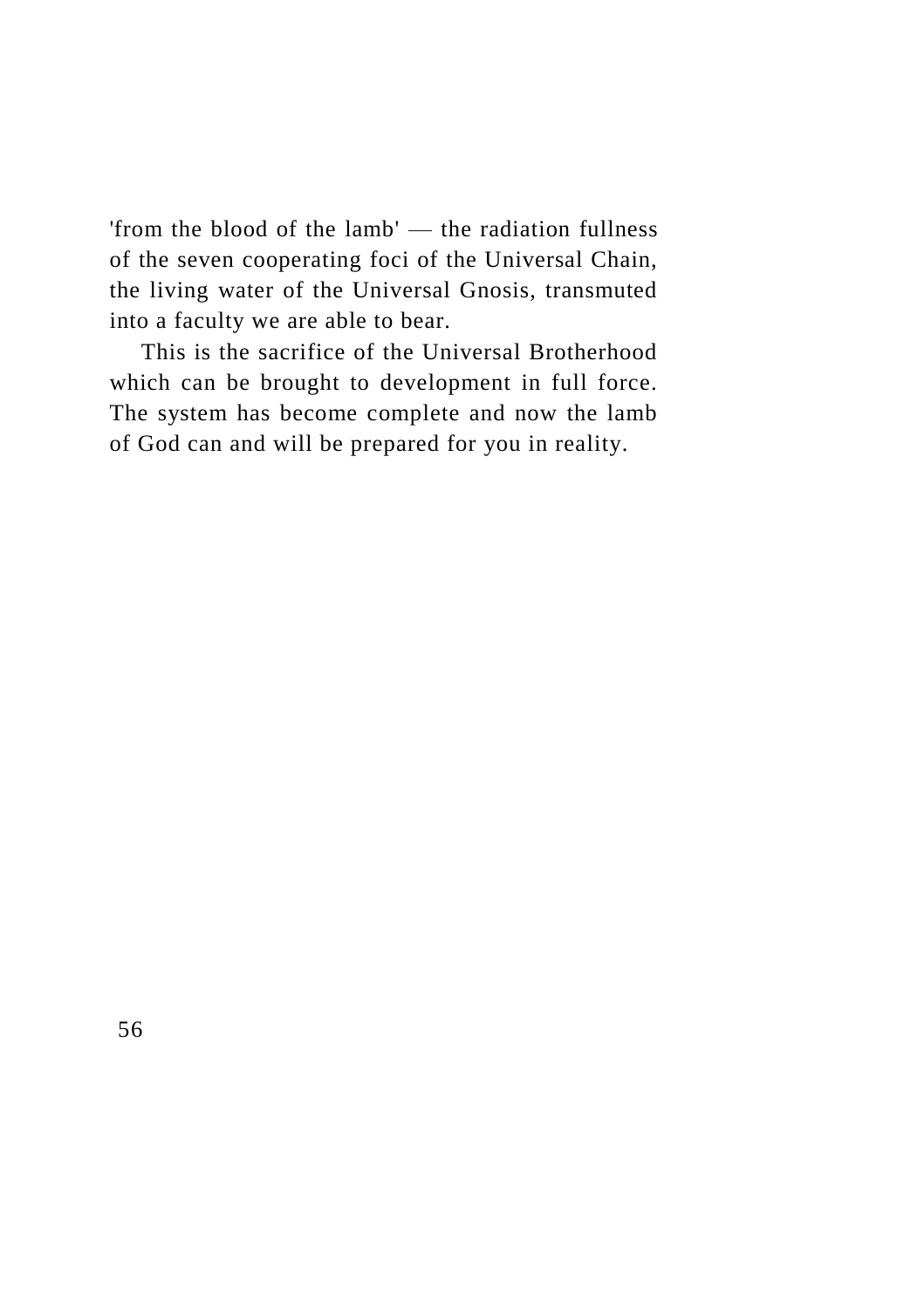'from the blood of the lamb' — the radiation fullness of the seven cooperating foci of the Universal Chain, the living water of the Universal Gnosis, transmuted into a faculty we are able to bear.

This is the sacrifice of the Universal Brotherhood which can be brought to development in full force. The system has become complete and now the lamb of God can and will be prepared for you in reality.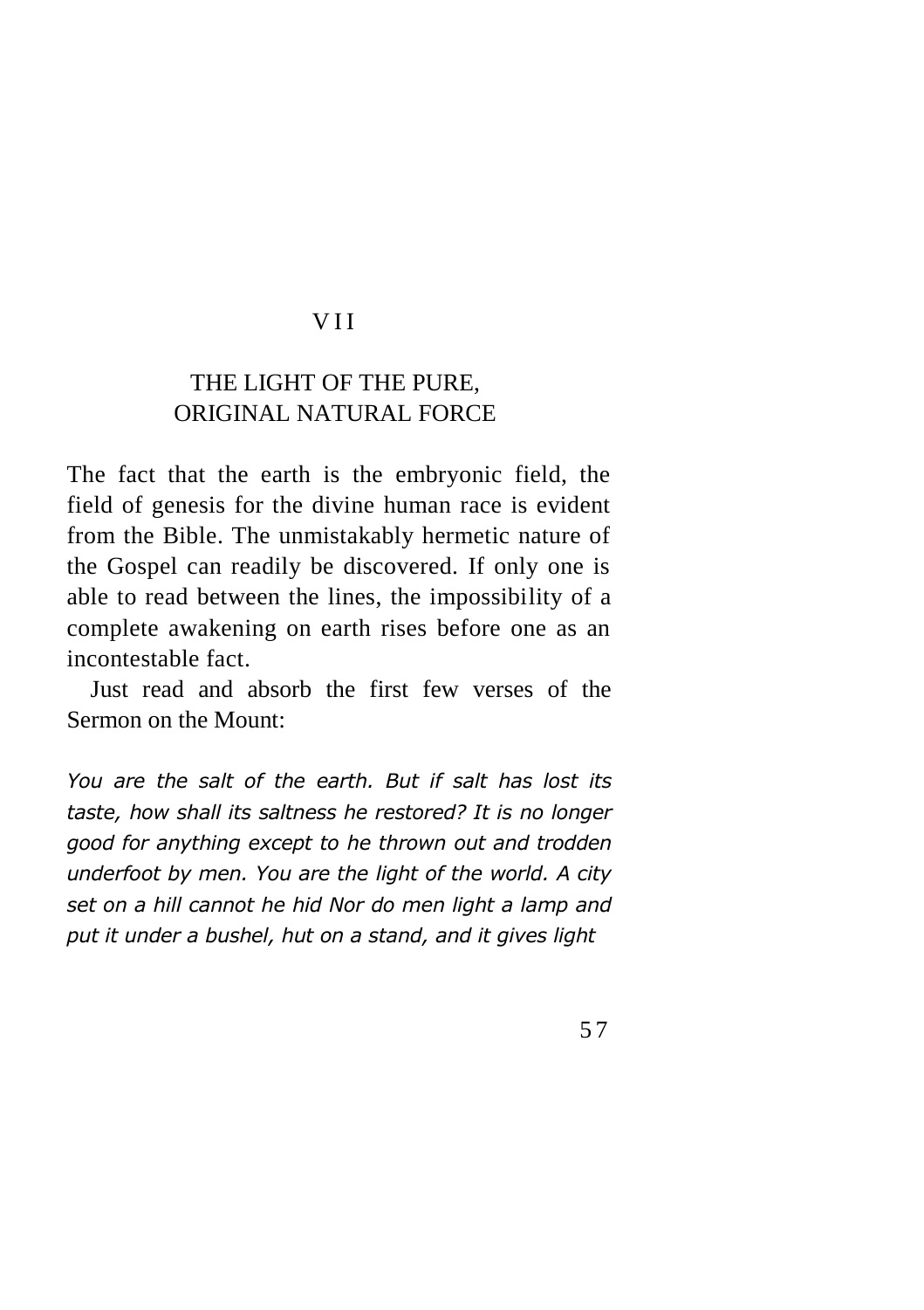# VII

## THE LIGHT OF THE PURE, ORIGINAL NATURAL FORCE

The fact that the earth is the embryonic field, the field of genesis for the divine human race is evident from the Bible. The unmistakably hermetic nature of the Gospel can readily be discovered. If only one is able to read between the lines, the impossibility of a complete awakening on earth rises before one as an incontestable fact.

Just read and absorb the first few verses of the Sermon on the Mount:

*You are the salt of the earth. But if salt has lost its taste, how shall its saltness he restored? It is no longer good for anything except to he thrown out and trodden underfoot by men. You are the light of the world. A city set on a hill cannot he hid Nor do men light a lamp and put it under a bushel, hut on a stand, and it gives light*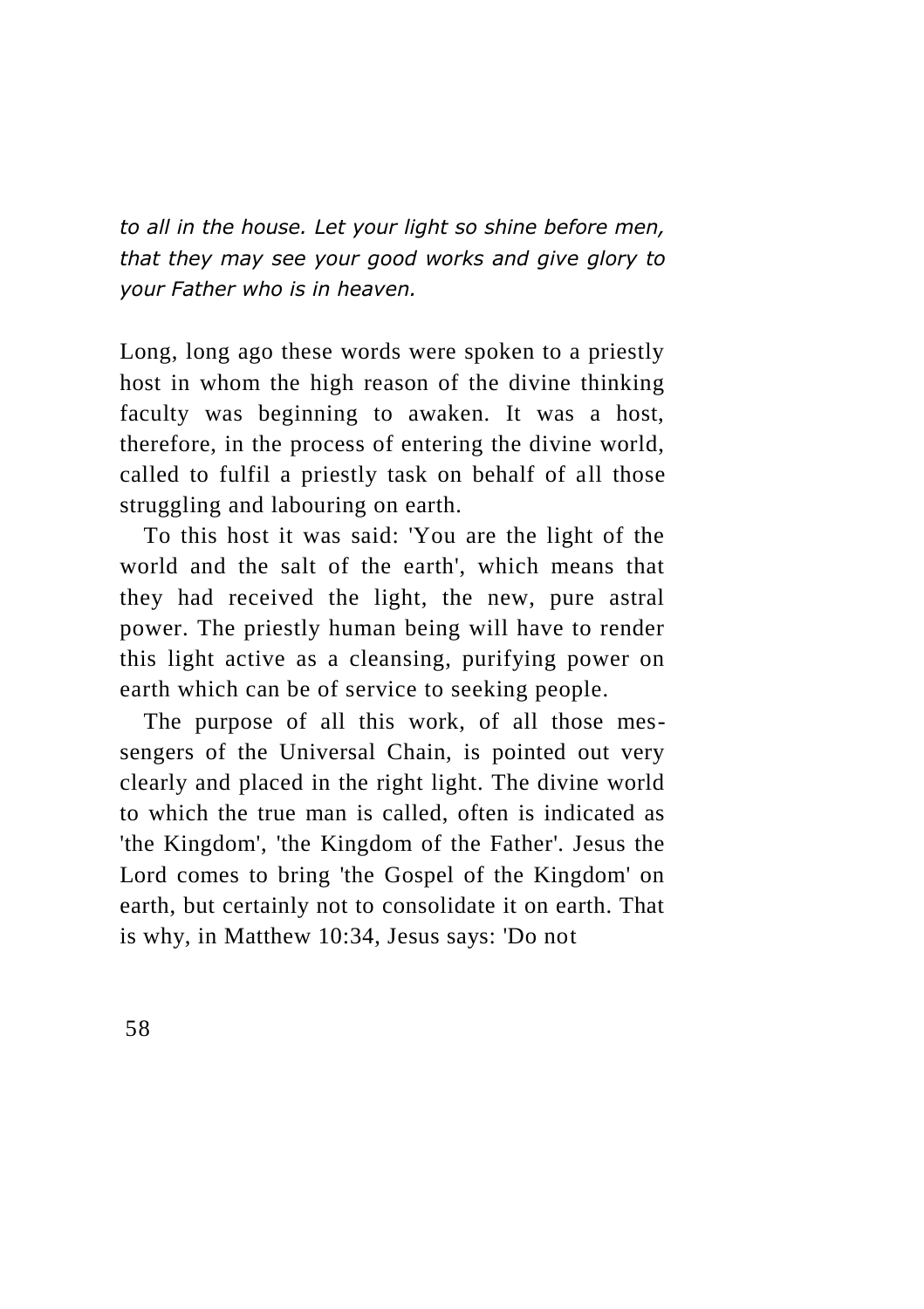*to all in the house. Let your light so shine before men, that they may see your good works and give glory to your Father who is in heaven.*

Long, long ago these words were spoken to a priestly host in whom the high reason of the divine thinking faculty was beginning to awaken. It was a host, therefore, in the process of entering the divine world, called to fulfil a priestly task on behalf of all those struggling and labouring on earth.

To this host it was said: 'You are the light of the world and the salt of the earth', which means that they had received the light, the new, pure astral power. The priestly human being will have to render this light active as a cleansing, purifying power on earth which can be of service to seeking people.

The purpose of all this work, of all those messengers of the Universal Chain, is pointed out very clearly and placed in the right light. The divine world to which the true man is called, often is indicated as 'the Kingdom', 'the Kingdom of the Father'. Jesus the Lord comes to bring 'the Gospel of the Kingdom' on earth, but certainly not to consolidate it on earth. That is why, in Matthew 10:34, Jesus says: 'Do not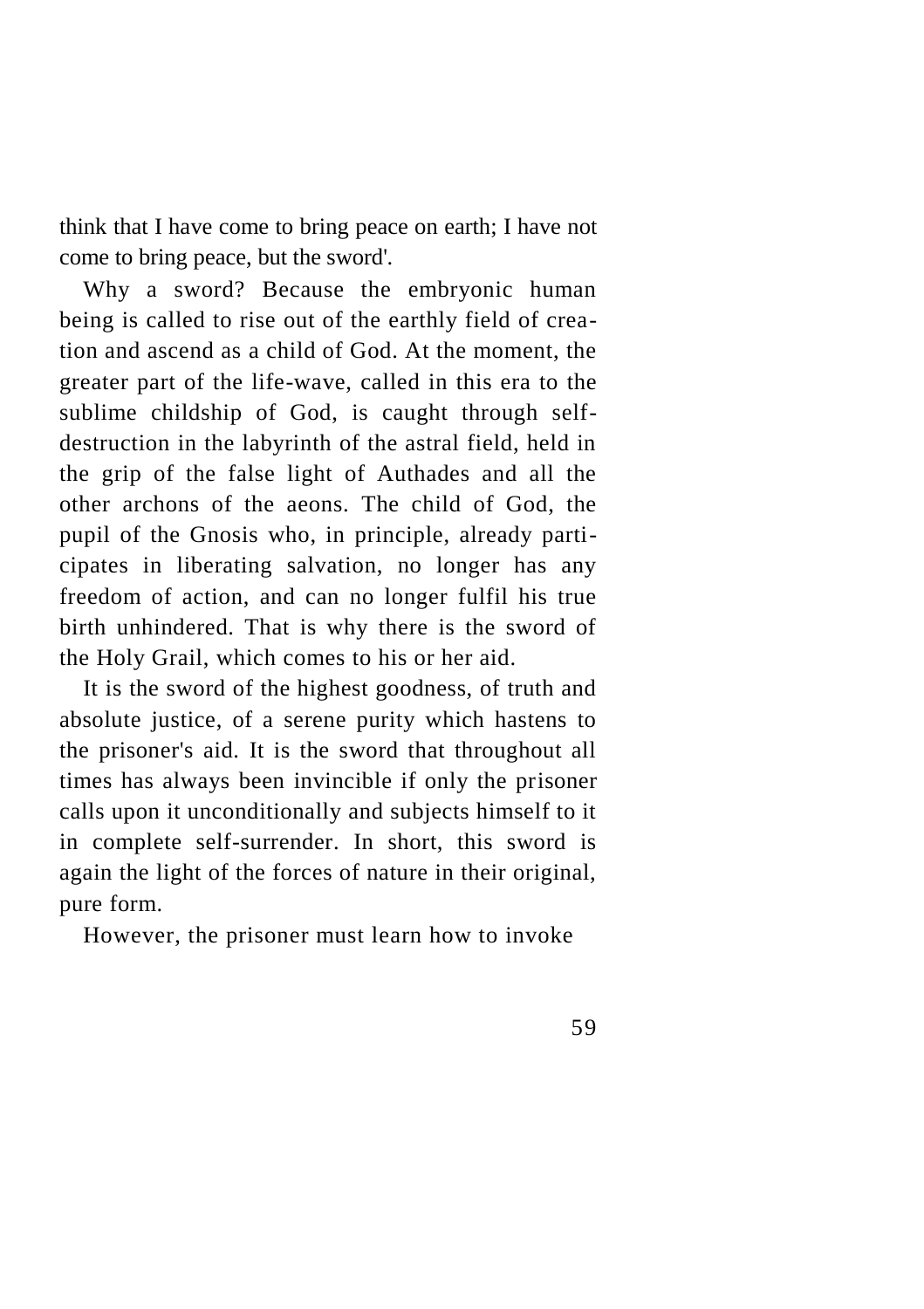think that I have come to bring peace on earth; I have not come to bring peace, but the sword'.

Why a sword? Because the embryonic human being is called to rise out of the earthly field of creation and ascend as a child of God. At the moment, the greater part of the life-wave, called in this era to the sublime childship of God, is caught through self-destruction in the labyrinth of the astral field, held in the grip of the false light of Authades and all the other archons of the aeons. The child of God, the pupil of the Gnosis who, in principle, already participates in liberating salvation, no longer has any freedom of action, and can no longer fulfil his true birth unhindered. That is why there is the sword of the Holy Grail, which comes to his or her aid.

It is the sword of the highest goodness, of truth and absolute justice, of a serene purity which hastens to the prisoner's aid. It is the sword that throughout all times has always been invincible if only the prisoner calls upon it unconditionally and subjects himself to it in complete self-surrender. In short, this sword is again the light of the forces of nature in their original, pure form.

However, the prisoner must learn how to invoke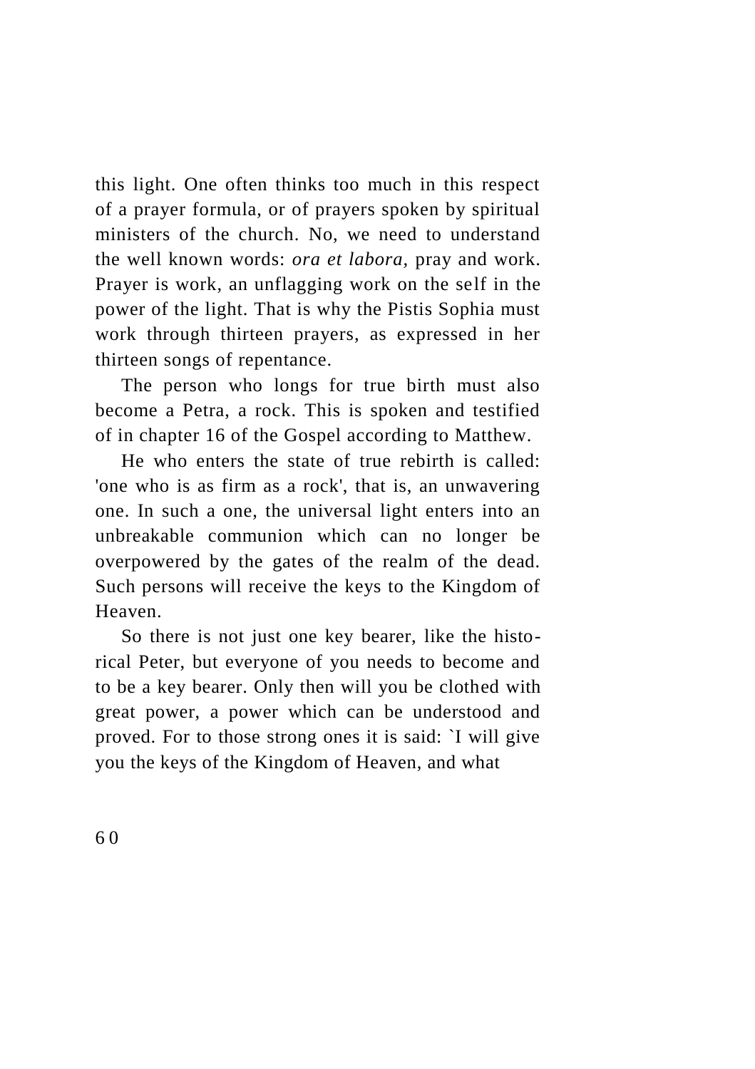this light. One often thinks too much in this respect of a prayer formula, or of prayers spoken by spiritual ministers of the church. No, we need to understand the well known words: *ora et labora,* pray and work. Prayer is work, an unflagging work on the self in the power of the light. That is why the Pistis Sophia must work through thirteen prayers, as expressed in her thirteen songs of repentance.

The person who longs for true birth must also become a Petra, a rock. This is spoken and testified of in chapter 16 of the Gospel according to Matthew.

He who enters the state of true rebirth is called: 'one who is as firm as a rock', that is, an unwavering one. In such a one, the universal light enters into an unbreakable communion which can no longer be overpowered by the gates of the realm of the dead. Such persons will receive the keys to the Kingdom of Heaven.

So there is not just one key bearer, like the historical Peter, but everyone of you needs to become and to be a key bearer. Only then will you be clothed with great power, a power which can be understood and proved. For to those strong ones it is said: `I will give you the keys of the Kingdom of Heaven, and what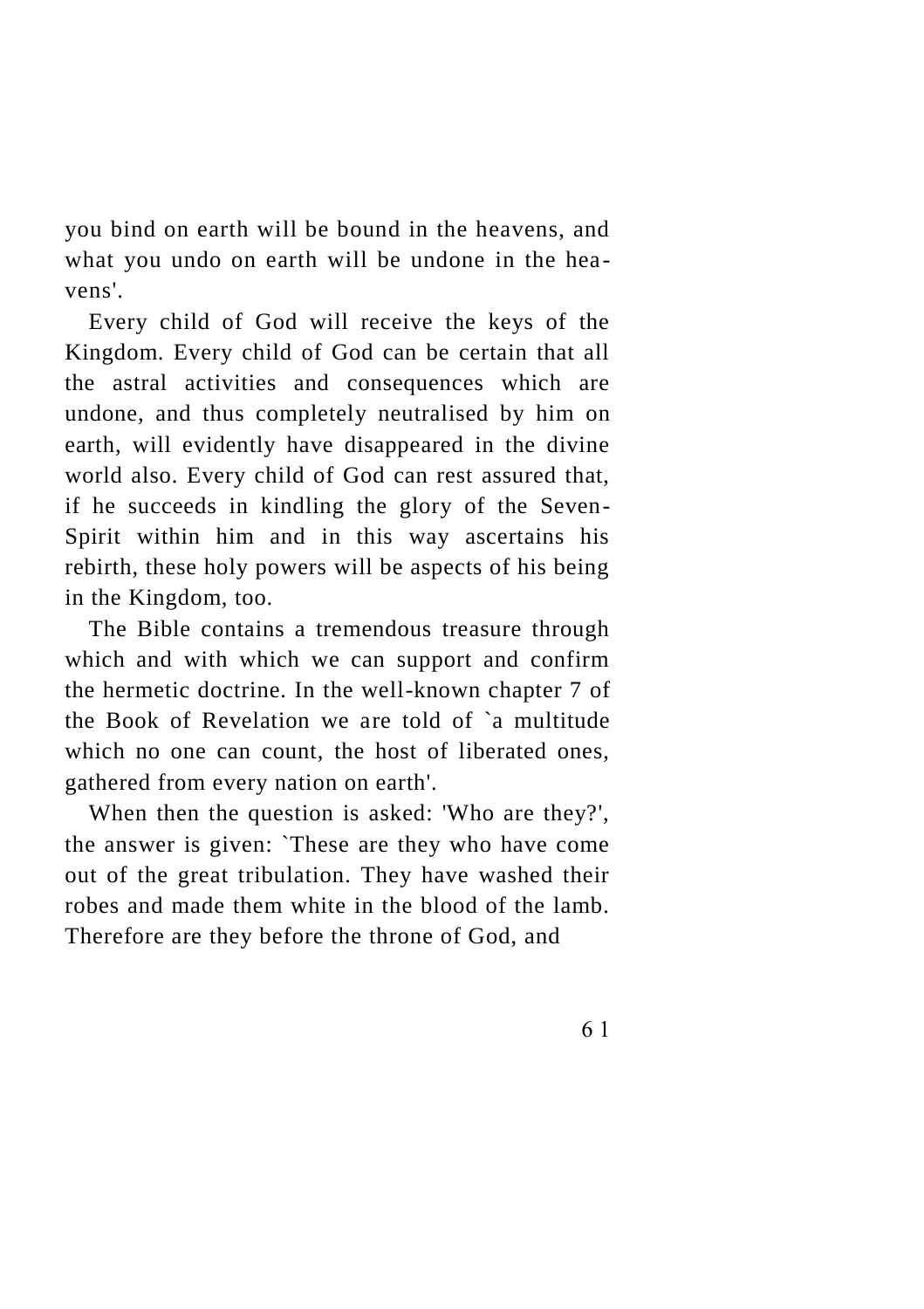you bind on earth will be bound in the heavens, and what you undo on earth will be undone in the heavens'.

Every child of God will receive the keys of the Kingdom. Every child of God can be certain that all the astral activities and consequences which are undone, and thus completely neutralised by him on earth, will evidently have disappeared in the divine world also. Every child of God can rest assured that, if he succeeds in kindling the glory of the Seven-Spirit within him and in this way ascertains his rebirth, these holy powers will be aspects of his being in the Kingdom, too.

The Bible contains a tremendous treasure through which and with which we can support and confirm the hermetic doctrine. In the well-known chapter 7 of the Book of Revelation we are told of `a multitude which no one can count, the host of liberated ones, gathered from every nation on earth'.

When then the question is asked: 'Who are they?', the answer is given: `These are they who have come out of the great tribulation. They have washed their robes and made them white in the blood of the lamb. Therefore are they before the throne of God, and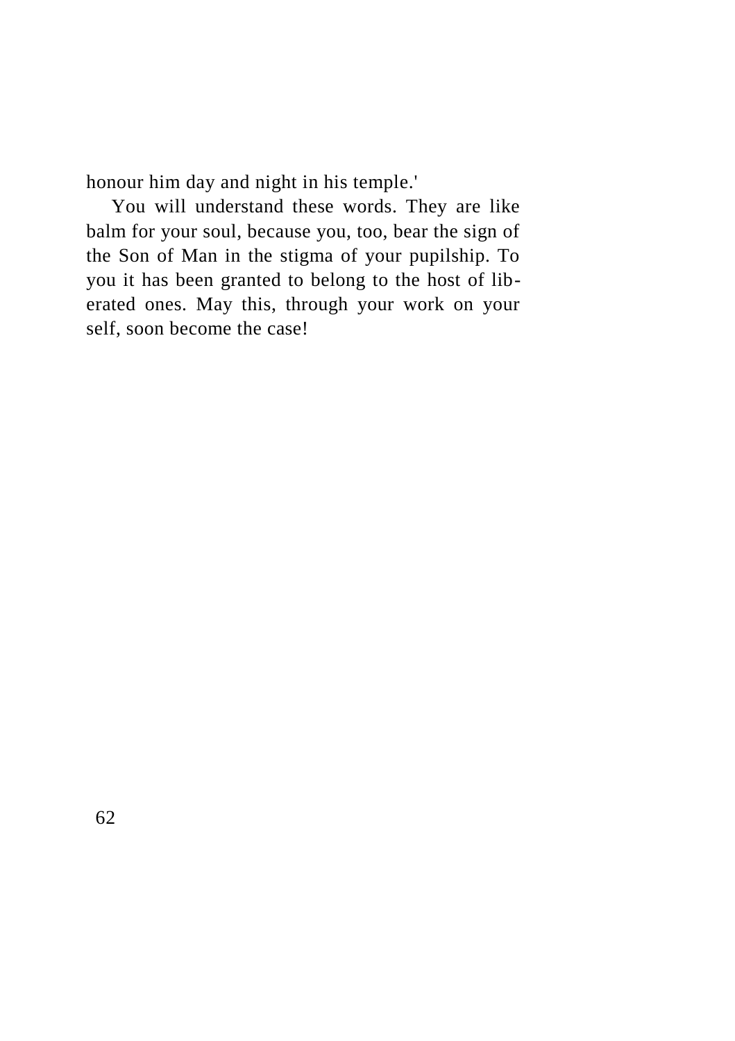honour him day and night in his temple.'

You will understand these words. They are like balm for your soul, because you, too, bear the sign of the Son of Man in the stigma of your pupilship. To you it has been granted to belong to the host of liberated ones. May this, through your work on your self, soon become the case!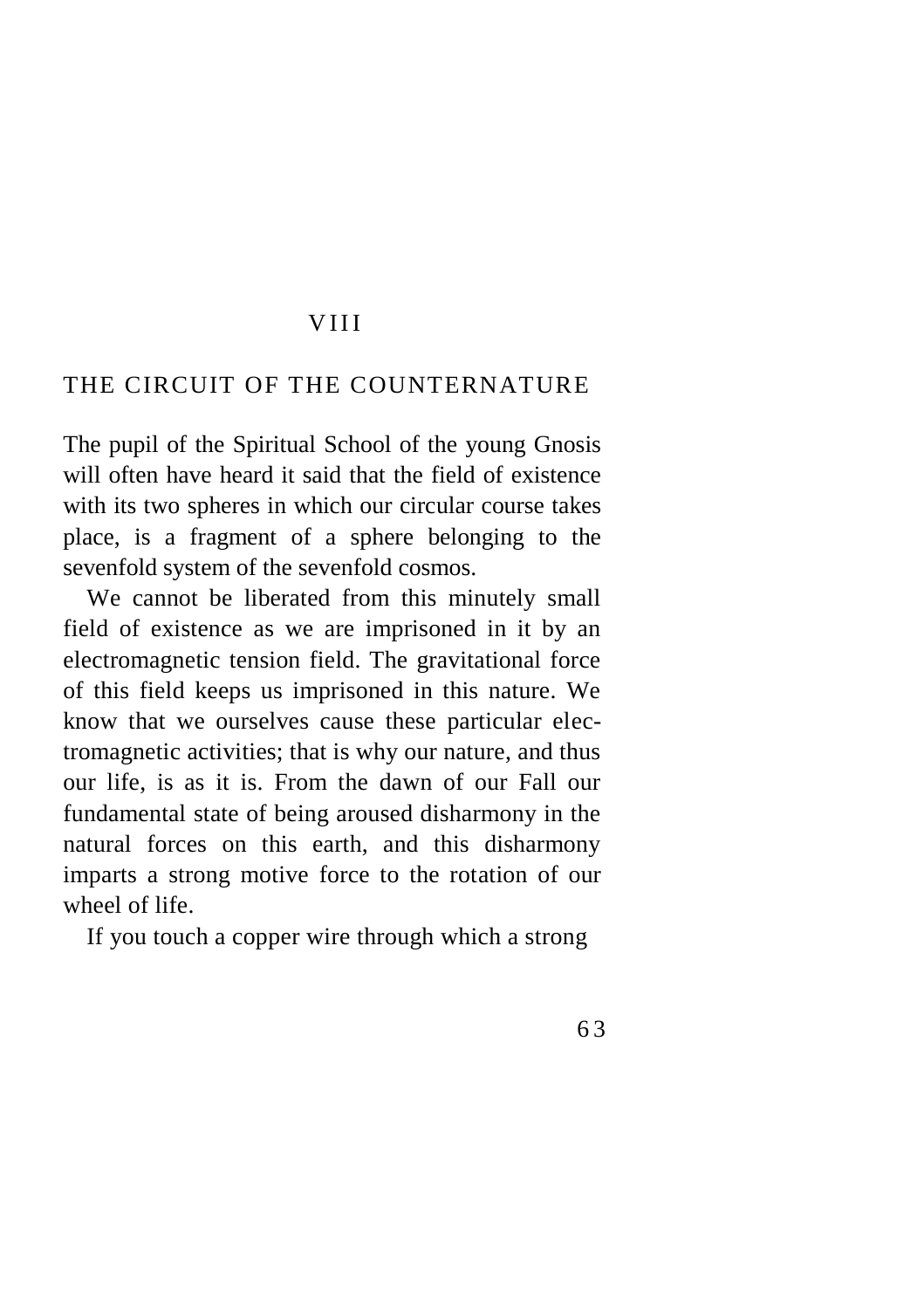# VIII

## THE CIRCUIT OF THE COUNTERNATURE

The pupil of the Spiritual School of the young Gnosis will often have heard it said that the field of existence with its two spheres in which our circular course takes place, is a fragment of a sphere belonging to the sevenfold system of the sevenfold cosmos.

We cannot be liberated from this minutely small field of existence as we are imprisoned in it by an electromagnetic tension field. The gravitational force of this field keeps us imprisoned in this nature. We know that we ourselves cause these particular electromagnetic activities; that is why our nature, and thus our life, is as it is. From the dawn of our Fall our fundamental state of being aroused disharmony in the natural forces on this earth, and this disharmony imparts a strong motive force to the rotation of our wheel of life.

If you touch a copper wire through which a strong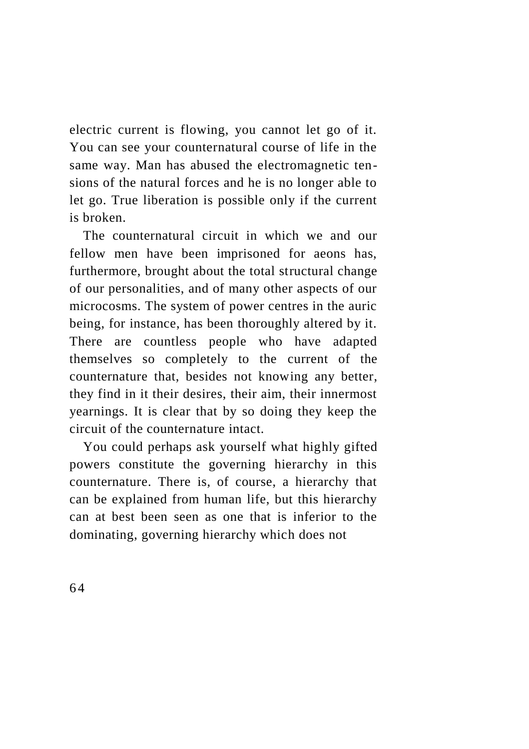electric current is flowing, you cannot let go of it. You can see your counternatural course of life in the same way. Man has abused the electromagnetic tensions of the natural forces and he is no longer able to let go. True liberation is possible only if the current is broken.

The counternatural circuit in which we and our fellow men have been imprisoned for aeons has, furthermore, brought about the total structural change of our personalities, and of many other aspects of our microcosms. The system of power centres in the auric being, for instance, has been thoroughly altered by it. There are countless people who have adapted themselves so completely to the current of the counternature that, besides not knowing any better, they find in it their desires, their aim, their innermost yearnings. It is clear that by so doing they keep the circuit of the counternature intact.

You could perhaps ask yourself what highly gifted powers constitute the governing hierarchy in this counternature. There is, of course, a hierarchy that can be explained from human life, but this hierarchy can at best been seen as one that is inferior to the dominating, governing hierarchy which does not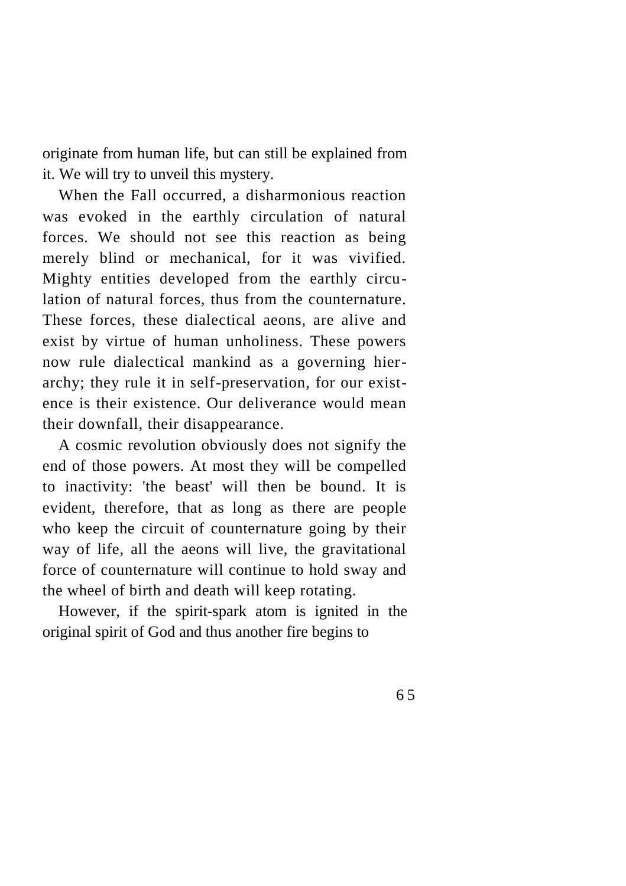originate from human life, but can still be explained from it. We will try to unveil this mystery.

When the Fall occurred, a disharmonious reaction was evoked in the earthly circulation of natural forces. We should not see this reaction as being merely blind or mechanical, for it was vivified. Mighty entities developed from the earthly circulation of natural forces, thus from the counternature. These forces, these dialectical aeons, are alive and exist by virtue of human unholiness. These powers now rule dialectical mankind as a governing hierarchy; they rule it in self-preservation, for our existence is their existence. Our deliverance would mean their downfall, their disappearance.

A cosmic revolution obviously does not signify the end of those powers. At most they will be compelled to inactivity: 'the beast' will then be bound. It is evident, therefore, that as long as there are people who keep the circuit of counternature going by their way of life, all the aeons will live, the gravitational force of counternature will continue to hold sway and the wheel of birth and death will keep rotating.

However, if the spirit-spark atom is ignited in the original spirit of God and thus another fire begins to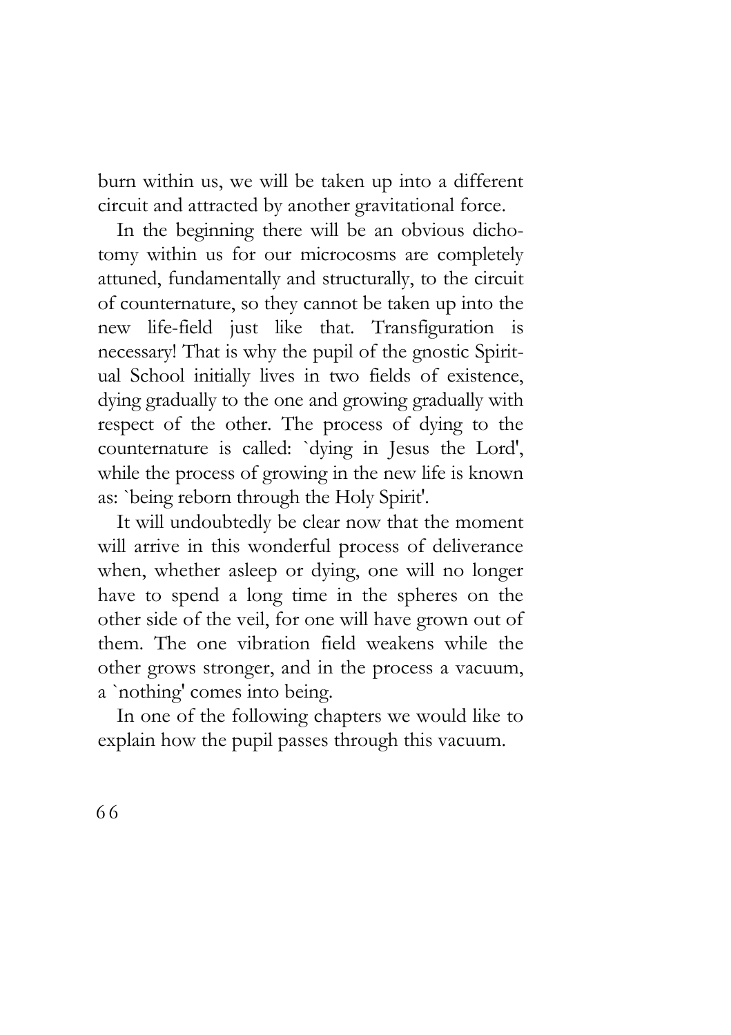burn within us, we will be taken up into a different circuit and attracted by another gravitational force.

In the beginning there will be an obvious dichotomy within us for our microcosms are completely attuned, fundamentally and structurally, to the circuit of counternature, so they cannot be taken up into the new life-field just like that. Transfiguration is necessary! That is why the pupil of the gnostic Spiritual School initially lives in two fields of existence, dying gradually to the one and growing gradually with respect of the other. The process of dying to the counternature is called: `dying in Jesus the Lord', while the process of growing in the new life is known as: `being reborn through the Holy Spirit'.

It will undoubtedly be clear now that the moment will arrive in this wonderful process of deliverance when, whether asleep or dying, one will no longer have to spend a long time in the spheres on the other side of the veil, for one will have grown out of them. The one vibration field weakens while the other grows stronger, and in the process a vacuum, a `nothing' comes into being.

In one of the following chapters we would like to explain how the pupil passes through this vacuum.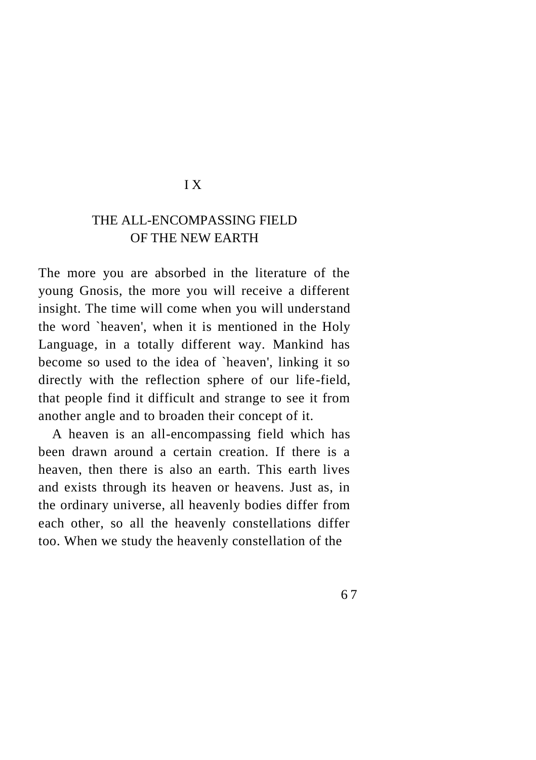# IX

## THE ALL-ENCOMPASSING FIELD OF THE NEW EARTH

The more you are absorbed in the literature of the young Gnosis, the more you will receive a different insight. The time will come when you will understand the word `heaven', when it is mentioned in the Holy Language, in a totally different way. Mankind has become so used to the idea of `heaven', linking it so directly with the reflection sphere of our life-field, that people find it difficult and strange to see it from another angle and to broaden their concept of it.

A heaven is an all-encompassing field which has been drawn around a certain creation. If there is a heaven, then there is also an earth. This earth lives and exists through its heaven or heavens. Just as, in the ordinary universe, all heavenly bodies differ from each other, so all the heavenly constellations differ too. When we study the heavenly constellation of the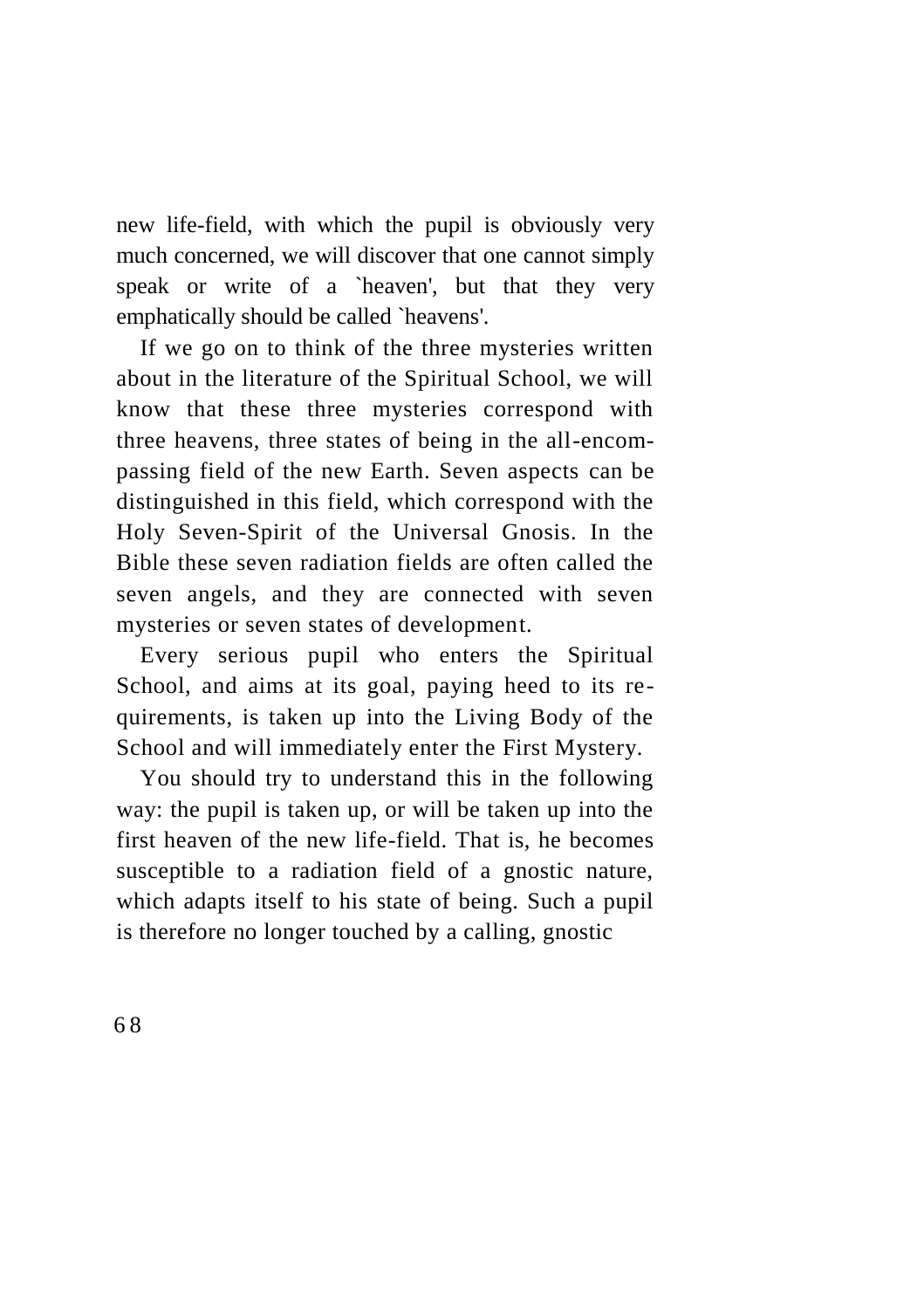new life-field, with which the pupil is obviously very much concerned, we will discover that one cannot simply speak or write of a `heaven', but that they very emphatically should be called `heavens'.

If we go on to think of the three mysteries written about in the literature of the Spiritual School, we will know that these three mysteries correspond with three heavens, three states of being in the all-encompassing field of the new Earth. Seven aspects can be distinguished in this field, which correspond with the Holy Seven-Spirit of the Universal Gnosis. In the Bible these seven radiation fields are often called the seven angels, and they are connected with seven mysteries or seven states of development.

Every serious pupil who enters the Spiritual School, and aims at its goal, paying heed to its requirements, is taken up into the Living Body of the School and will immediately enter the First Mystery.

You should try to understand this in the following way: the pupil is taken up, or will be taken up into the first heaven of the new life-field. That is, he becomes susceptible to a radiation field of a gnostic nature, which adapts itself to his state of being. Such a pupil is therefore no longer touched by a calling, gnostic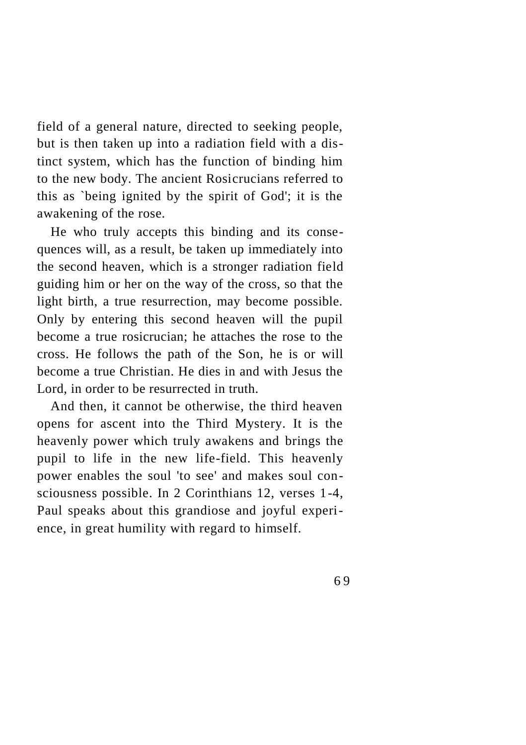field of a general nature, directed to seeking people, but is then taken up into a radiation field with a distinct system, which has the function of binding him to the new body. The ancient Rosicrucians referred to this as `being ignited by the spirit of God'; it is the awakening of the rose.

He who truly accepts this binding and its consequences will, as a result, be taken up immediately into the second heaven, which is a stronger radiation field guiding him or her on the way of the cross, so that the light birth, a true resurrection, may become possible. Only by entering this second heaven will the pupil become a true rosicrucian; he attaches the rose to the cross. He follows the path of the Son, he is or will become a true Christian. He dies in and with Jesus the Lord, in order to be resurrected in truth.

And then, it cannot be otherwise, the third heaven opens for ascent into the Third Mystery. It is the heavenly power which truly awakens and brings the pupil to life in the new life-field. This heavenly power enables the soul 'to see' and makes soul consciousness possible. In 2 Corinthians 12, verses 1-4, Paul speaks about this grandiose and joyful experience, in great humility with regard to himself.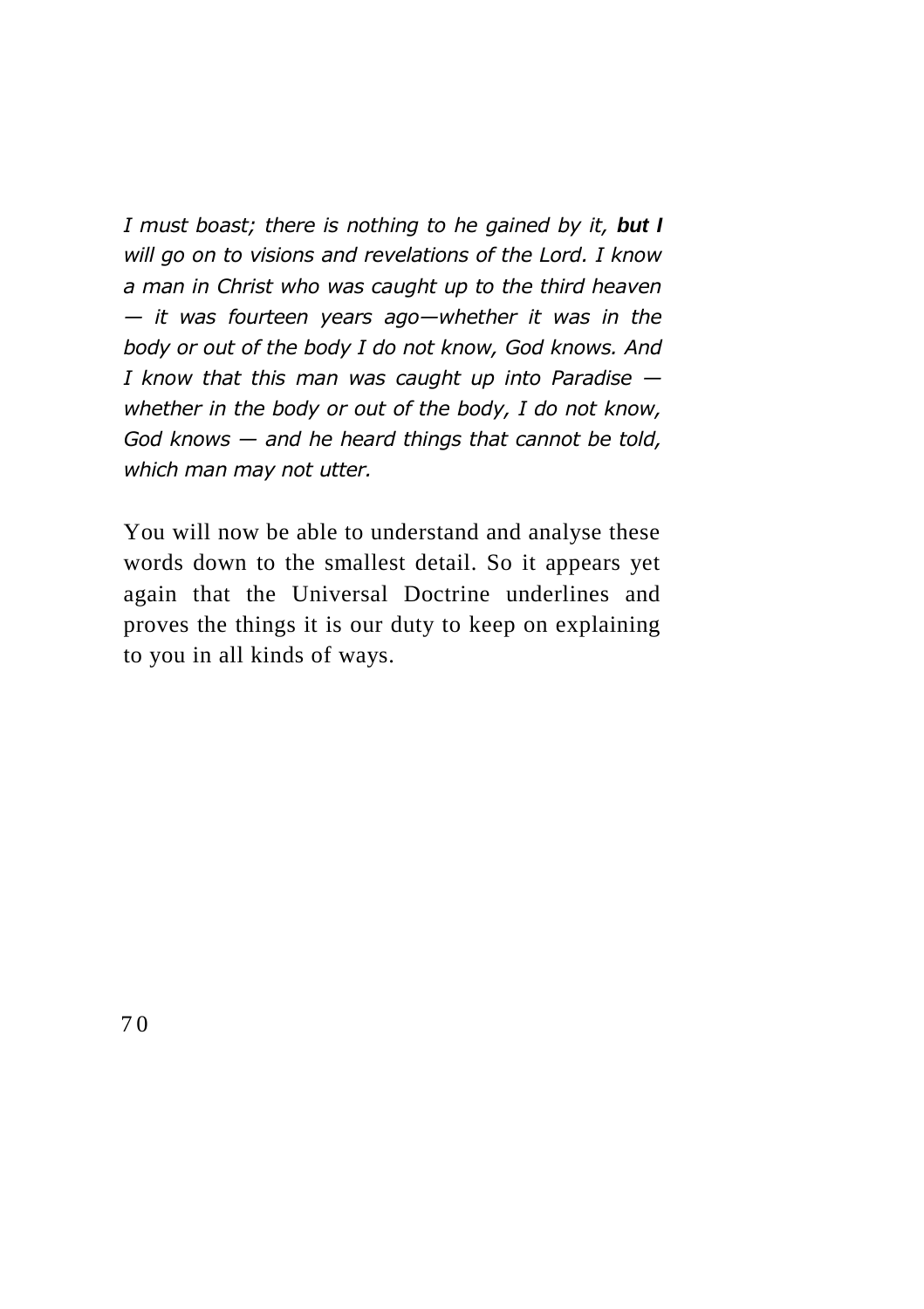*I must boast; there is nothing to he gained by it,* ***but I*** *will go on to visions and revelations of the Lord. I know a man in Christ who was caught up to the third heaven — it was fourteen years ago—whether it was in the body or out of the body I do not know, God knows. And I know that this man was caught up into Paradise — whether in the body or out of the body, I do not know, God knows — and he heard things that cannot be told, which man may not utter.*

You will now be able to understand and analyse these words down to the smallest detail. So it appears yet again that the Universal Doctrine underlines and proves the things it is our duty to keep on explaining to you in all kinds of ways.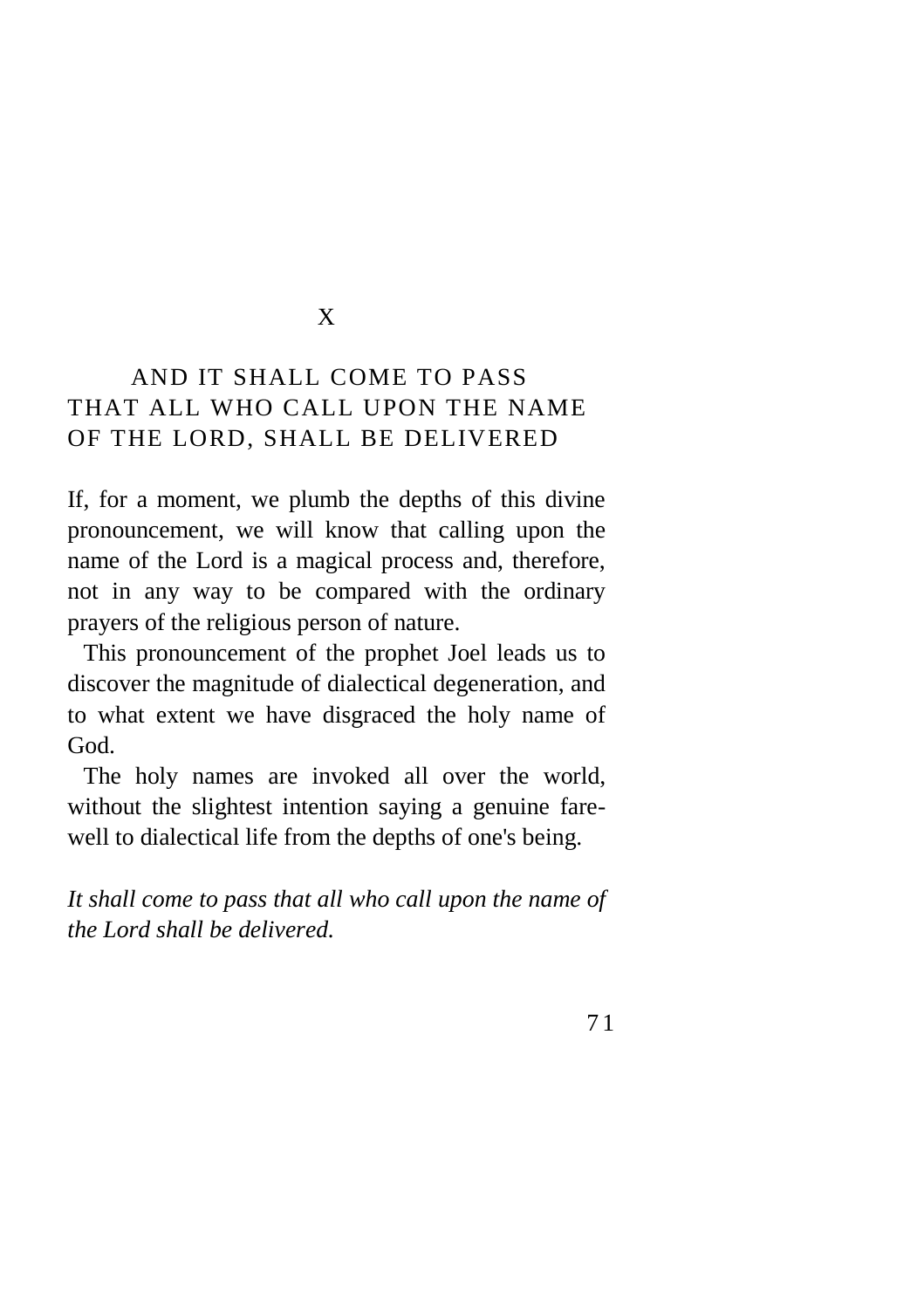# X

## AND IT SHALL COME TO PASS THAT ALL WHO CALL UPON THE NAME OF THE LORD, SHALL BE DELIVERED

If, for a moment, we plumb the depths of this divine pronouncement, we will know that calling upon the name of the Lord is a magical process and, therefore, not in any way to be compared with the ordinary prayers of the religious person of nature.

This pronouncement of the prophet Joel leads us to discover the magnitude of dialectical degeneration, and to what extent we have disgraced the holy name of God.

The holy names are invoked all over the world, without the slightest intention saying a genuine farewell to dialectical life from the depths of one's being.

*It shall come to pass that all who call upon the name of the Lord shall be delivered.*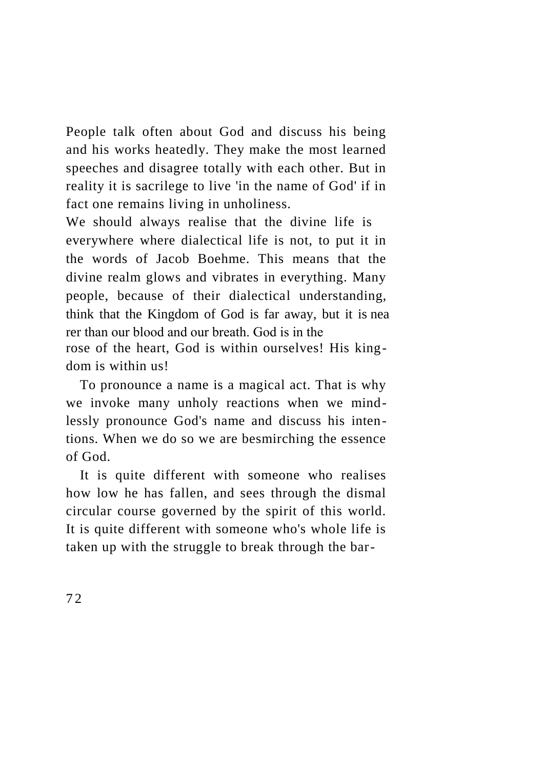People talk often about God and discuss his being and his works heatedly. They make the most learned speeches and disagree totally with each other. But in reality it is sacrilege to live 'in the name of God' if in fact one remains living in unholiness.

We should always realise that the divine life is everywhere where dialectical life is not, to put it in the words of Jacob Boehme. This means that the divine realm glows and vibrates in everything. Many people, because of their dialectical understanding, think that the Kingdom of God is far away, but it is nearer than our blood and our breath. God is in the rose of the heart, God is within ourselves! His kingdom is within us!

To pronounce a name is a magical act. That is why we invoke many unholy reactions when we mindlessly pronounce God's name and discuss his intentions. When we do so we are besmirching the essence of God.

It is quite different with someone who realises how low he has fallen, and sees through the dismal circular course governed by the spirit of this world. It is quite different with someone who's whole life is taken up with the struggle to break through the bar-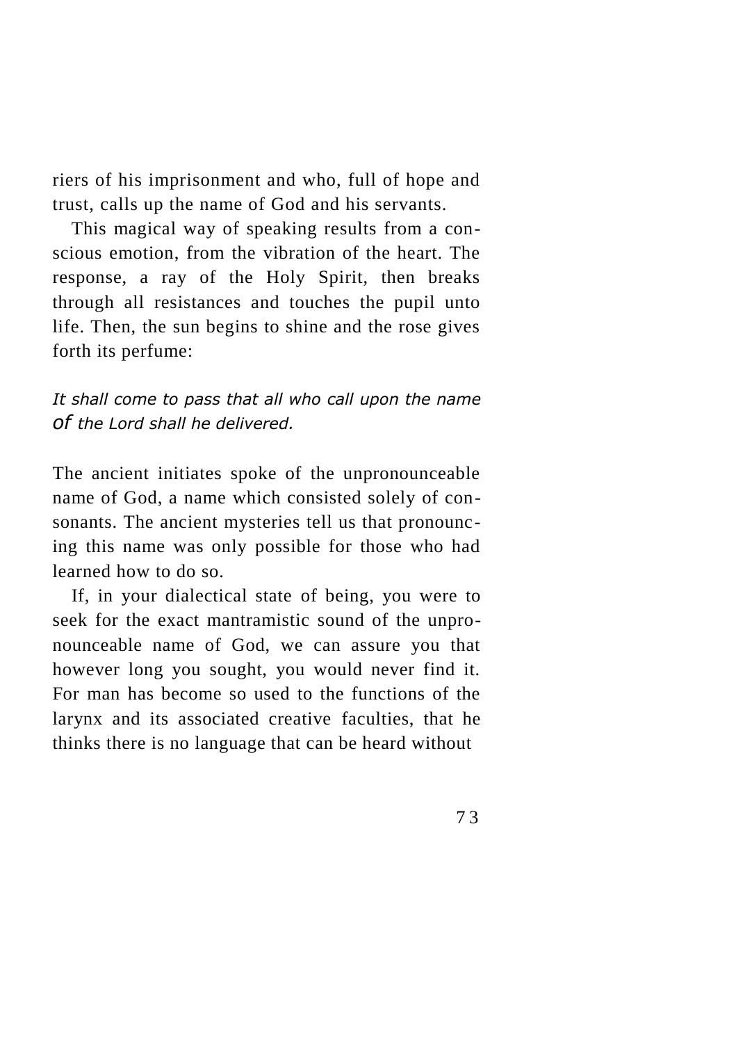riers of his imprisonment and who, full of hope and trust, calls up the name of God and his servants.

This magical way of speaking results from a conscious emotion, from the vibration of the heart. The response, a ray of the Holy Spirit, then breaks through all resistances and touches the pupil unto life. Then, the sun begins to shine and the rose gives forth its perfume:

*It shall come to pass that all who call upon the name of the Lord shall he delivered.*

The ancient initiates spoke of the unpronounceable name of God, a name which consisted solely of consonants. The ancient mysteries tell us that pronouncing this name was only possible for those who had learned how to do so.

If, in your dialectical state of being, you were to seek for the exact mantramistic sound of the unpronounceable name of God, we can assure you that however long you sought, you would never find it. For man has become so used to the functions of the larynx and its associated creative faculties, that he thinks there is no language that can be heard without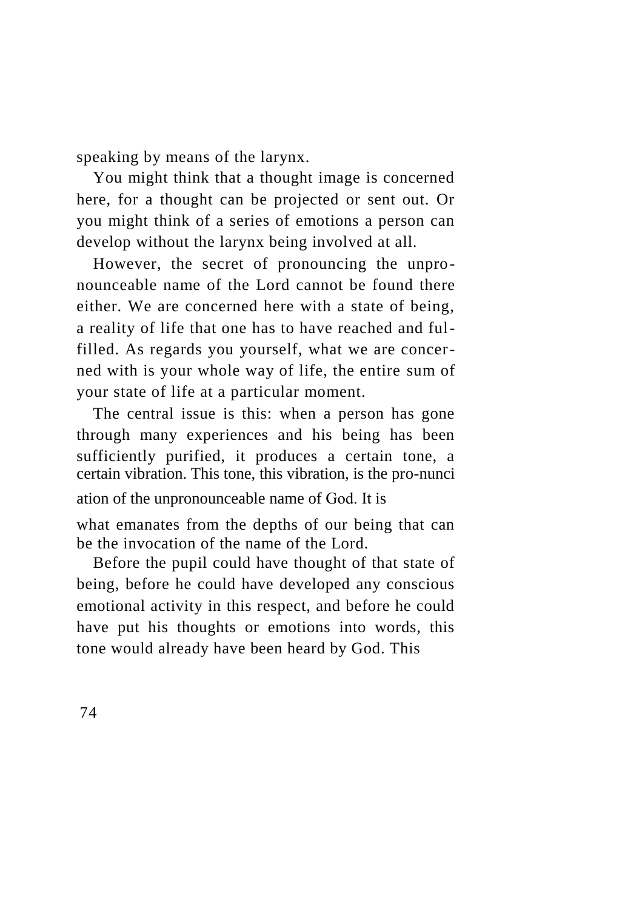speaking by means of the larynx.

You might think that a thought image is concerned here, for a thought can be projected or sent out. Or you might think of a series of emotions a person can develop without the larynx being involved at all.

However, the secret of pronouncing the unpronounceable name of the Lord cannot be found there either. We are concerned here with a state of being, a reality of life that one has to have reached and fulfilled. As regards you yourself, what we are concerned with is your whole way of life, the entire sum of your state of life at a particular moment.

The central issue is this: when a person has gone through many experiences and his being has been sufficiently purified, it produces a certain tone, a certain vibration. This tone, this vibration, is the pronunciation of the unpronounceable name of God. It is what emanates from the depths of our being that can be the invocation of the name of the Lord.

Before the pupil could have thought of that state of being, before he could have developed any conscious emotional activity in this respect, and before he could have put his thoughts or emotions into words, this tone would already have been heard by God. This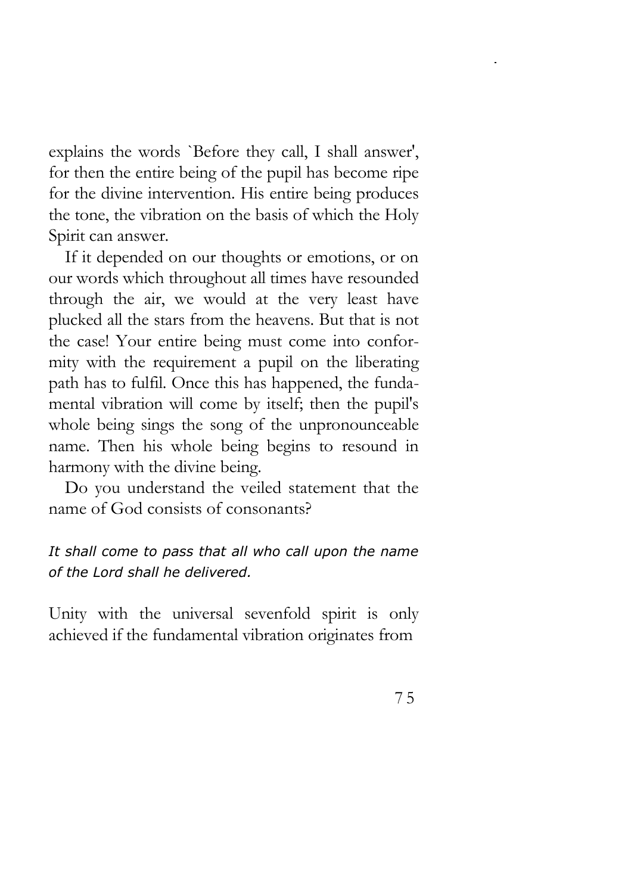explains the words `Before they call, I shall answer', for then the entire being of the pupil has become ripe for the divine intervention. His entire being produces the tone, the vibration on the basis of which the Holy Spirit can answer.

If it depended on our thoughts or emotions, or on our words which throughout all times have resounded through the air, we would at the very least have plucked all the stars from the heavens. But that is not the case! Your entire being must come into conformity with the requirement a pupil on the liberating path has to fulfil. Once this has happened, the fundamental vibration will come by itself; then the pupil's whole being sings the song of the unpronounceable name. Then his whole being begins to resound in harmony with the divine being.

Do you understand the veiled statement that the name of God consists of consonants?

*It shall come to pass that all who call upon the name of the Lord shall he delivered.*

Unity with the universal sevenfold spirit is only achieved if the fundamental vibration originates from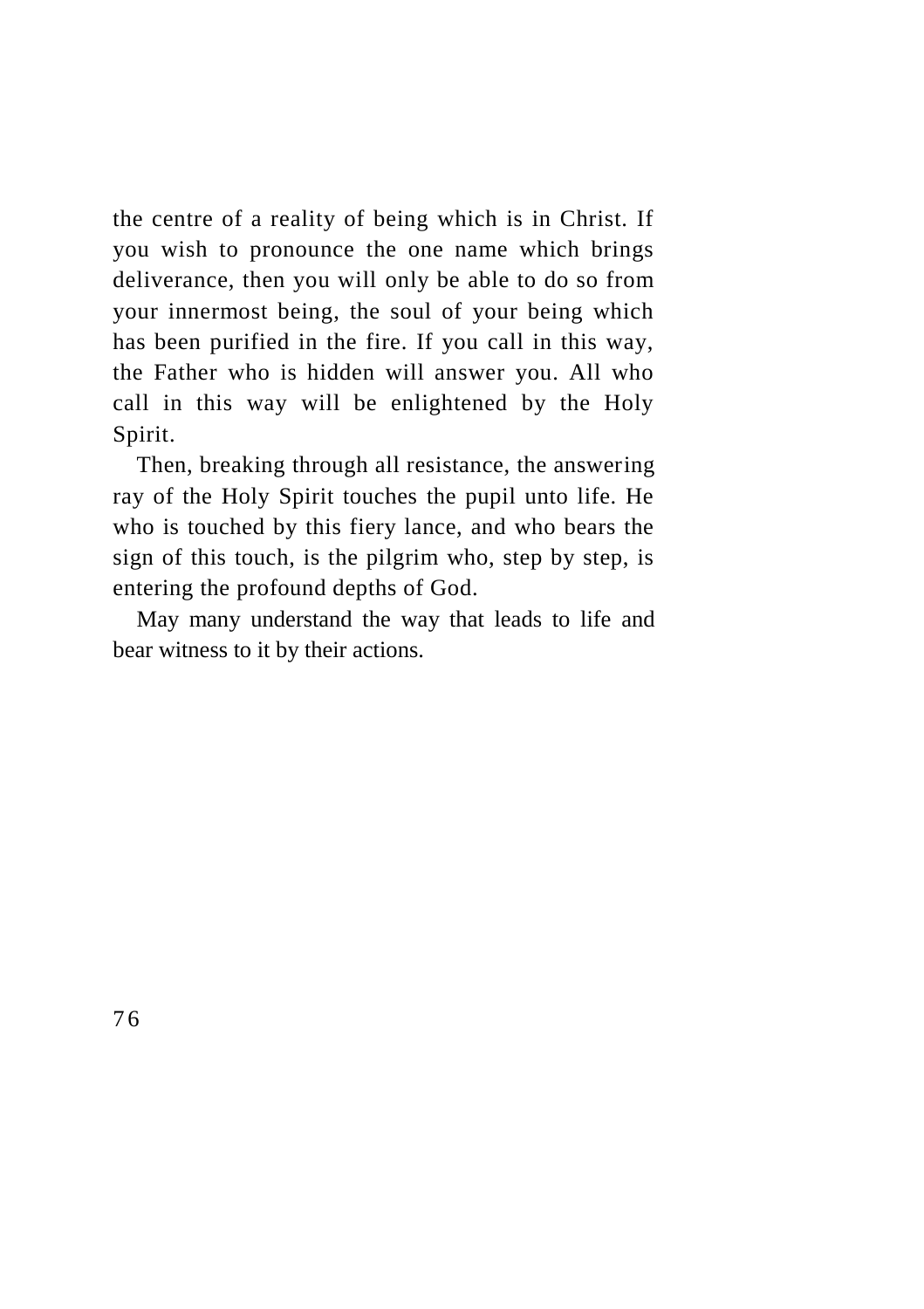the centre of a reality of being which is in Christ. If you wish to pronounce the one name which brings deliverance, then you will only be able to do so from your innermost being, the soul of your being which has been purified in the fire. If you call in this way, the Father who is hidden will answer you. All who call in this way will be enlightened by the Holy Spirit.

Then, breaking through all resistance, the answering ray of the Holy Spirit touches the pupil unto life. He who is touched by this fiery lance, and who bears the sign of this touch, is the pilgrim who, step by step, is entering the profound depths of God.

May many understand the way that leads to life and bear witness to it by their actions.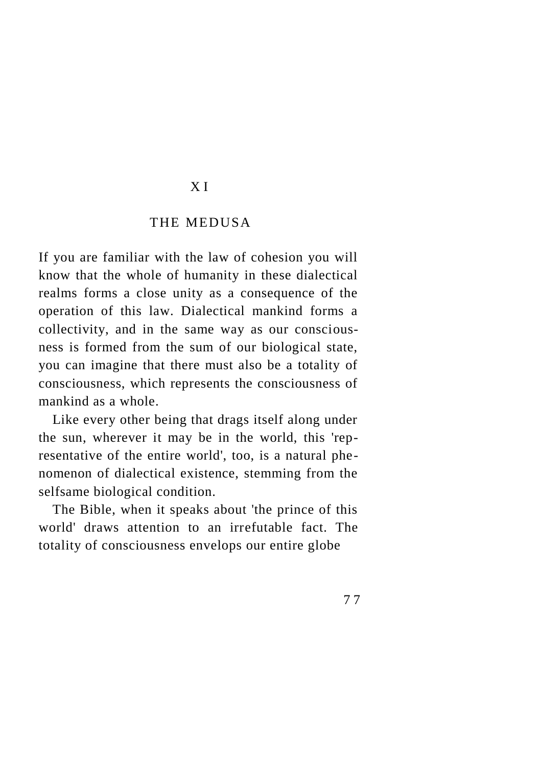# XI

## THE MEDUSA

If you are familiar with the law of cohesion you will know that the whole of humanity in these dialectical realms forms a close unity as a consequence of the operation of this law. Dialectical mankind forms a collectivity, and in the same way as our consciousness is formed from the sum of our biological state, you can imagine that there must also be a totality of consciousness, which represents the consciousness of mankind as a whole.

Like every other being that drags itself along under the sun, wherever it may be in the world, this 'representative of the entire world', too, is a natural phenomenon of dialectical existence, stemming from the selfsame biological condition.

The Bible, when it speaks about 'the prince of this world' draws attention to an irrefutable fact. The totality of consciousness envelops our entire globe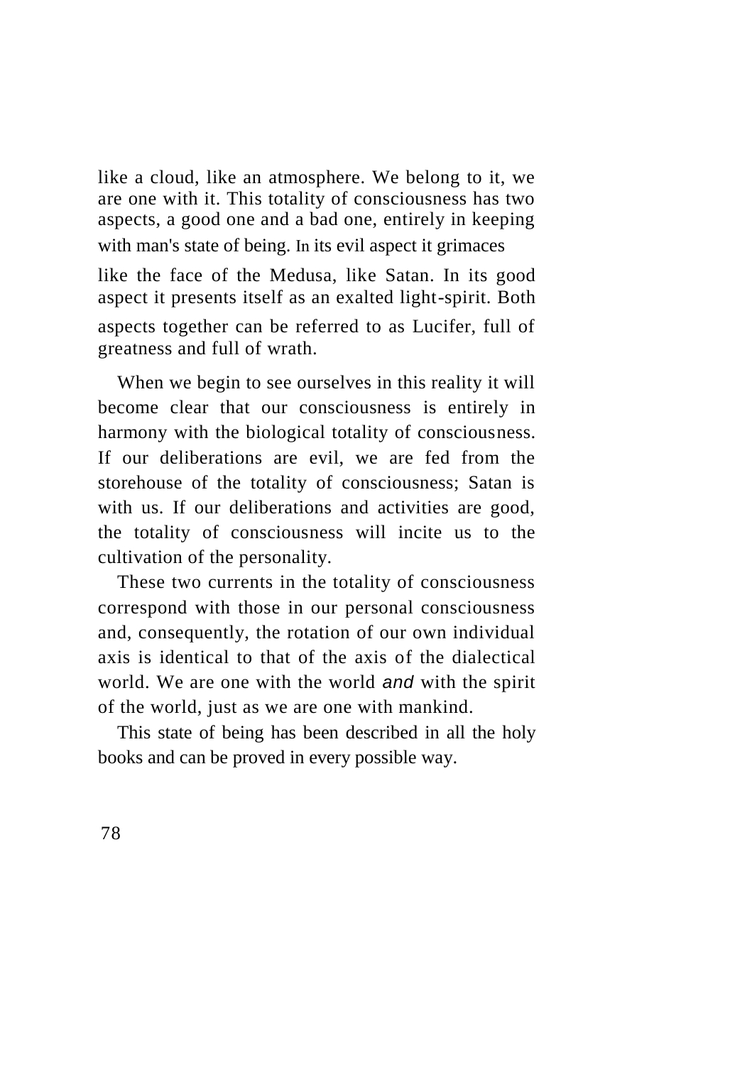like a cloud, like an atmosphere. We belong to it, we are one with it. This totality of consciousness has two aspects, a good one and a bad one, entirely in keeping with man's state of being. In its evil aspect it grimaces like the face of the Medusa, like Satan. In its good aspect it presents itself as an exalted light-spirit. Both aspects together can be referred to as Lucifer, full of greatness and full of wrath.

When we begin to see ourselves in this reality it will become clear that our consciousness is entirely in harmony with the biological totality of consciousness. If our deliberations are evil, we are fed from the storehouse of the totality of consciousness; Satan is with us. If our deliberations and activities are good, the totality of consciousness will incite us to the cultivation of the personality.

These two currents in the totality of consciousness correspond with those in our personal consciousness and, consequently, the rotation of our own individual axis is identical to that of the axis of the dialectical world. We are one with the world *and* with the spirit of the world, just as we are one with mankind.

This state of being has been described in all the holy books and can be proved in every possible way.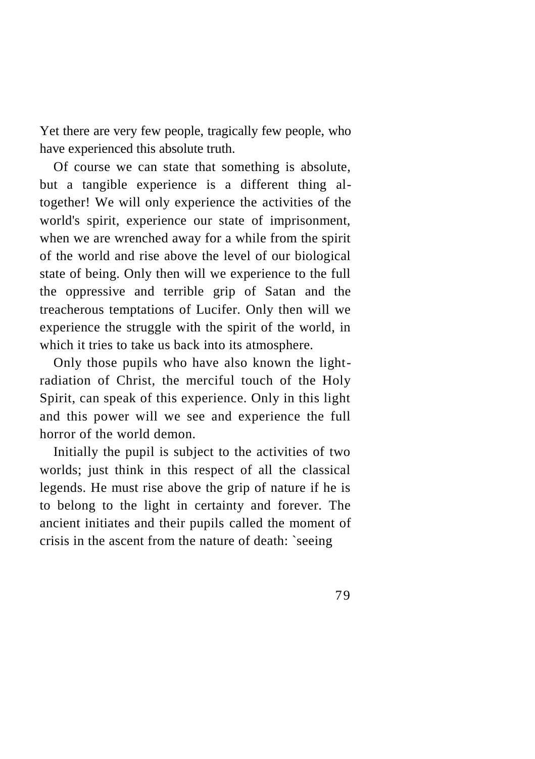Yet there are very few people, tragically few people, who have experienced this absolute truth.

Of course we can state that something is absolute, but a tangible experience is a different thing altogether! We will only experience the activities of the world's spirit, experience our state of imprisonment, when we are wrenched away for a while from the spirit of the world and rise above the level of our biological state of being. Only then will we experience to the full the oppressive and terrible grip of Satan and the treacherous temptations of Lucifer. Only then will we experience the struggle with the spirit of the world, in which it tries to take us back into its atmosphere.

Only those pupils who have also known the light-radiation of Christ, the merciful touch of the Holy Spirit, can speak of this experience. Only in this light and this power will we see and experience the full horror of the world demon.

Initially the pupil is subject to the activities of two worlds; just think in this respect of all the classical legends. He must rise above the grip of nature if he is to belong to the light in certainty and forever. The ancient initiates and their pupils called the moment of crisis in the ascent from the nature of death: `seeing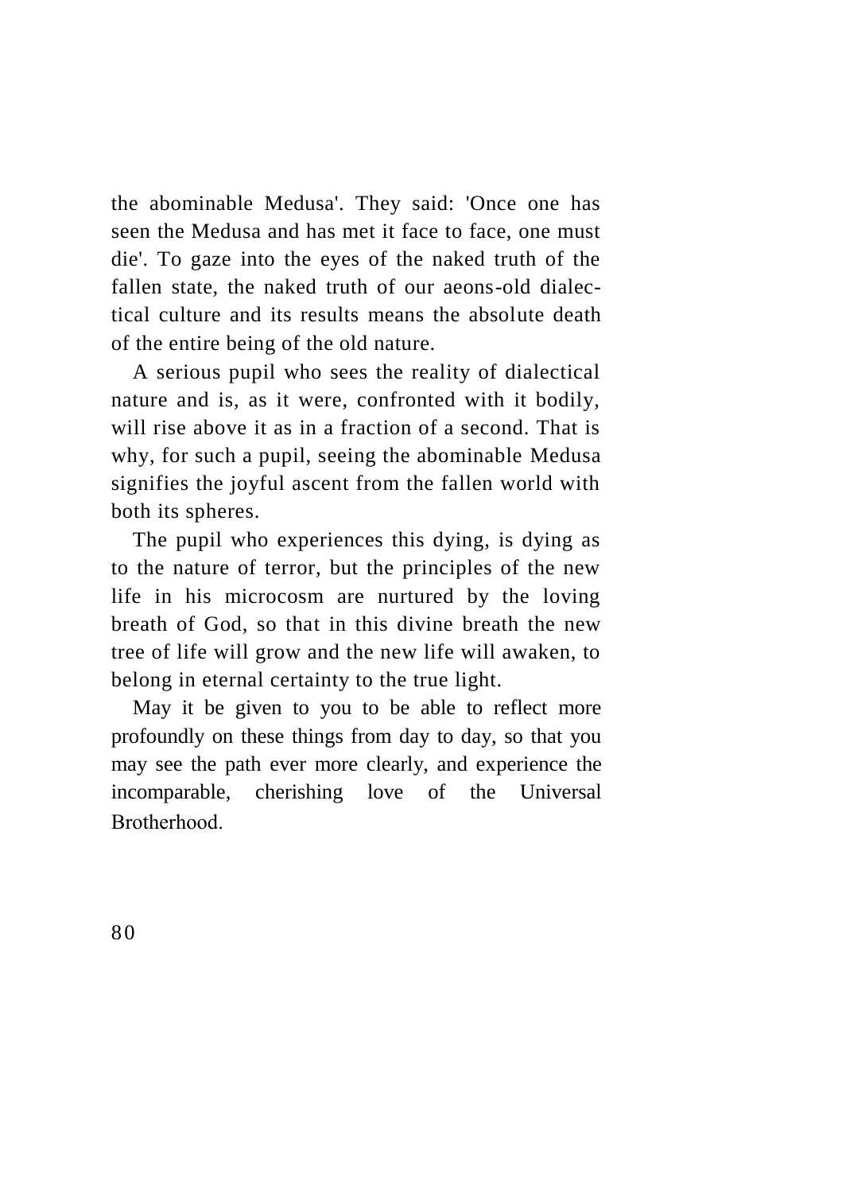the abominable Medusa'. They said: 'Once one has seen the Medusa and has met it face to face, one must die'. To gaze into the eyes of the naked truth of the fallen state, the naked truth of our aeons-old dialectical culture and its results means the absolute death of the entire being of the old nature.

A serious pupil who sees the reality of dialectical nature and is, as it were, confronted with it bodily, will rise above it as in a fraction of a second. That is why, for such a pupil, seeing the abominable Medusa signifies the joyful ascent from the fallen world with both its spheres.

The pupil who experiences this dying, is dying as to the nature of terror, but the principles of the new life in his microcosm are nurtured by the loving breath of God, so that in this divine breath the new tree of life will grow and the new life will awaken, to belong in eternal certainty to the true light.

May it be given to you to be able to reflect more profoundly on these things from day to day, so that you may see the path ever more clearly, and experience the incomparable, cherishing love of the Universal Brotherhood.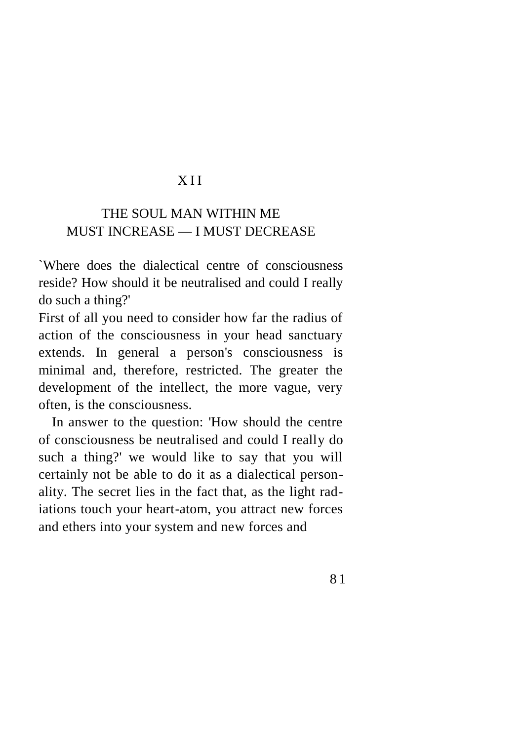# XII

## THE SOUL MAN WITHIN ME MUST INCREASE — I MUST DECREASE

`Where does the dialectical centre of consciousness reside? How should it be neutralised and could I really do such a thing?'

First of all you need to consider how far the radius of action of the consciousness in your head sanctuary extends. In general a person's consciousness is minimal and, therefore, restricted. The greater the development of the intellect, the more vague, very often, is the consciousness.

In answer to the question: 'How should the centre of consciousness be neutralised and could I really do such a thing?' we would like to say that you will certainly not be able to do it as a dialectical personality. The secret lies in the fact that, as the light radiations touch your heart-atom, you attract new forces and ethers into your system and new forces and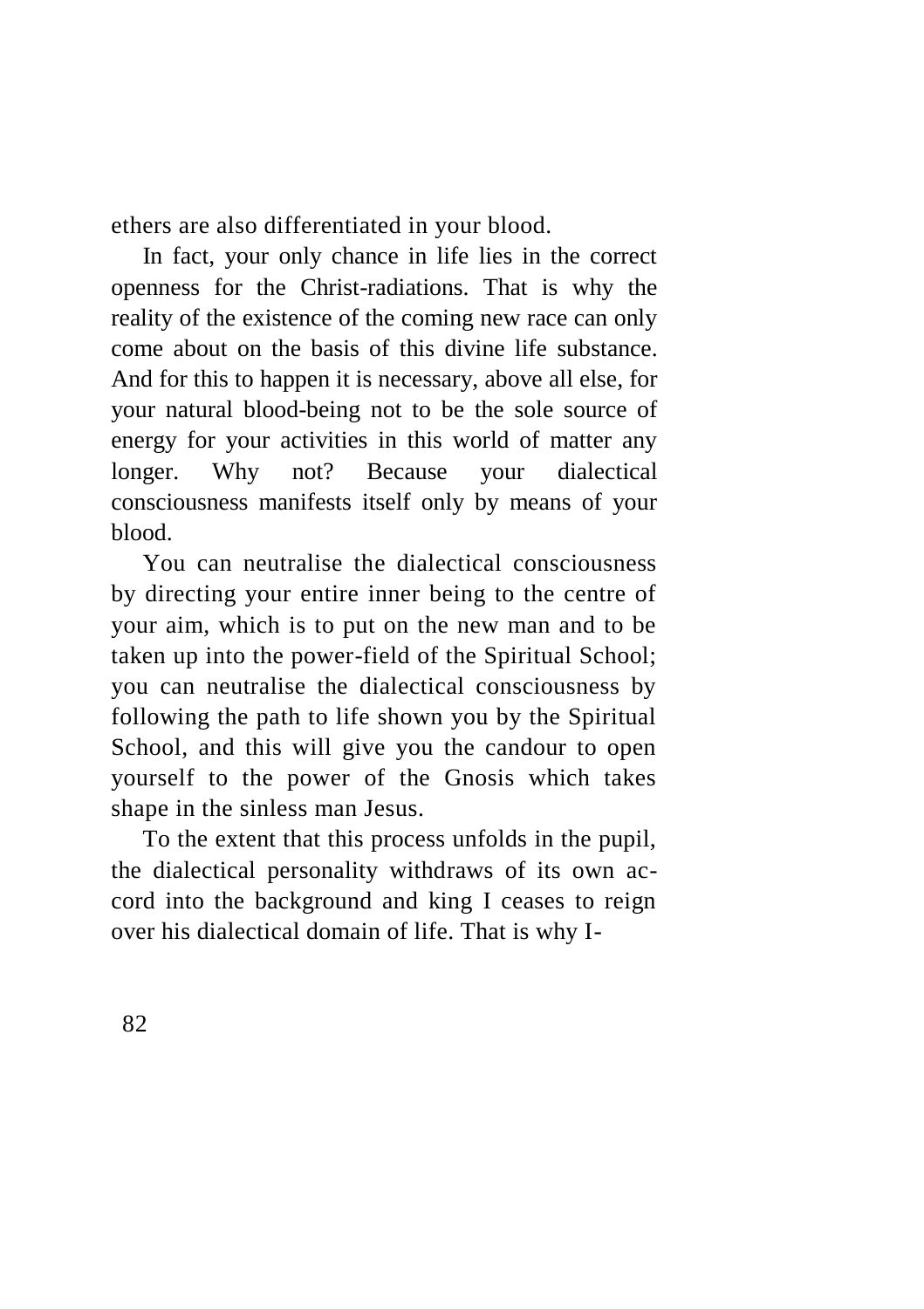ethers are also differentiated in your blood.

In fact, your only chance in life lies in the correct openness for the Christ-radiations. That is why the reality of the existence of the coming new race can only come about on the basis of this divine life substance. And for this to happen it is necessary, above all else, for your natural blood-being not to be the sole source of energy for your activities in this world of matter any longer. Why not? Because your dialectical consciousness manifests itself only by means of your blood.

You can neutralise the dialectical consciousness by directing your entire inner being to the centre of your aim, which is to put on the new man and to be taken up into the power-field of the Spiritual School; you can neutralise the dialectical consciousness by following the path to life shown you by the Spiritual School, and this will give you the candour to open yourself to the power of the Gnosis which takes shape in the sinless man Jesus.

To the extent that this process unfolds in the pupil, the dialectical personality withdraws of its own accord into the background and king I ceases to reign over his dialectical domain of life. That is why I-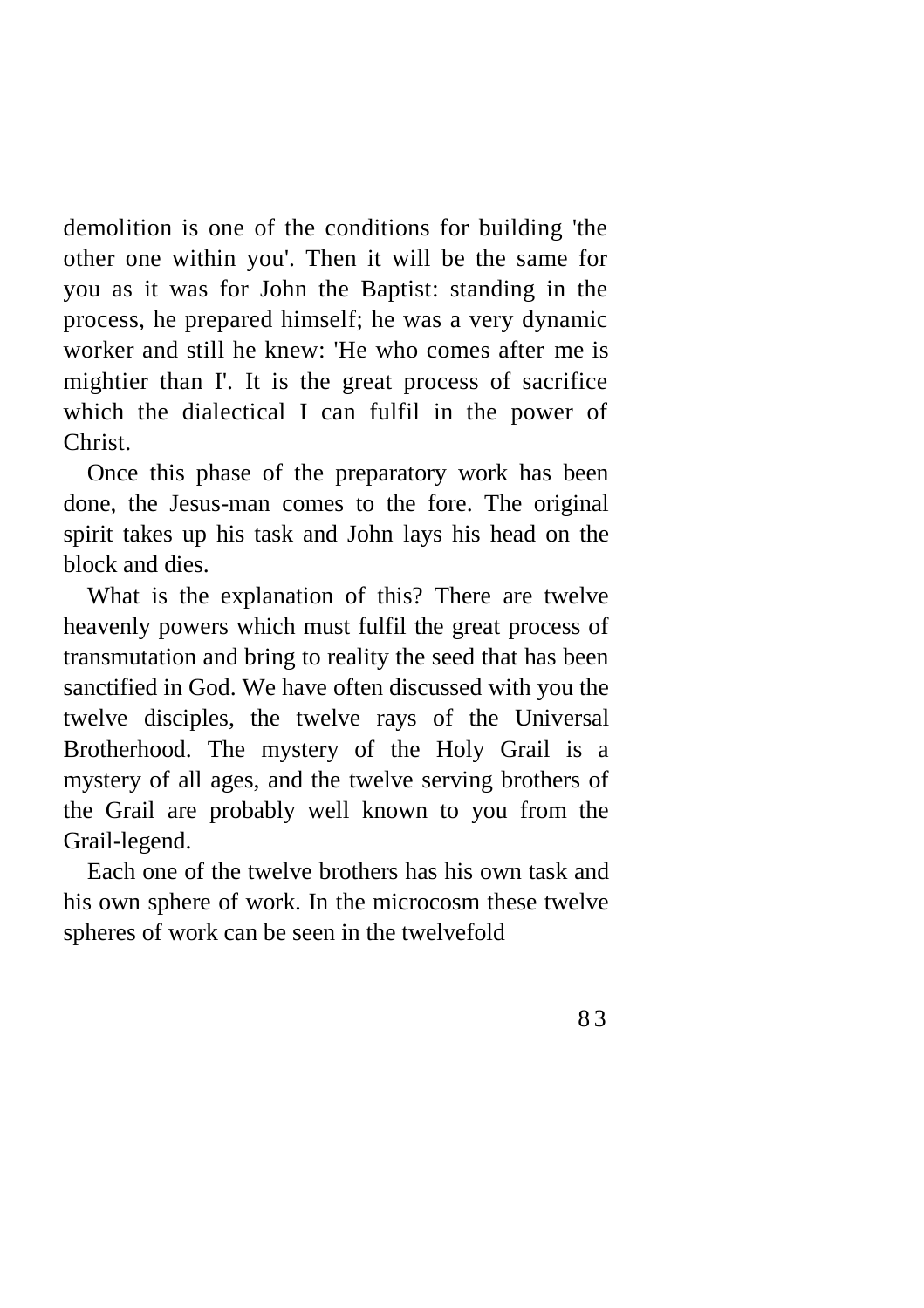demolition is one of the conditions for building 'the other one within you'. Then it will be the same for you as it was for John the Baptist: standing in the process, he prepared himself; he was a very dynamic worker and still he knew: 'He who comes after me is mightier than I'. It is the great process of sacrifice which the dialectical I can fulfil in the power of Christ.

Once this phase of the preparatory work has been done, the Jesus-man comes to the fore. The original spirit takes up his task and John lays his head on the block and dies.

What is the explanation of this? There are twelve heavenly powers which must fulfil the great process of transmutation and bring to reality the seed that has been sanctified in God. We have often discussed with you the twelve disciples, the twelve rays of the Universal Brotherhood. The mystery of the Holy Grail is a mystery of all ages, and the twelve serving brothers of the Grail are probably well known to you from the Grail-legend.

Each one of the twelve brothers has his own task and his own sphere of work. In the microcosm these twelve spheres of work can be seen in the twelvefold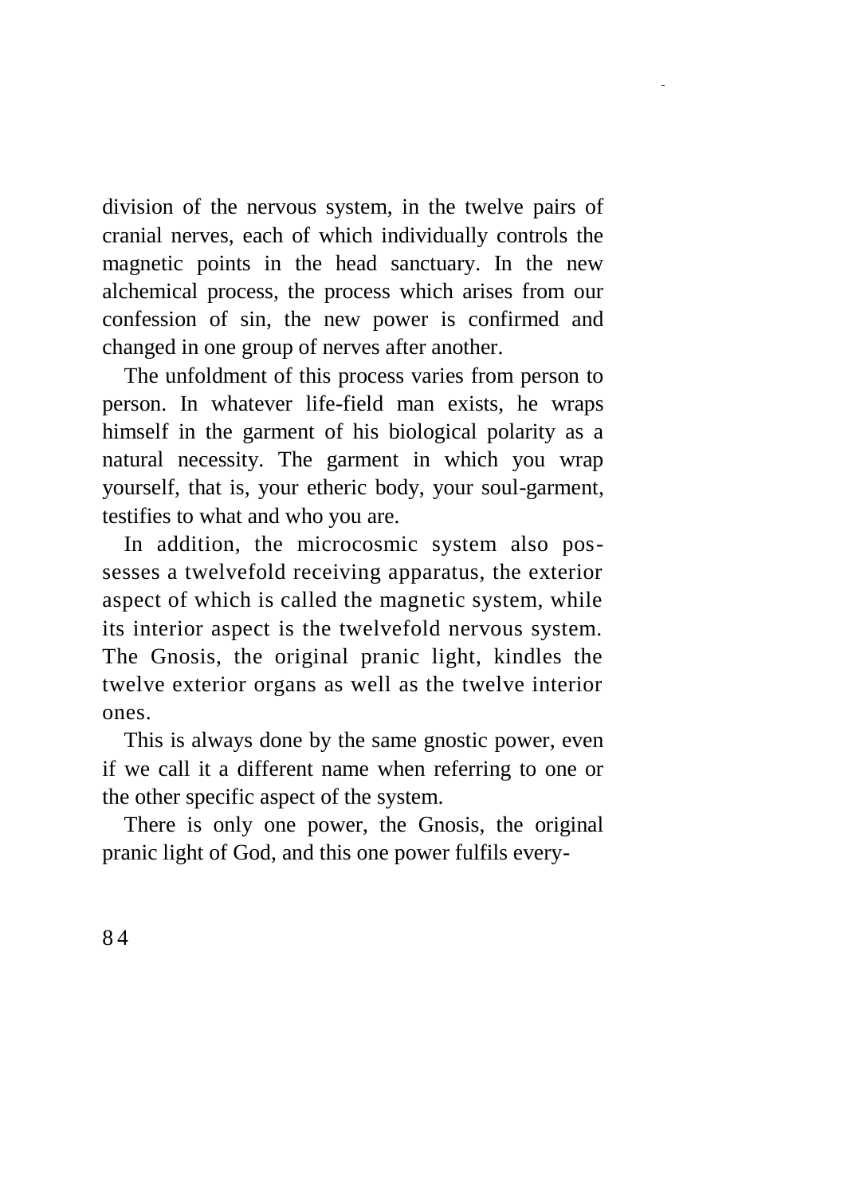division of the nervous system, in the twelve pairs of cranial nerves, each of which individually controls the magnetic points in the head sanctuary. In the new alchemical process, the process which arises from our confession of sin, the new power is confirmed and changed in one group of nerves after another.

The unfoldment of this process varies from person to person. In whatever life-field man exists, he wraps himself in the garment of his biological polarity as a natural necessity. The garment in which you wrap yourself, that is, your etheric body, your soul-garment, testifies to what and who you are.

In addition, the microcosmic system also possesses a twelvefold receiving apparatus, the exterior aspect of which is called the magnetic system, while its interior aspect is the twelvefold nervous system. The Gnosis, the original pranic light, kindles the twelve exterior organs as well as the twelve interior ones.

This is always done by the same gnostic power, even if we call it a different name when referring to one or the other specific aspect of the system.

There is only one power, the Gnosis, the original pranic light of God, and this one power fulfils every-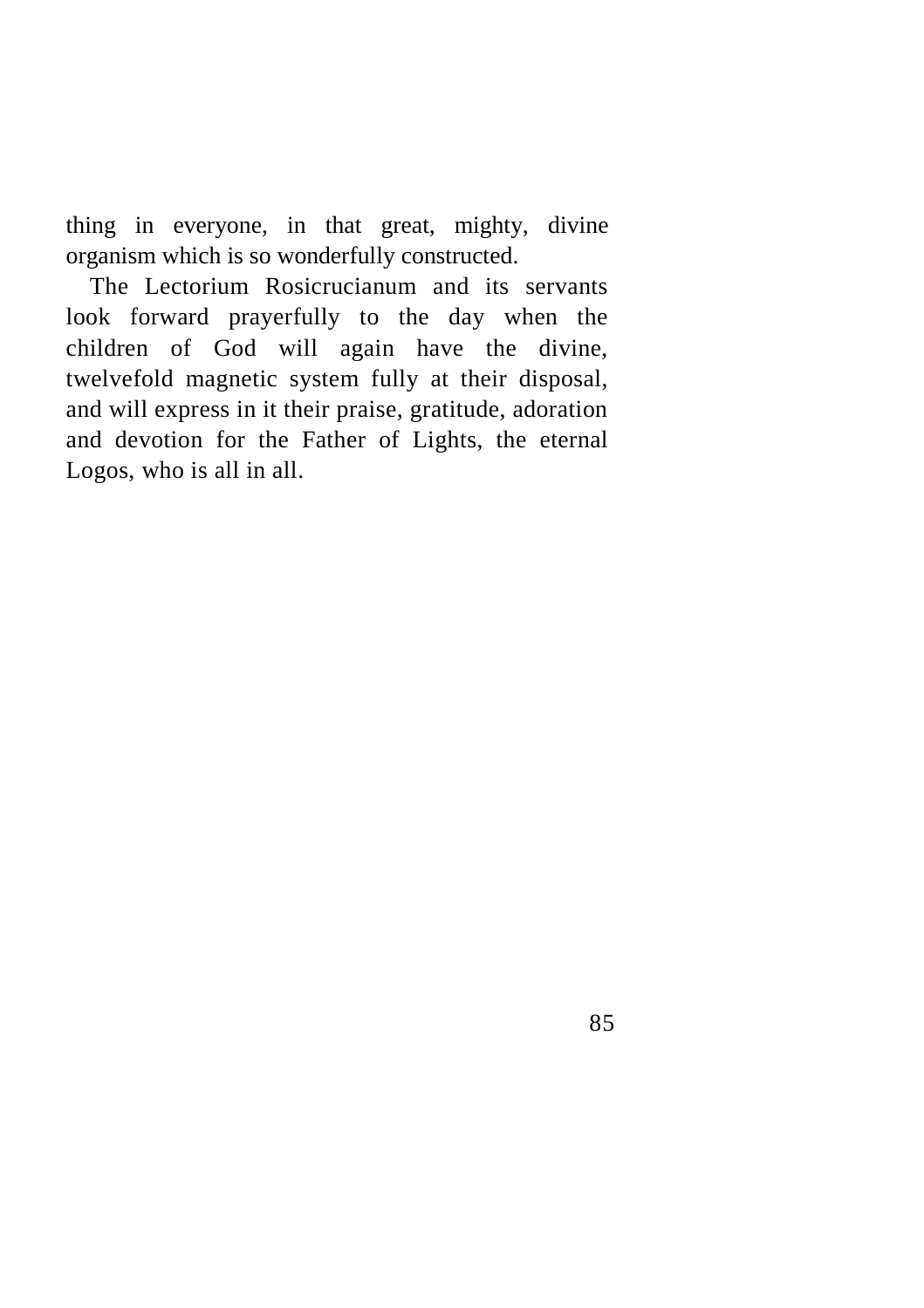thing in everyone, in that great, mighty, divine organism which is so wonderfully constructed.

The Lectorium Rosicrucianum and its servants look forward prayerfully to the day when the children of God will again have the divine, twelvefold magnetic system fully at their disposal, and will express in it their praise, gratitude, adoration and devotion for the Father of Lights, the eternal Logos, who is all in all.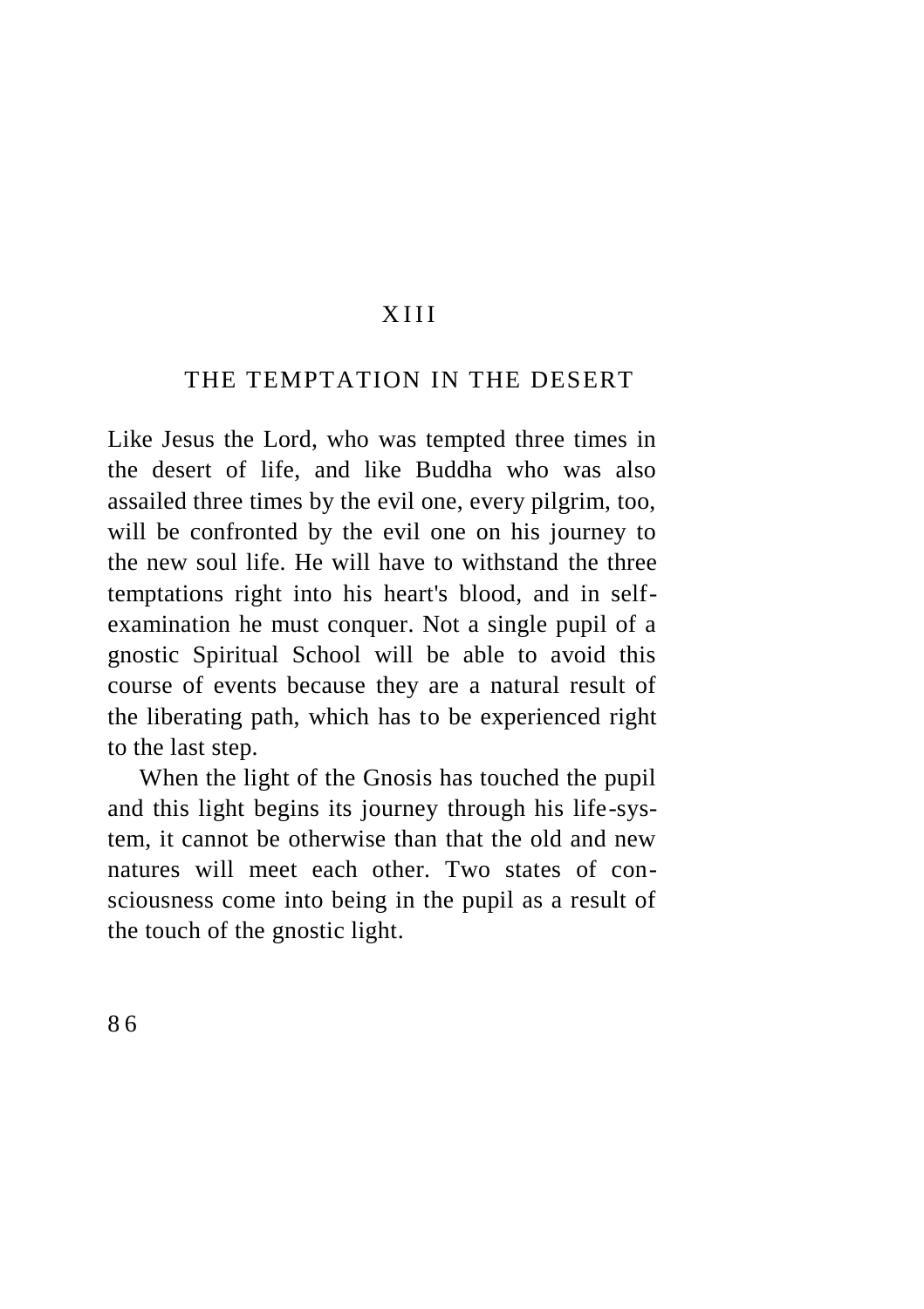# XIII

## THE TEMPTATION IN THE DESERT

Like Jesus the Lord, who was tempted three times in the desert of life, and like Buddha who was also assailed three times by the evil one, every pilgrim, too, will be confronted by the evil one on his journey to the new soul life. He will have to withstand the three temptations right into his heart's blood, and in self-examination he must conquer. Not a single pupil of a gnostic Spiritual School will be able to avoid this course of events because they are a natural result of the liberating path, which has to be experienced right to the last step.

When the light of the Gnosis has touched the pupil and this light begins its journey through his life-system, it cannot be otherwise than that the old and new natures will meet each other. Two states of consciousness come into being in the pupil as a result of the touch of the gnostic light.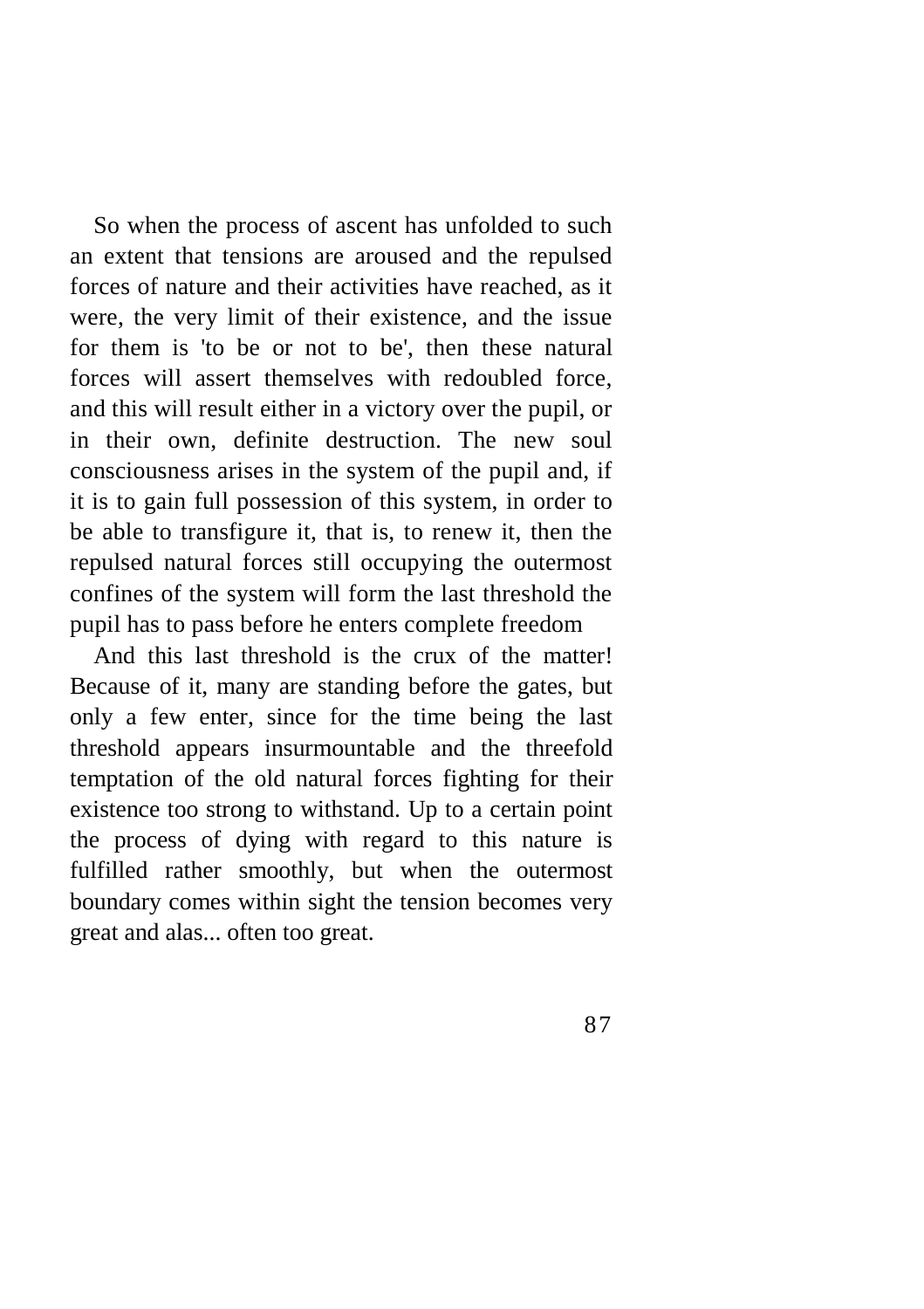So when the process of ascent has unfolded to such an extent that tensions are aroused and the repulsed forces of nature and their activities have reached, as it were, the very limit of their existence, and the issue for them is 'to be or not to be', then these natural forces will assert themselves with redoubled force, and this will result either in a victory over the pupil, or in their own, definite destruction. The new soul consciousness arises in the system of the pupil and, if it is to gain full possession of this system, in order to be able to transfigure it, that is, to renew it, then the repulsed natural forces still occupying the outermost confines of the system will form the last threshold the pupil has to pass before he enters complete freedom

And this last threshold is the crux of the matter! Because of it, many are standing before the gates, but only a few enter, since for the time being the last threshold appears insurmountable and the threefold temptation of the old natural forces fighting for their existence too strong to withstand. Up to a certain point the process of dying with regard to this nature is fulfilled rather smoothly, but when the outermost boundary comes within sight the tension becomes very great and alas... often too great.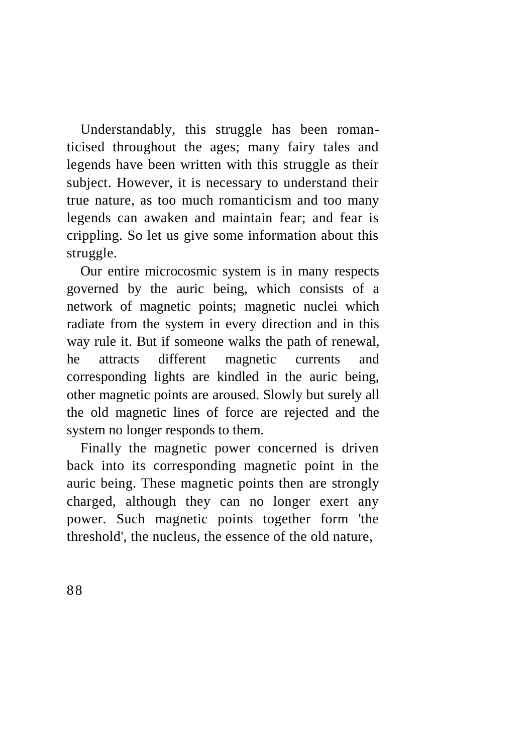Understandably, this struggle has been romanticised throughout the ages; many fairy tales and legends have been written with this struggle as their subject. However, it is necessary to understand their true nature, as too much romanticism and too many legends can awaken and maintain fear; and fear is crippling. So let us give some information about this struggle.

Our entire microcosmic system is in many respects governed by the auric being, which consists of a network of magnetic points; magnetic nuclei which radiate from the system in every direction and in this way rule it. But if someone walks the path of renewal, he attracts different magnetic currents and corresponding lights are kindled in the auric being, other magnetic points are aroused. Slowly but surely all the old magnetic lines of force are rejected and the system no longer responds to them.

Finally the magnetic power concerned is driven back into its corresponding magnetic point in the auric being. These magnetic points then are strongly charged, although they can no longer exert any power. Such magnetic points together form 'the threshold', the nucleus, the essence of the old nature,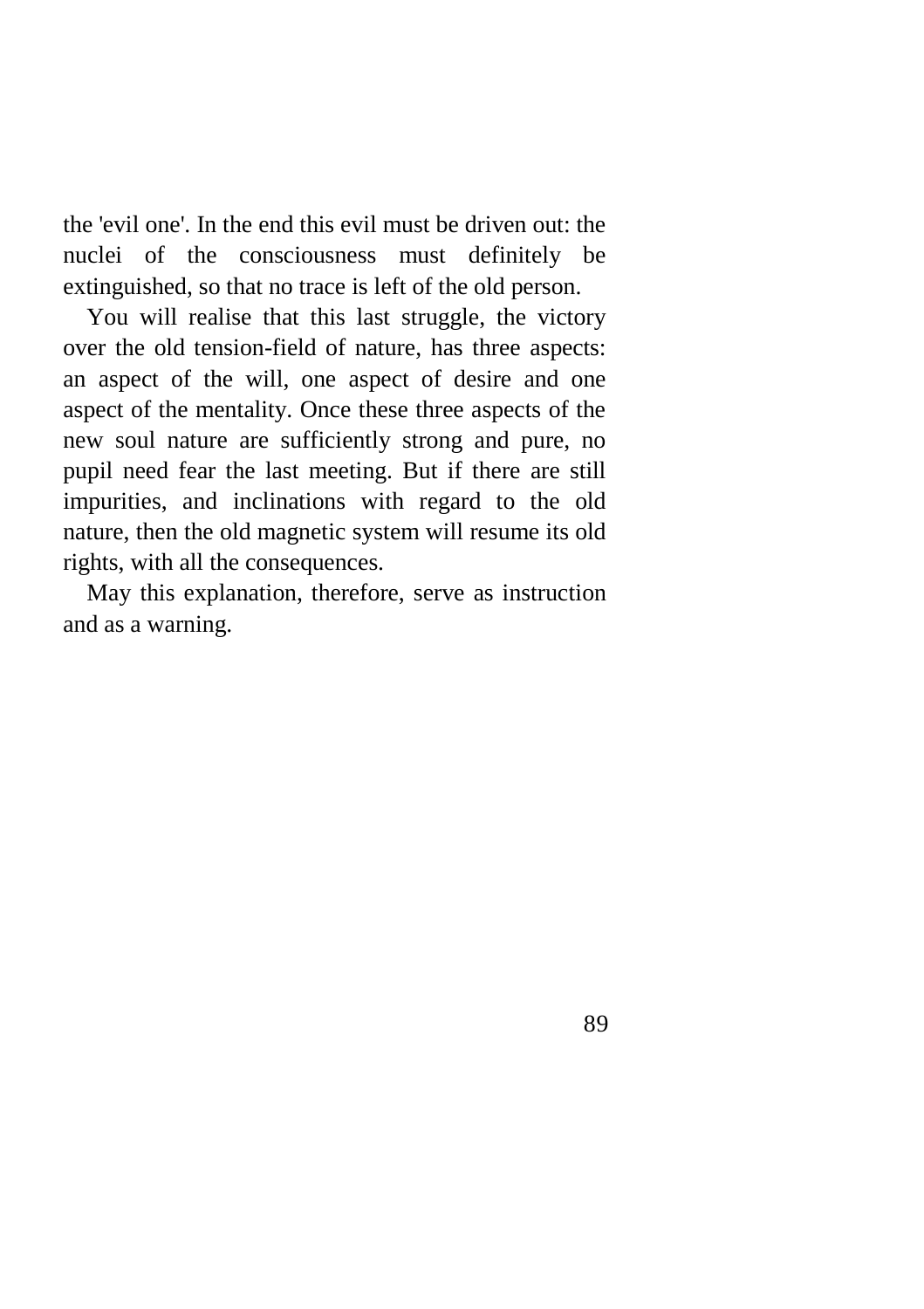the 'evil one'. In the end this evil must be driven out: the nuclei of the consciousness must definitely be extinguished, so that no trace is left of the old person.

You will realise that this last struggle, the victory over the old tension-field of nature, has three aspects: an aspect of the will, one aspect of desire and one aspect of the mentality. Once these three aspects of the new soul nature are sufficiently strong and pure, no pupil need fear the last meeting. But if there are still impurities, and inclinations with regard to the old nature, then the old magnetic system will resume its old rights, with all the consequences.

May this explanation, therefore, serve as instruction and as a warning.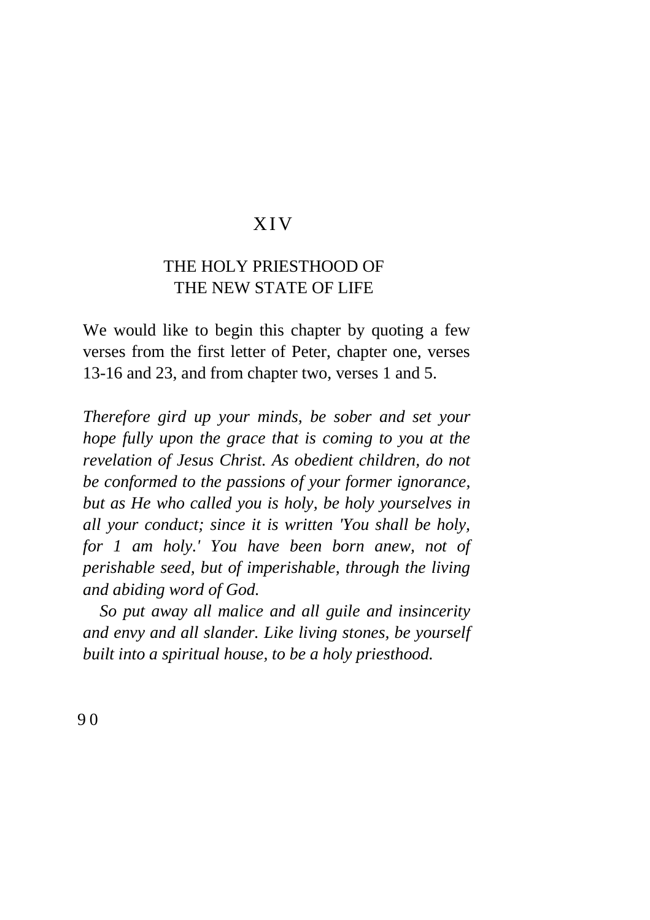# XIV

## THE HOLY PRIESTHOOD OF THE NEW STATE OF LIFE

We would like to begin this chapter by quoting a few verses from the first letter of Peter, chapter one, verses 13-16 and 23, and from chapter two, verses 1 and 5.

*Therefore gird up your minds, be sober and set your hope fully upon the grace that is coming to you at the revelation of Jesus Christ. As obedient children, do not be conformed to the passions of your former ignorance, but as He who called you is holy, be holy yourselves in all your conduct; since it is written 'You shall be holy, for 1 am holy.' You have been born anew, not of perishable seed, but of imperishable, through the living and abiding word of God.*

*So put away all malice and all guile and insincerity and envy and all slander. Like living stones, be yourself built into a spiritual house, to be a holy priesthood.*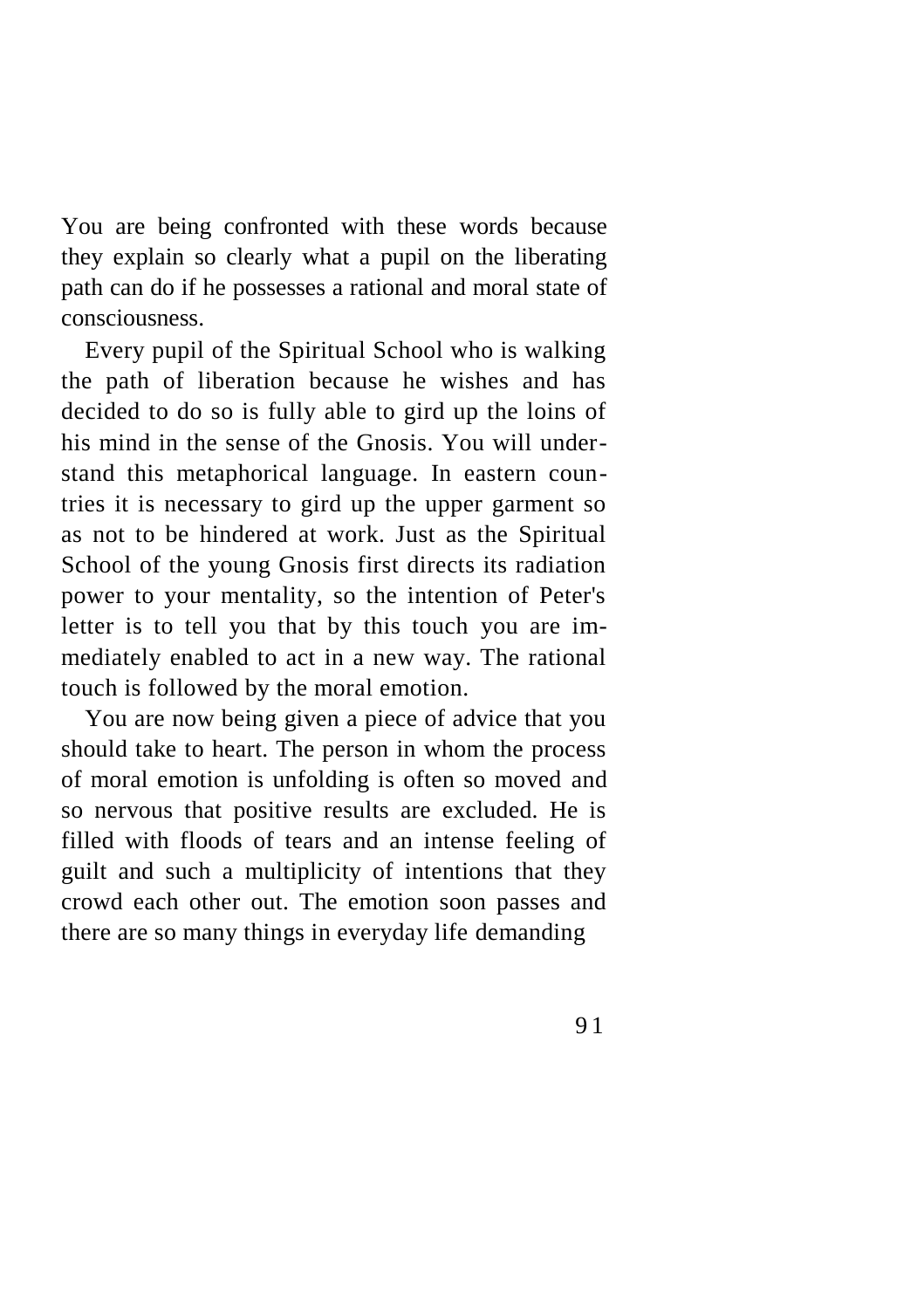You are being confronted with these words because they explain so clearly what a pupil on the liberating path can do if he possesses a rational and moral state of consciousness.

Every pupil of the Spiritual School who is walking the path of liberation because he wishes and has decided to do so is fully able to gird up the loins of his mind in the sense of the Gnosis. You will understand this metaphorical language. In eastern countries it is necessary to gird up the upper garment so as not to be hindered at work. Just as the Spiritual School of the young Gnosis first directs its radiation power to your mentality, so the intention of Peter's letter is to tell you that by this touch you are immediately enabled to act in a new way. The rational touch is followed by the moral emotion.

You are now being given a piece of advice that you should take to heart. The person in whom the process of moral emotion is unfolding is often so moved and so nervous that positive results are excluded. He is filled with floods of tears and an intense feeling of guilt and such a multiplicity of intentions that they crowd each other out. The emotion soon passes and there are so many things in everyday life demanding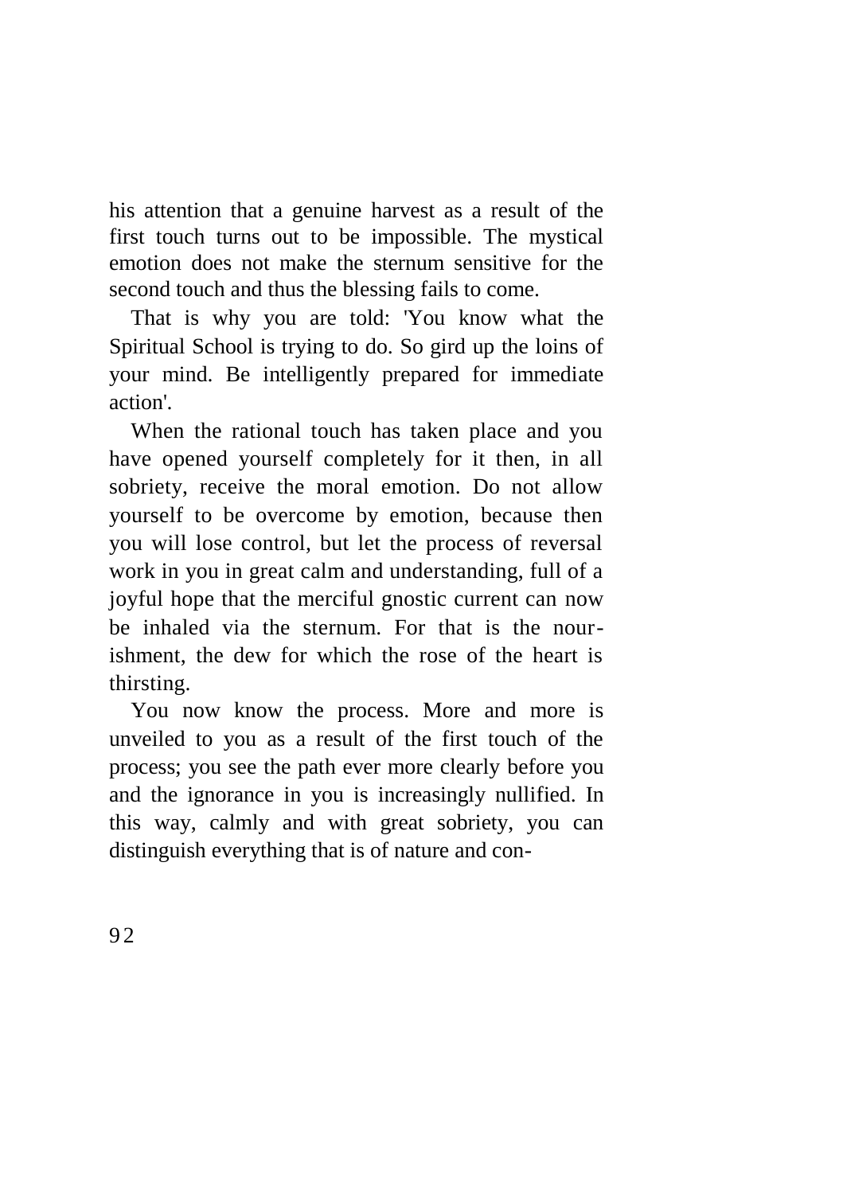his attention that a genuine harvest as a result of the first touch turns out to be impossible. The mystical emotion does not make the sternum sensitive for the second touch and thus the blessing fails to come.

That is why you are told: 'You know what the Spiritual School is trying to do. So gird up the loins of your mind. Be intelligently prepared for immediate action'.

When the rational touch has taken place and you have opened yourself completely for it then, in all sobriety, receive the moral emotion. Do not allow yourself to be overcome by emotion, because then you will lose control, but let the process of reversal work in you in great calm and understanding, full of a joyful hope that the merciful gnostic current can now be inhaled via the sternum. For that is the nourishment, the dew for which the rose of the heart is thirsting.

You now know the process. More and more is unveiled to you as a result of the first touch of the process; you see the path ever more clearly before you and the ignorance in you is increasingly nullified. In this way, calmly and with great sobriety, you can distinguish everything that is of nature and con-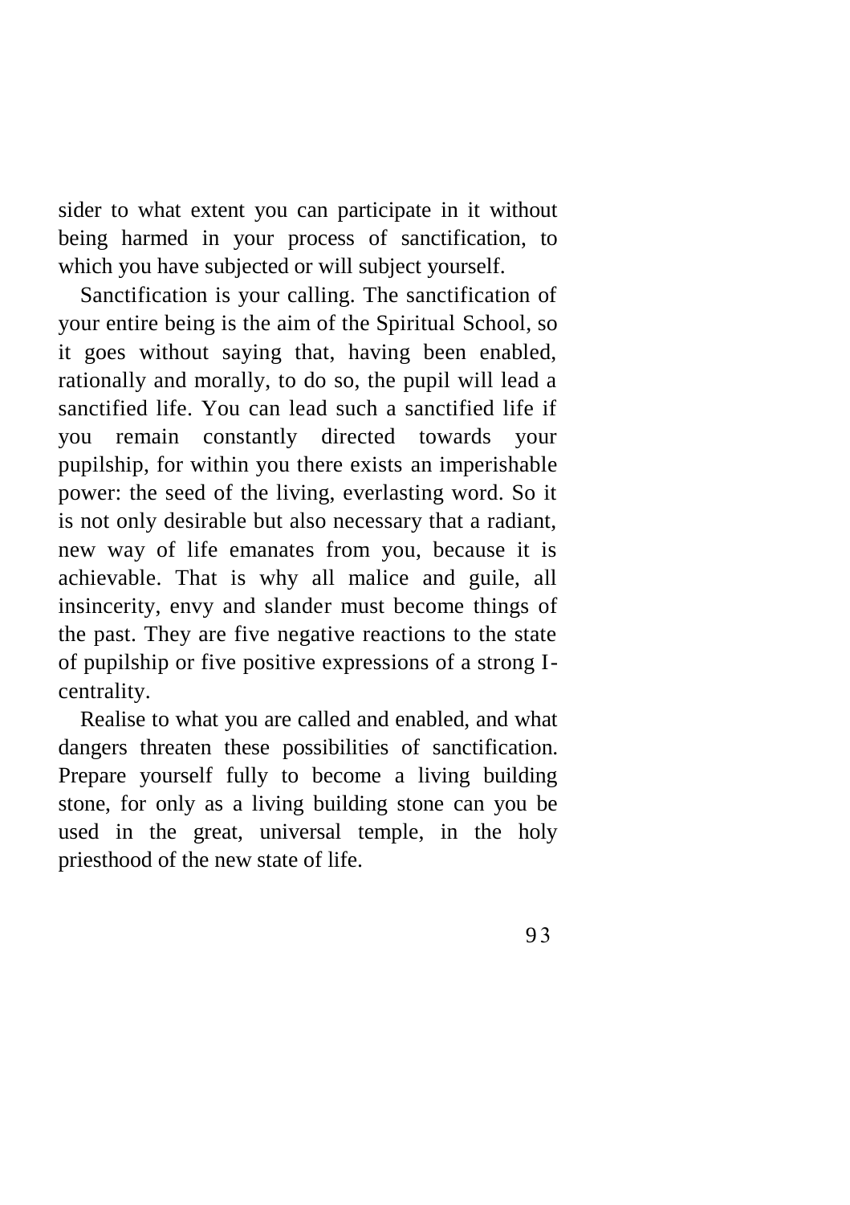sider to what extent you can participate in it without being harmed in your process of sanctification, to which you have subjected or will subject yourself.

Sanctification is your calling. The sanctification of your entire being is the aim of the Spiritual School, so it goes without saying that, having been enabled, rationally and morally, to do so, the pupil will lead a sanctified life. You can lead such a sanctified life if you remain constantly directed towards your pupilship, for within you there exists an imperishable power: the seed of the living, everlasting word. So it is not only desirable but also necessary that a radiant, new way of life emanates from you, because it is achievable. That is why all malice and guile, all insincerity, envy and slander must become things of the past. They are five negative reactions to the state of pupilship or five positive expressions of a strong I-centrality.

Realise to what you are called and enabled, and what dangers threaten these possibilities of sanctification. Prepare yourself fully to become a living building stone, for only as a living building stone can you be used in the great, universal temple, in the holy priesthood of the new state of life.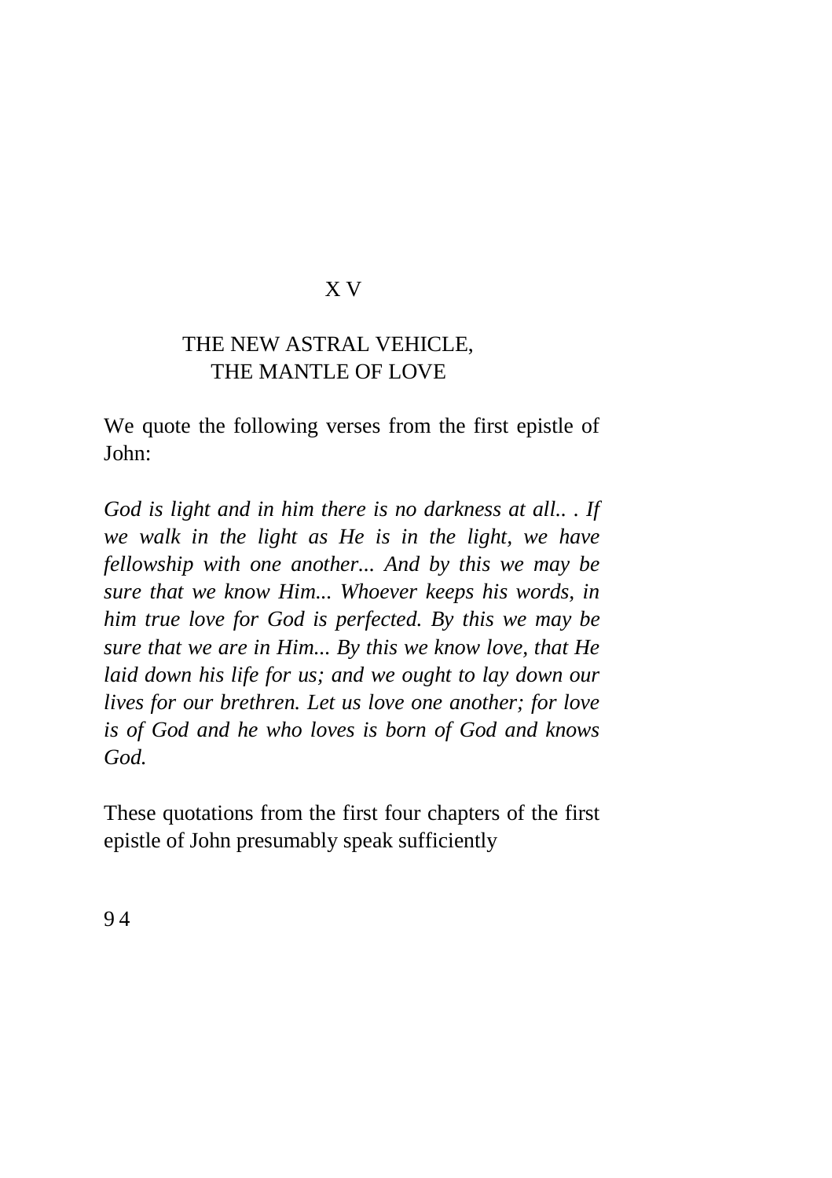# X V

## THE NEW ASTRAL VEHICLE, THE MANTLE OF LOVE

We quote the following verses from the first epistle of John:

*God is light and in him there is no darkness at all.. . If we walk in the light as He is in the light, we have fellowship with one another... And by this we may be sure that we know Him... Whoever keeps his words, in him true love for God is perfected. By this we may be sure that we are in Him... By this we know love, that He laid down his life for us; and we ought to lay down our lives for our brethren. Let us love one another; for love is of God and he who loves is born of God and knows God.*

These quotations from the first four chapters of the first epistle of John presumably speak sufficiently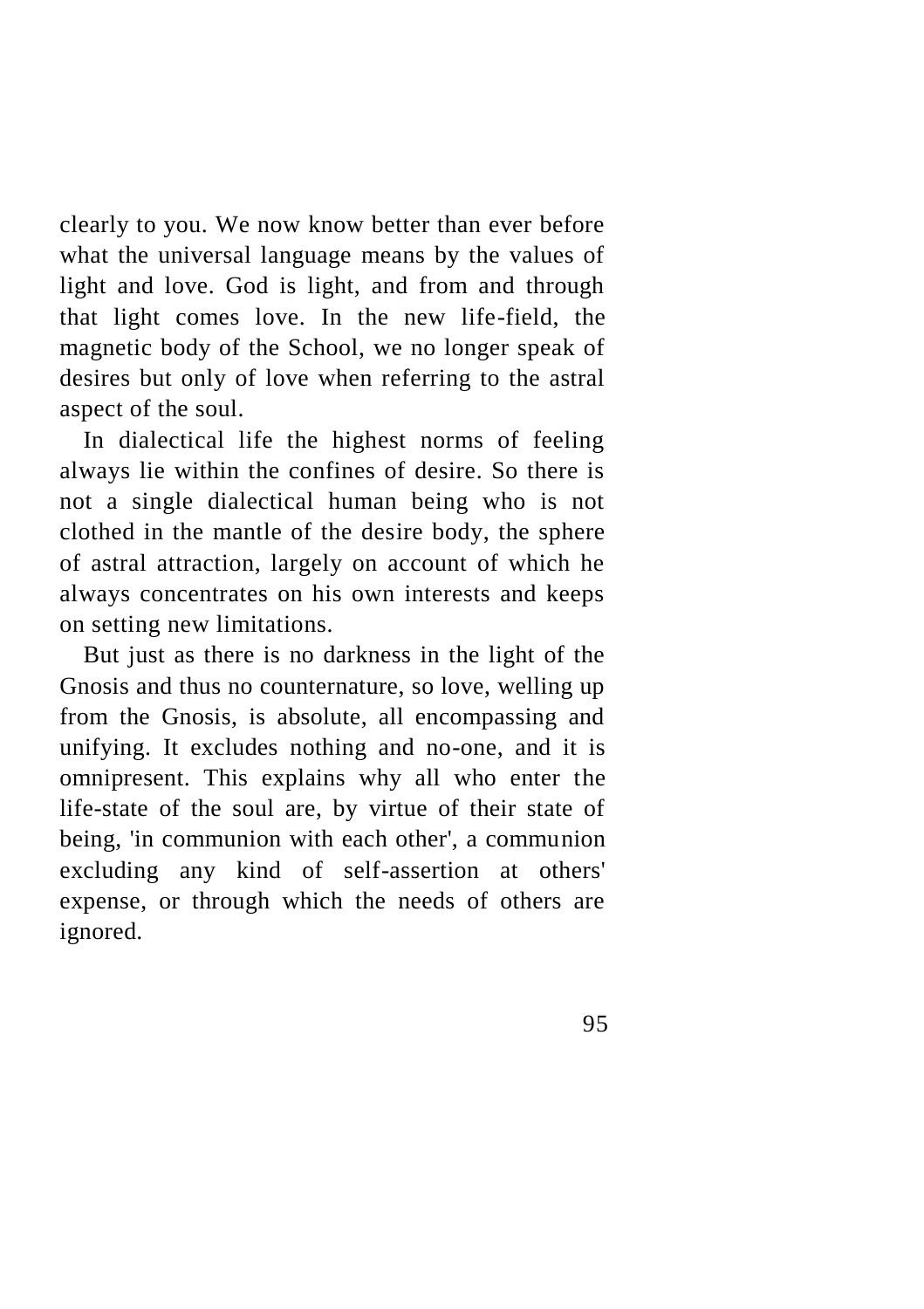clearly to you. We now know better than ever before what the universal language means by the values of light and love. God is light, and from and through that light comes love. In the new life-field, the magnetic body of the School, we no longer speak of desires but only of love when referring to the astral aspect of the soul.

In dialectical life the highest norms of feeling always lie within the confines of desire. So there is not a single dialectical human being who is not clothed in the mantle of the desire body, the sphere of astral attraction, largely on account of which he always concentrates on his own interests and keeps on setting new limitations.

But just as there is no darkness in the light of the Gnosis and thus no counternature, so love, welling up from the Gnosis, is absolute, all encompassing and unifying. It excludes nothing and no-one, and it is omnipresent. This explains why all who enter the life-state of the soul are, by virtue of their state of being, 'in communion with each other', a communion excluding any kind of self-assertion at others' expense, or through which the needs of others are ignored.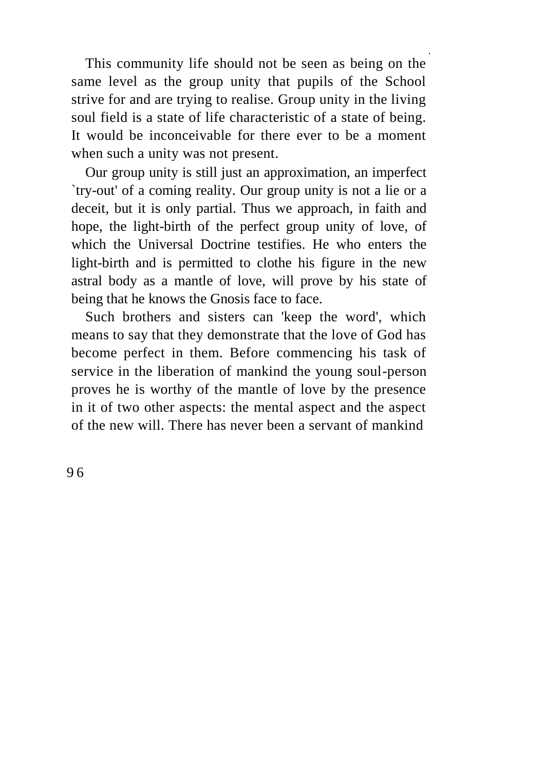This community life should not be seen as being on the same level as the group unity that pupils of the School strive for and are trying to realise. Group unity in the living soul field is a state of life characteristic of a state of being. It would be inconceivable for there ever to be a moment when such a unity was not present.

Our group unity is still just an approximation, an imperfect `try-out' of a coming reality. Our group unity is not a lie or a deceit, but it is only partial. Thus we approach, in faith and hope, the light-birth of the perfect group unity of love, of which the Universal Doctrine testifies. He who enters the light-birth and is permitted to clothe his figure in the new astral body as a mantle of love, will prove by his state of being that he knows the Gnosis face to face.

Such brothers and sisters can 'keep the word', which means to say that they demonstrate that the love of God has become perfect in them. Before commencing his task of service in the liberation of mankind the young soul-person proves he is worthy of the mantle of love by the presence in it of two other aspects: the mental aspect and the aspect of the new will. There has never been a servant of mankind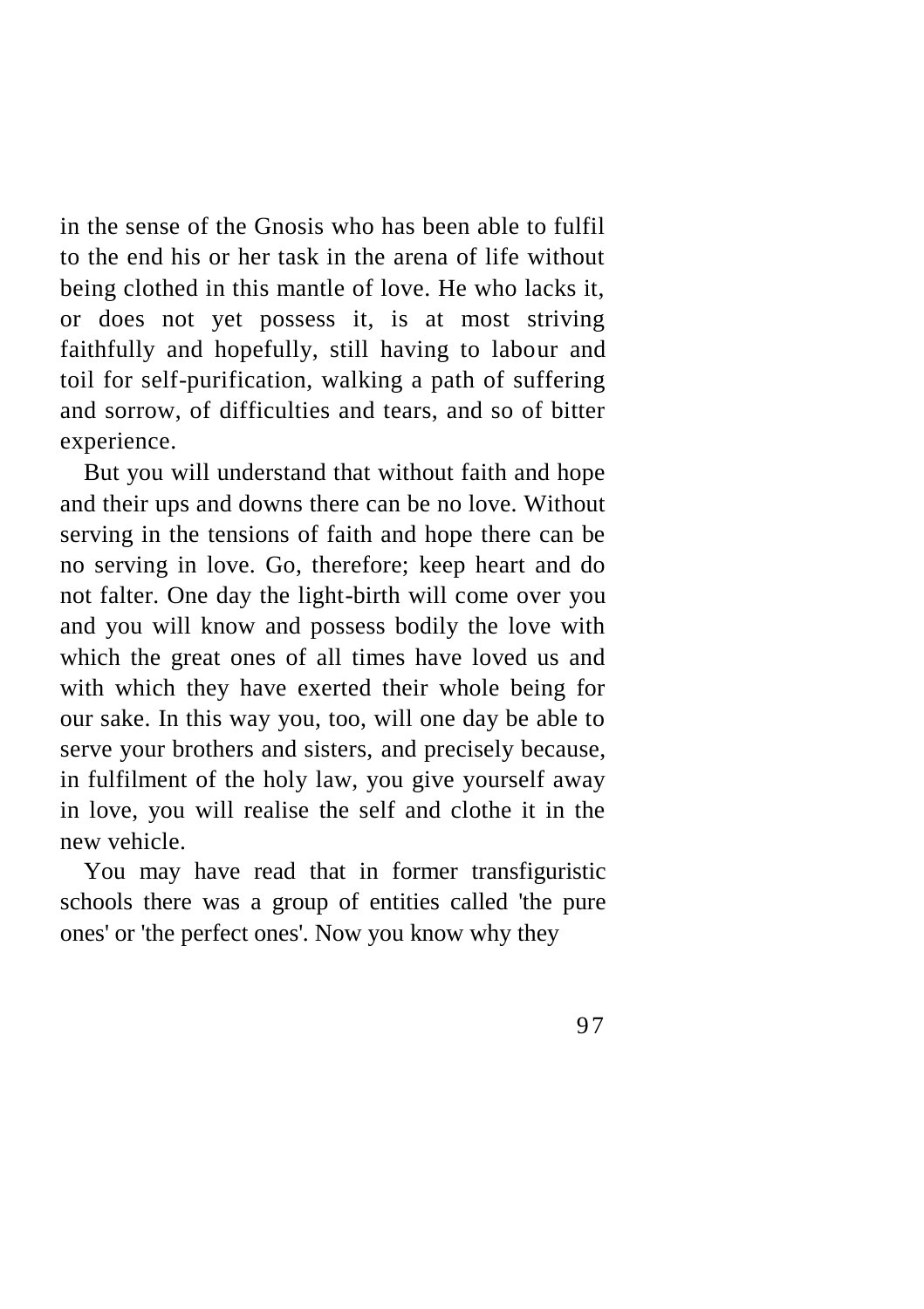in the sense of the Gnosis who has been able to fulfil to the end his or her task in the arena of life without being clothed in this mantle of love. He who lacks it, or does not yet possess it, is at most striving faithfully and hopefully, still having to labour and toil for self-purification, walking a path of suffering and sorrow, of difficulties and tears, and so of bitter experience.

But you will understand that without faith and hope and their ups and downs there can be no love. Without serving in the tensions of faith and hope there can be no serving in love. Go, therefore; keep heart and do not falter. One day the light-birth will come over you and you will know and possess bodily the love with which the great ones of all times have loved us and with which they have exerted their whole being for our sake. In this way you, too, will one day be able to serve your brothers and sisters, and precisely because, in fulfilment of the holy law, you give yourself away in love, you will realise the self and clothe it in the new vehicle.

You may have read that in former transfiguristic schools there was a group of entities called 'the pure ones' or 'the perfect ones'. Now you know why they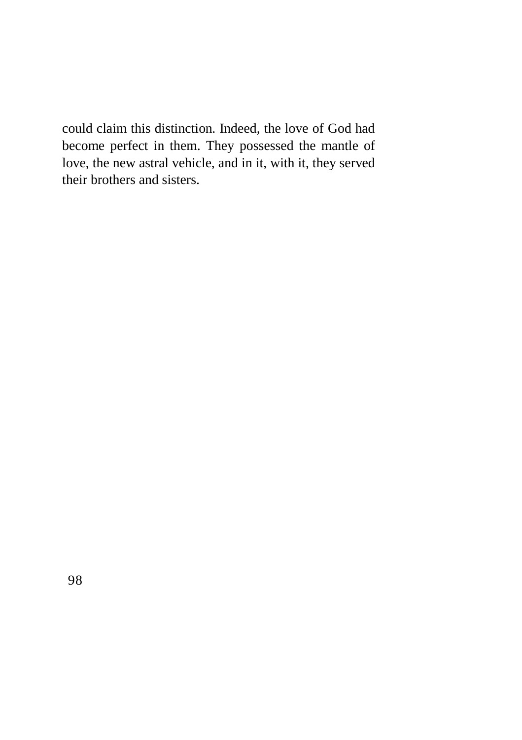could claim this distinction. Indeed, the love of God had become perfect in them. They possessed the mantle of love, the new astral vehicle, and in it, with it, they served their brothers and sisters.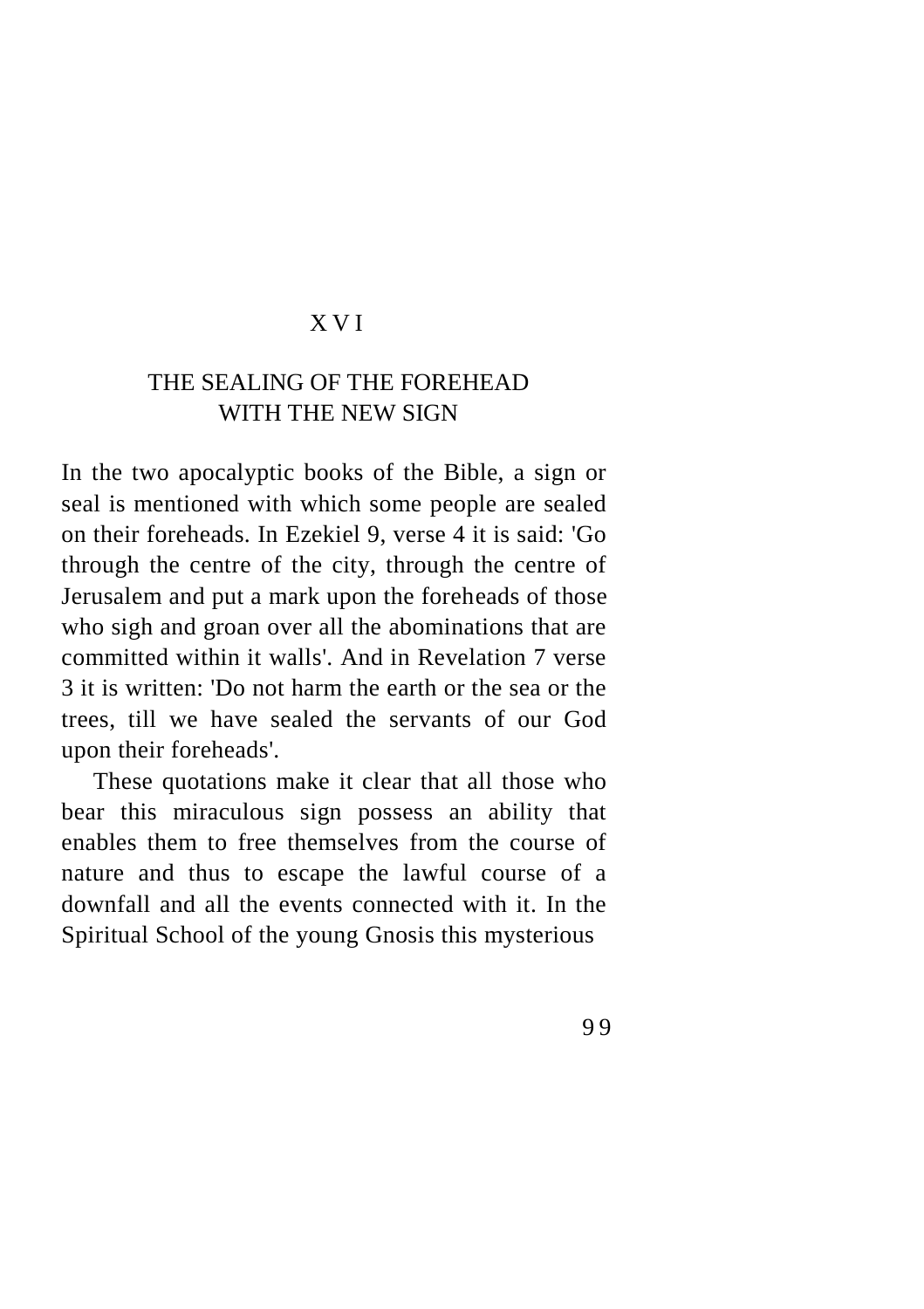## XVI

## THE SEALING OF THE FOREHEAD WITH THE NEW SIGN

In the two apocalyptic books of the Bible, a sign or seal is mentioned with which some people are sealed on their foreheads. In Ezekiel 9, verse 4 it is said: 'Go through the centre of the city, through the centre of Jerusalem and put a mark upon the foreheads of those who sigh and groan over all the abominations that are committed within it walls'. And in Revelation 7 verse 3 it is written: 'Do not harm the earth or the sea or the trees, till we have sealed the servants of our God upon their foreheads'.

These quotations make it clear that all those who bear this miraculous sign possess an ability that enables them to free themselves from the course of nature and thus to escape the lawful course of a downfall and all the events connected with it. In the Spiritual School of the young Gnosis this mysterious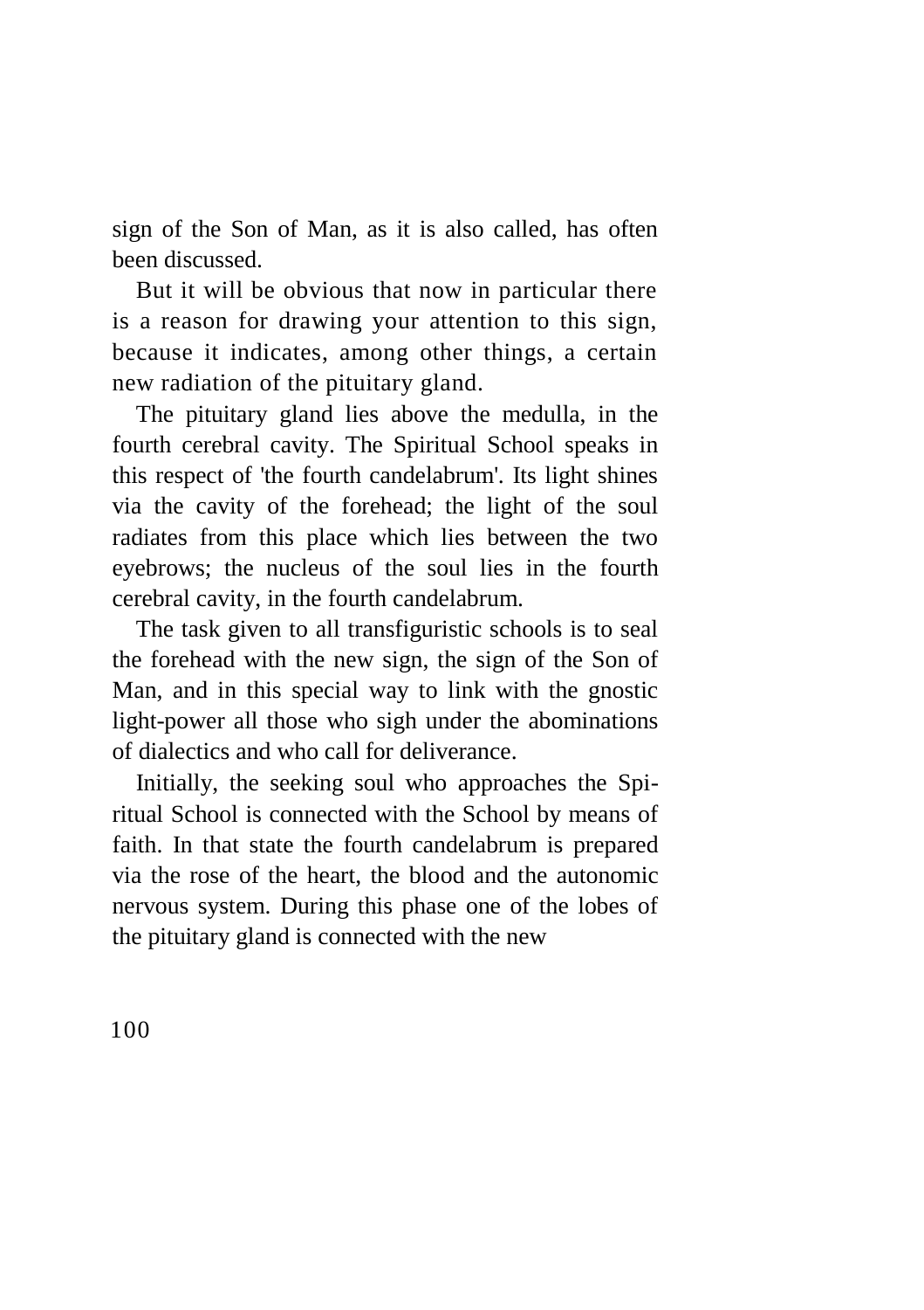sign of the Son of Man, as it is also called, has often been discussed.

But it will be obvious that now in particular there is a reason for drawing your attention to this sign, because it indicates, among other things, a certain new radiation of the pituitary gland.

The pituitary gland lies above the medulla, in the fourth cerebral cavity. The Spiritual School speaks in this respect of 'the fourth candelabrum'. Its light shines via the cavity of the forehead; the light of the soul radiates from this place which lies between the two eyebrows; the nucleus of the soul lies in the fourth cerebral cavity, in the fourth candelabrum.

The task given to all transfiguristic schools is to seal the forehead with the new sign, the sign of the Son of Man, and in this special way to link with the gnostic light-power all those who sigh under the abominations of dialectics and who call for deliverance.

Initially, the seeking soul who approaches the Spiritual School is connected with the School by means of faith. In that state the fourth candelabrum is prepared via the rose of the heart, the blood and the autonomic nervous system. During this phase one of the lobes of the pituitary gland is connected with the new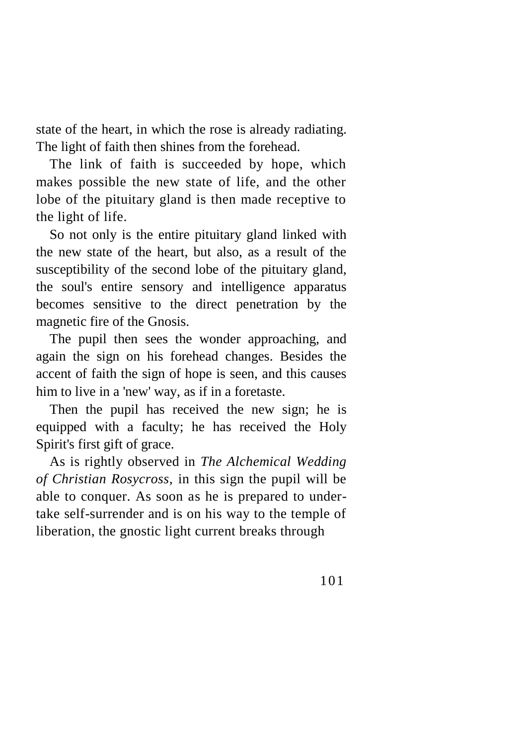state of the heart, in which the rose is already radiating. The light of faith then shines from the forehead.

The link of faith is succeeded by hope, which makes possible the new state of life, and the other lobe of the pituitary gland is then made receptive to the light of life.

So not only is the entire pituitary gland linked with the new state of the heart, but also, as a result of the susceptibility of the second lobe of the pituitary gland, the soul's entire sensory and intelligence apparatus becomes sensitive to the direct penetration by the magnetic fire of the Gnosis.

The pupil then sees the wonder approaching, and again the sign on his forehead changes. Besides the accent of faith the sign of hope is seen, and this causes him to live in a 'new' way, as if in a foretaste.

Then the pupil has received the new sign; he is equipped with a faculty; he has received the Holy Spirit's first gift of grace.

As is rightly observed in *The Alchemical Wedding of Christian Rosycross*, in this sign the pupil will be able to conquer. As soon as he is prepared to undertake self-surrender and is on his way to the temple of liberation, the gnostic light current breaks through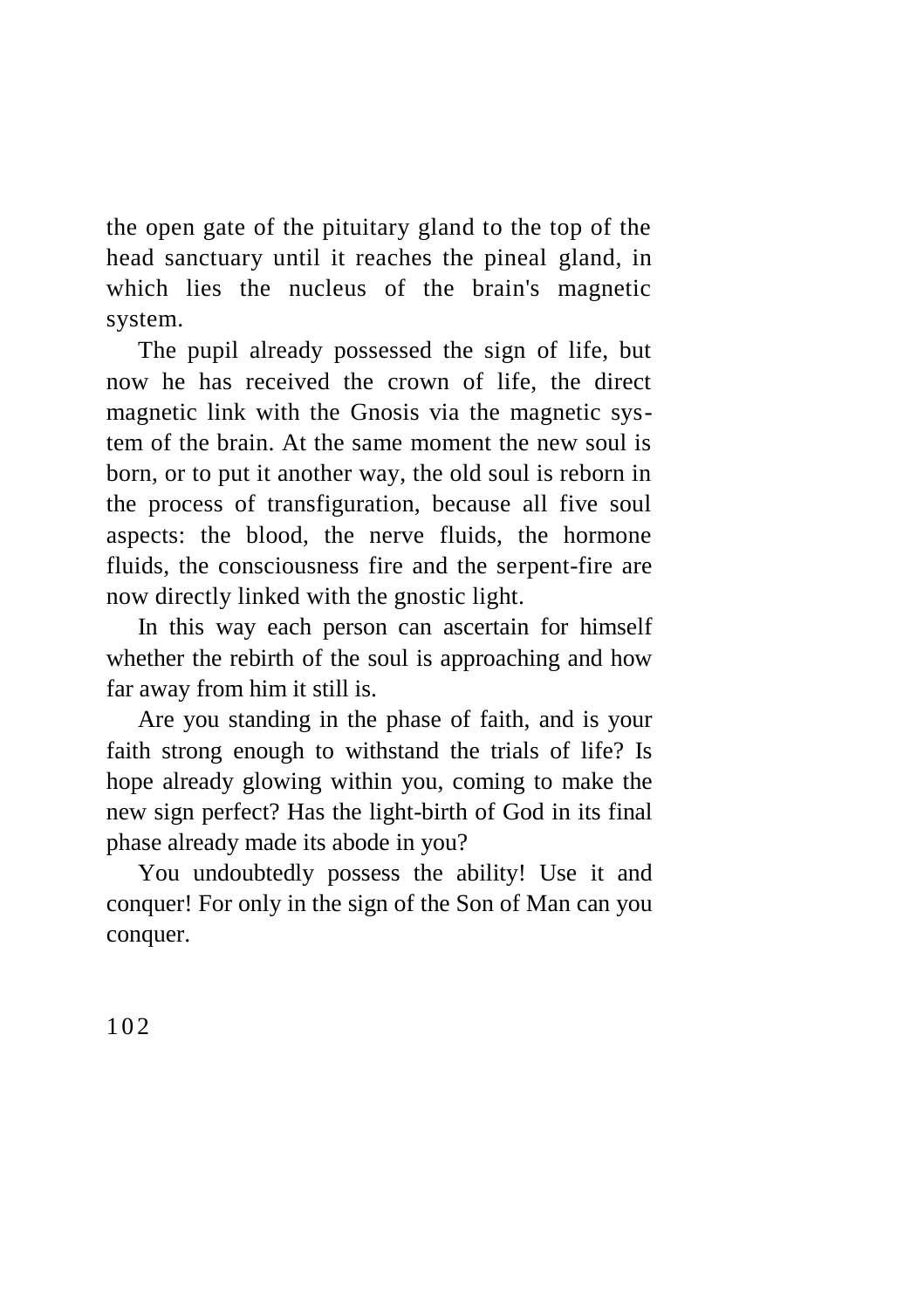the open gate of the pituitary gland to the top of the head sanctuary until it reaches the pineal gland, in which lies the nucleus of the brain's magnetic system.

The pupil already possessed the sign of life, but now he has received the crown of life, the direct magnetic link with the Gnosis via the magnetic system of the brain. At the same moment the new soul is born, or to put it another way, the old soul is reborn in the process of transfiguration, because all five soul aspects: the blood, the nerve fluids, the hormone fluids, the consciousness fire and the serpent-fire are now directly linked with the gnostic light.

In this way each person can ascertain for himself whether the rebirth of the soul is approaching and how far away from him it still is.

Are you standing in the phase of faith, and is your faith strong enough to withstand the trials of life? Is hope already glowing within you, coming to make the new sign perfect? Has the light-birth of God in its final phase already made its abode in you?

You undoubtedly possess the ability! Use it and conquer! For only in the sign of the Son of Man can you conquer.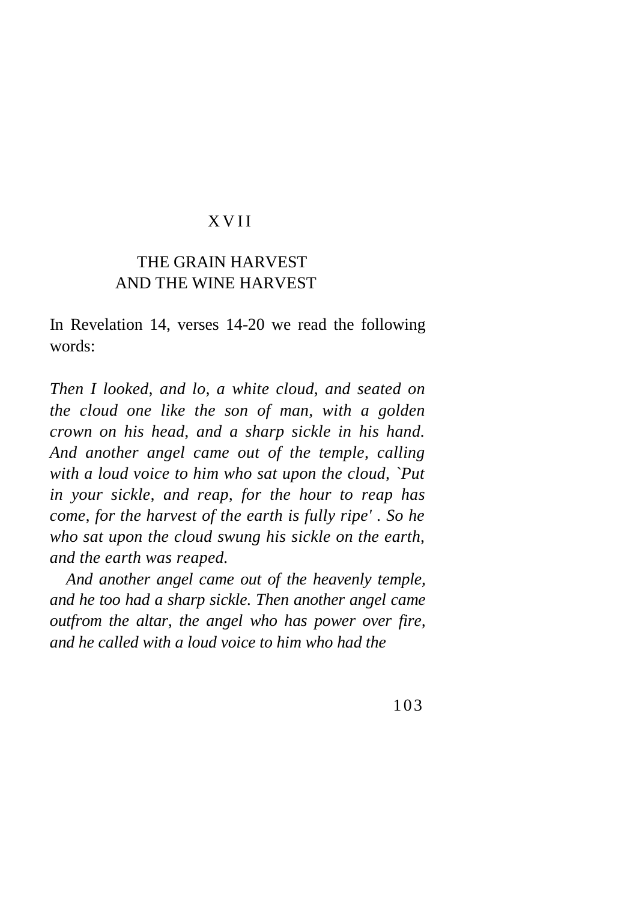## XVII

## THE GRAIN HARVEST AND THE WINE HARVEST

In Revelation 14, verses 14-20 we read the following words:

*Then I looked, and lo, a white cloud, and seated on the cloud one like the son of man, with a golden crown on his head, and a sharp sickle in his hand. And another angel came out of the temple, calling with a loud voice to him who sat upon the cloud, `Put in your sickle, and reap, for the hour to reap has come, for the harvest of the earth is fully ripe' . So he who sat upon the cloud swung his sickle on the earth, and the earth was reaped.*

*And another angel came out of the heavenly temple, and he too had a sharp sickle. Then another angel came outfrom the altar, the angel who has power over fire, and he called with a loud voice to him who had the*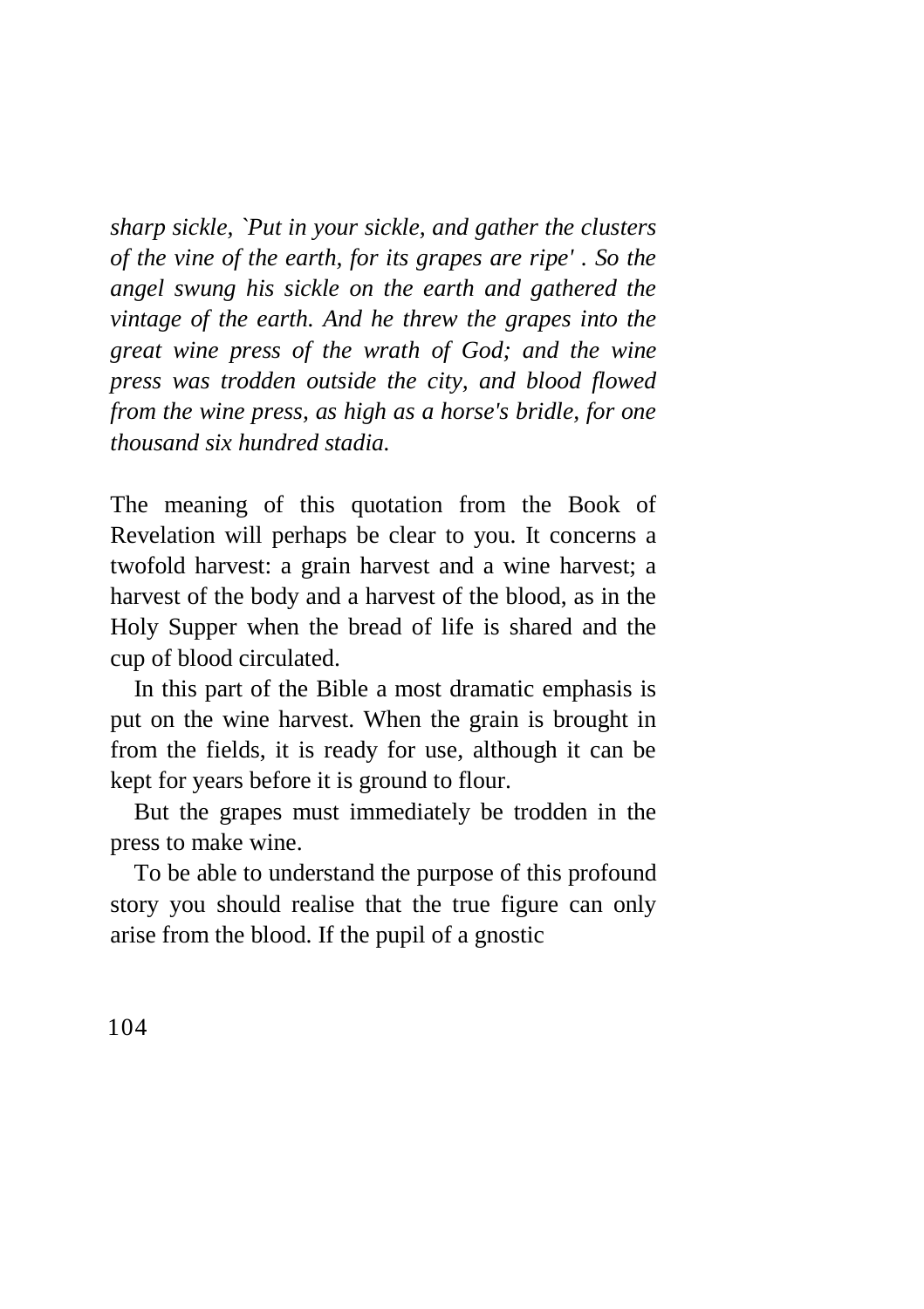*sharp sickle, `Put in your sickle, and gather the clusters of the vine of the earth, for its grapes are ripe' . So the angel swung his sickle on the earth and gathered the vintage of the earth. And he threw the grapes into the great wine press of the wrath of God; and the wine press was trodden outside the city, and blood flowed from the wine press, as high as a horse's bridle, for one thousand six hundred stadia.*

The meaning of this quotation from the Book of Revelation will perhaps be clear to you. It concerns a twofold harvest: a grain harvest and a wine harvest; a harvest of the body and a harvest of the blood, as in the Holy Supper when the bread of life is shared and the cup of blood circulated.

In this part of the Bible a most dramatic emphasis is put on the wine harvest. When the grain is brought in from the fields, it is ready for use, although it can be kept for years before it is ground to flour.

But the grapes must immediately be trodden in the press to make wine.

To be able to understand the purpose of this profound story you should realise that the true figure can only arise from the blood. If the pupil of a gnostic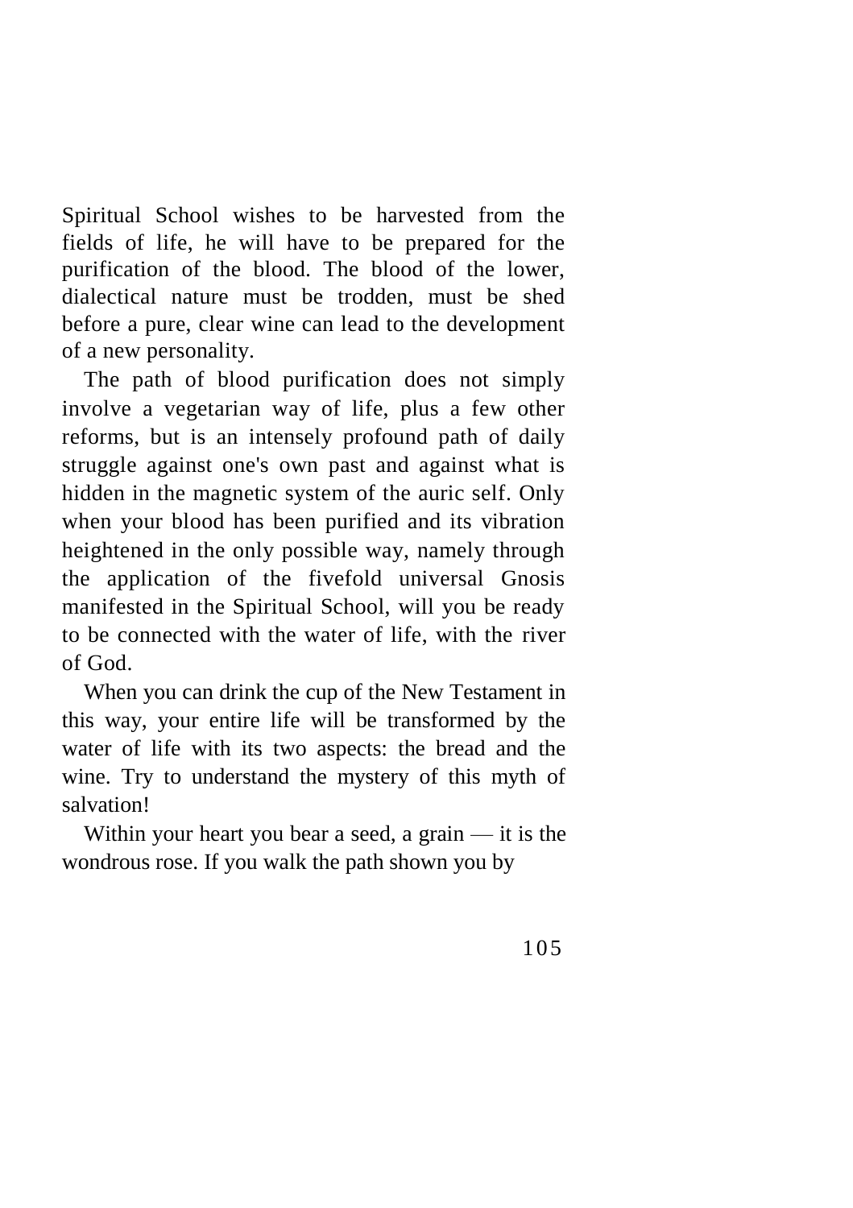Spiritual School wishes to be harvested from the fields of life, he will have to be prepared for the purification of the blood. The blood of the lower, dialectical nature must be trodden, must be shed before a pure, clear wine can lead to the development of a new personality.

The path of blood purification does not simply involve a vegetarian way of life, plus a few other reforms, but is an intensely profound path of daily struggle against one's own past and against what is hidden in the magnetic system of the auric self. Only when your blood has been purified and its vibration heightened in the only possible way, namely through the application of the fivefold universal Gnosis manifested in the Spiritual School, will you be ready to be connected with the water of life, with the river of God.

When you can drink the cup of the New Testament in this way, your entire life will be transformed by the water of life with its two aspects: the bread and the wine. Try to understand the mystery of this myth of salvation!

Within your heart you bear a seed, a grain — it is the wondrous rose. If you walk the path shown you by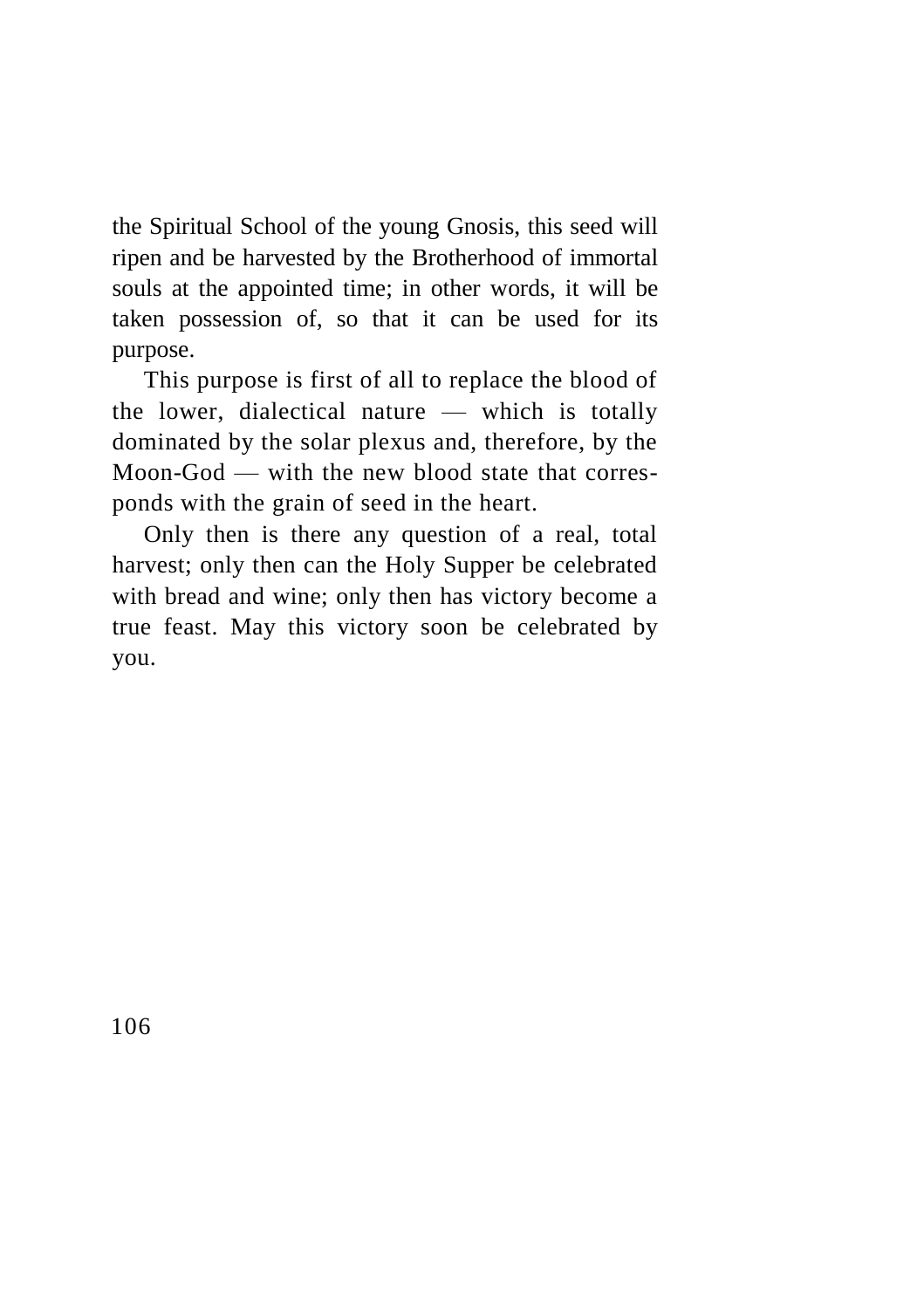the Spiritual School of the young Gnosis, this seed will ripen and be harvested by the Brotherhood of immortal souls at the appointed time; in other words, it will be taken possession of, so that it can be used for its purpose.

This purpose is first of all to replace the blood of the lower, dialectical nature — which is totally dominated by the solar plexus and, therefore, by the Moon-God — with the new blood state that corresponds with the grain of seed in the heart.

Only then is there any question of a real, total harvest; only then can the Holy Supper be celebrated with bread and wine; only then has victory become a true feast. May this victory soon be celebrated by you.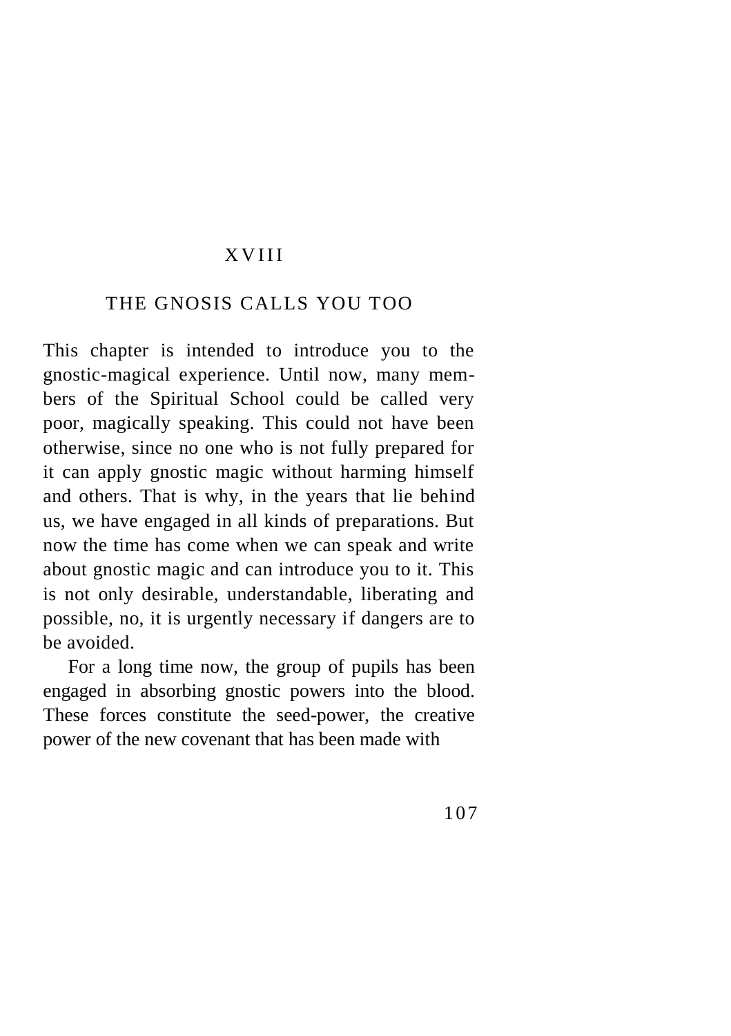# XVIII

## THE GNOSIS CALLS YOU TOO

This chapter is intended to introduce you to the gnostic-magical experience. Until now, many members of the Spiritual School could be called very poor, magically speaking. This could not have been otherwise, since no one who is not fully prepared for it can apply gnostic magic without harming himself and others. That is why, in the years that lie behind us, we have engaged in all kinds of preparations. But now the time has come when we can speak and write about gnostic magic and can introduce you to it. This is not only desirable, understandable, liberating and possible, no, it is urgently necessary if dangers are to be avoided.

For a long time now, the group of pupils has been engaged in absorbing gnostic powers into the blood. These forces constitute the seed-power, the creative power of the new covenant that has been made with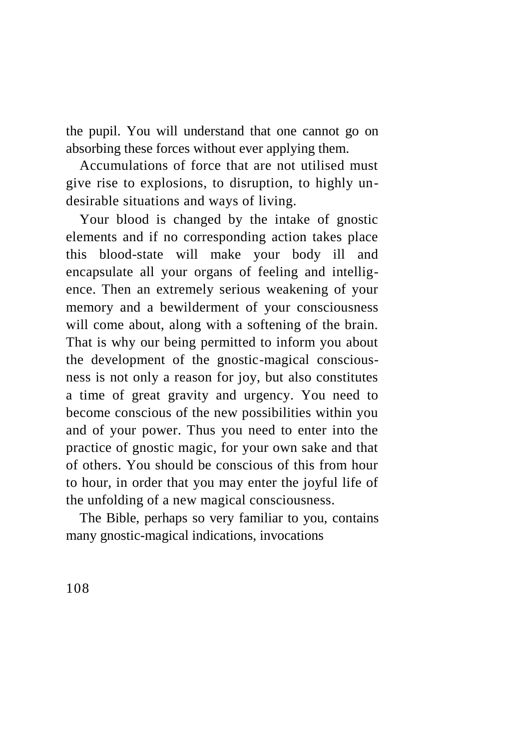the pupil. You will understand that one cannot go on absorbing these forces without ever applying them.

Accumulations of force that are not utilised must give rise to explosions, to disruption, to highly undesirable situations and ways of living.

Your blood is changed by the intake of gnostic elements and if no corresponding action takes place this blood-state will make your body ill and encapsulate all your organs of feeling and intelligence. Then an extremely serious weakening of your memory and a bewilderment of your consciousness will come about, along with a softening of the brain. That is why our being permitted to inform you about the development of the gnostic-magical consciousness is not only a reason for joy, but also constitutes a time of great gravity and urgency. You need to become conscious of the new possibilities within you and of your power. Thus you need to enter into the practice of gnostic magic, for your own sake and that of others. You should be conscious of this from hour to hour, in order that you may enter the joyful life of the unfolding of a new magical consciousness.

The Bible, perhaps so very familiar to you, contains many gnostic-magical indications, invocations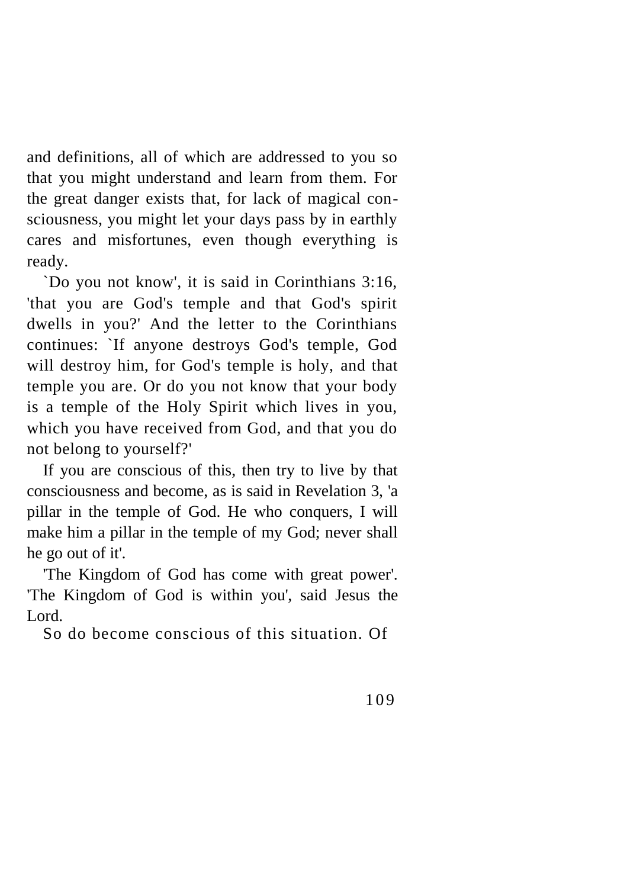and definitions, all of which are addressed to you so that you might understand and learn from them. For the great danger exists that, for lack of magical consciousness, you might let your days pass by in earthly cares and misfortunes, even though everything is ready.

`Do you not know', it is said in Corinthians 3:16, 'that you are God's temple and that God's spirit dwells in you?' And the letter to the Corinthians continues: `If anyone destroys God's temple, God will destroy him, for God's temple is holy, and that temple you are. Or do you not know that your body is a temple of the Holy Spirit which lives in you, which you have received from God, and that you do not belong to yourself?'

If you are conscious of this, then try to live by that consciousness and become, as is said in Revelation 3, 'a pillar in the temple of God. He who conquers, I will make him a pillar in the temple of my God; never shall he go out of it'.

'The Kingdom of God has come with great power'. 'The Kingdom of God is within you', said Jesus the Lord.

So do become conscious of this situation. Of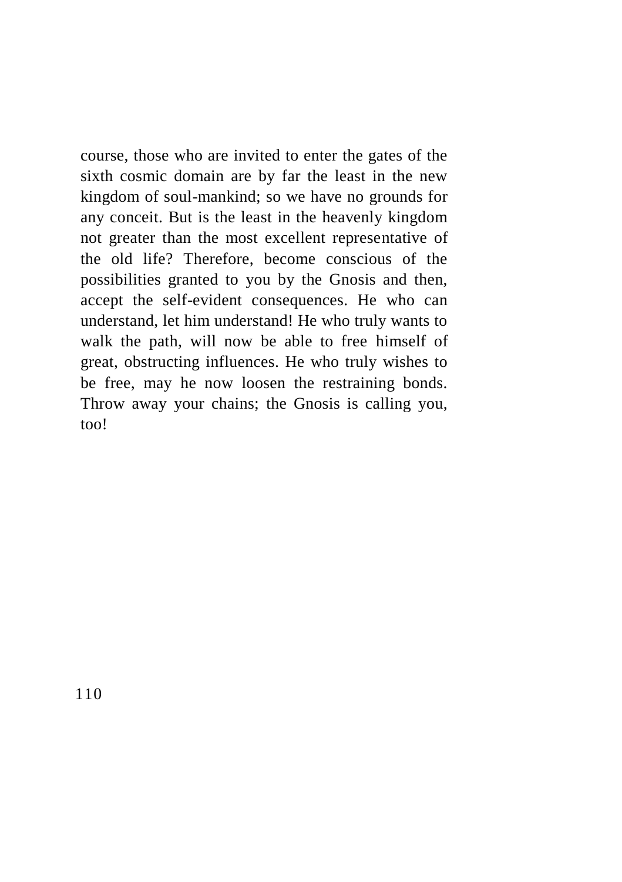course, those who are invited to enter the gates of the sixth cosmic domain are by far the least in the new kingdom of soul-mankind; so we have no grounds for any conceit. But is the least in the heavenly kingdom not greater than the most excellent representative of the old life? Therefore, become conscious of the possibilities granted to you by the Gnosis and then, accept the self-evident consequences. He who can understand, let him understand! He who truly wants to walk the path, will now be able to free himself of great, obstructing influences. He who truly wishes to be free, may he now loosen the restraining bonds. Throw away your chains; the Gnosis is calling you, too!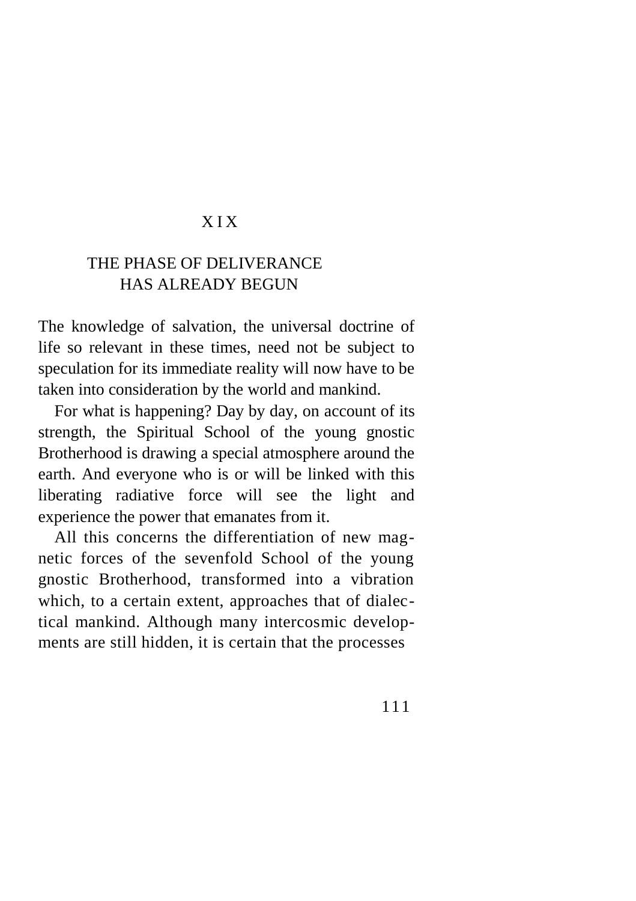# XIX

## THE PHASE OF DELIVERANCE HAS ALREADY BEGUN

The knowledge of salvation, the universal doctrine of life so relevant in these times, need not be subject to speculation for its immediate reality will now have to be taken into consideration by the world and mankind.

For what is happening? Day by day, on account of its strength, the Spiritual School of the young gnostic Brotherhood is drawing a special atmosphere around the earth. And everyone who is or will be linked with this liberating radiative force will see the light and experience the power that emanates from it.

All this concerns the differentiation of new magnetic forces of the sevenfold School of the young gnostic Brotherhood, transformed into a vibration which, to a certain extent, approaches that of dialectical mankind. Although many intercosmic developments are still hidden, it is certain that the processes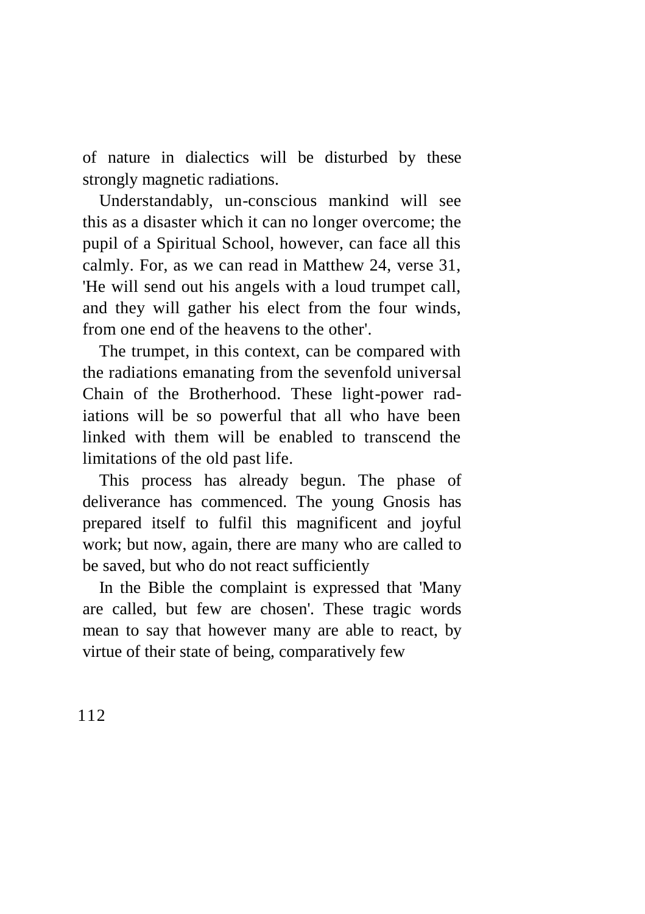of nature in dialectics will be disturbed by these strongly magnetic radiations.

Understandably, un-conscious mankind will see this as a disaster which it can no longer overcome; the pupil of a Spiritual School, however, can face all this calmly. For, as we can read in Matthew 24, verse 31, 'He will send out his angels with a loud trumpet call, and they will gather his elect from the four winds, from one end of the heavens to the other'.

The trumpet, in this context, can be compared with the radiations emanating from the sevenfold universal Chain of the Brotherhood. These light-power radiations will be so powerful that all who have been linked with them will be enabled to transcend the limitations of the old past life.

This process has already begun. The phase of deliverance has commenced. The young Gnosis has prepared itself to fulfil this magnificent and joyful work; but now, again, there are many who are called to be saved, but who do not react sufficiently

In the Bible the complaint is expressed that 'Many are called, but few are chosen'. These tragic words mean to say that however many are able to react, by virtue of their state of being, comparatively few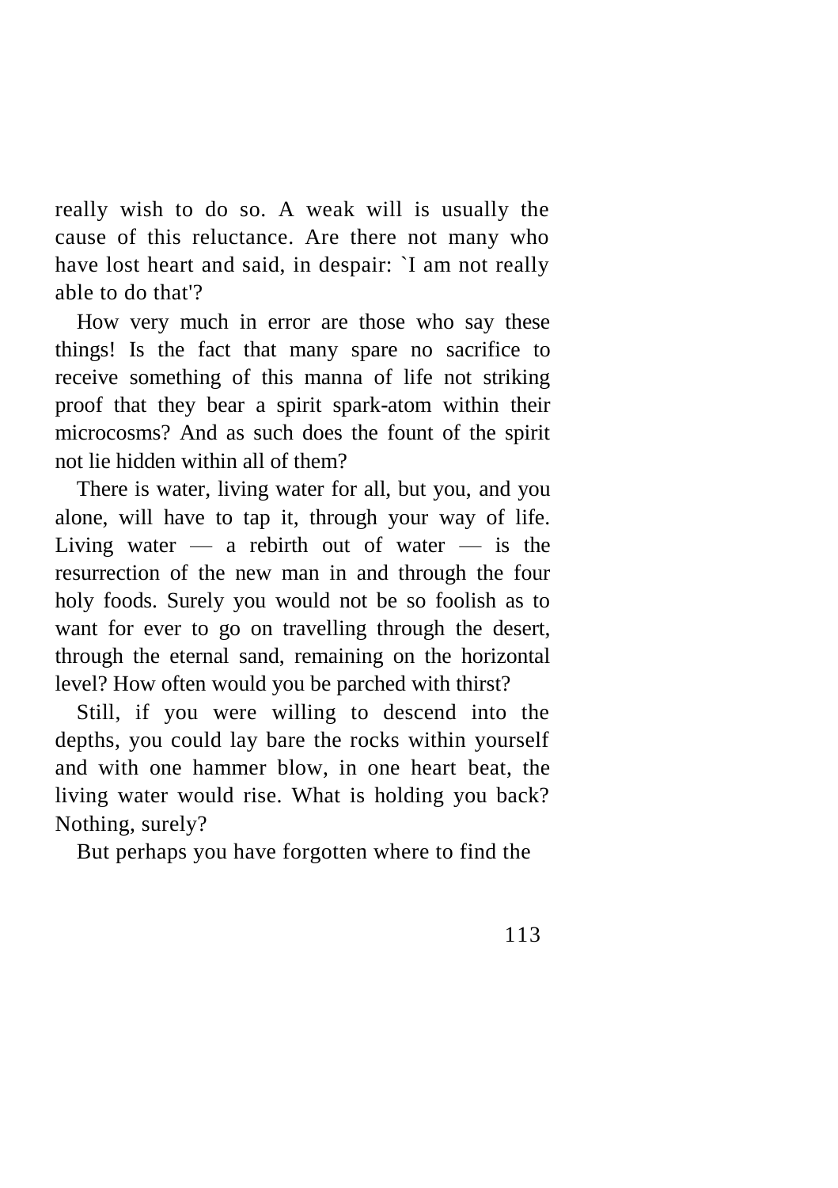really wish to do so. A weak will is usually the cause of this reluctance. Are there not many who have lost heart and said, in despair: `I am not really able to do that'?

How very much in error are those who say these things! Is the fact that many spare no sacrifice to receive something of this manna of life not striking proof that they bear a spirit spark-atom within their microcosms? And as such does the fount of the spirit not lie hidden within all of them?

There is water, living water for all, but you, and you alone, will have to tap it, through your way of life. Living water — a rebirth out of water — is the resurrection of the new man in and through the four holy foods. Surely you would not be so foolish as to want for ever to go on travelling through the desert, through the eternal sand, remaining on the horizontal level? How often would you be parched with thirst?

Still, if you were willing to descend into the depths, you could lay bare the rocks within yourself and with one hammer blow, in one heart beat, the living water would rise. What is holding you back? Nothing, surely?

But perhaps you have forgotten where to find the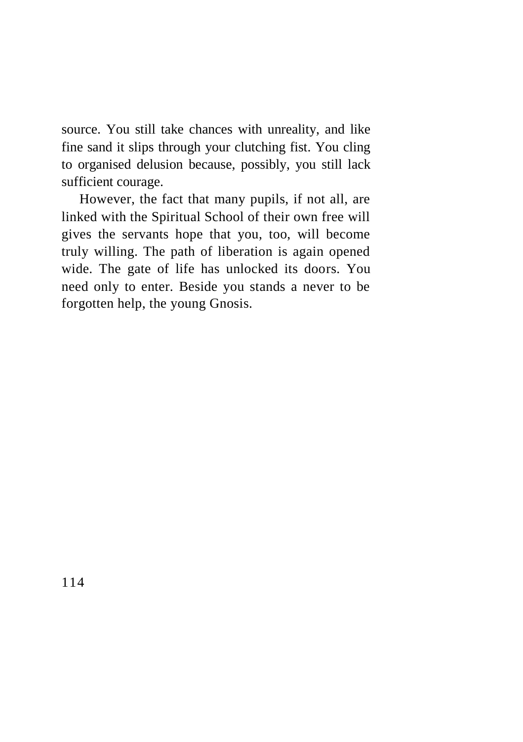source. You still take chances with unreality, and like fine sand it slips through your clutching fist. You cling to organised delusion because, possibly, you still lack sufficient courage.

However, the fact that many pupils, if not all, are linked with the Spiritual School of their own free will gives the servants hope that you, too, will become truly willing. The path of liberation is again opened wide. The gate of life has unlocked its doors. You need only to enter. Beside you stands a never to be forgotten help, the young Gnosis.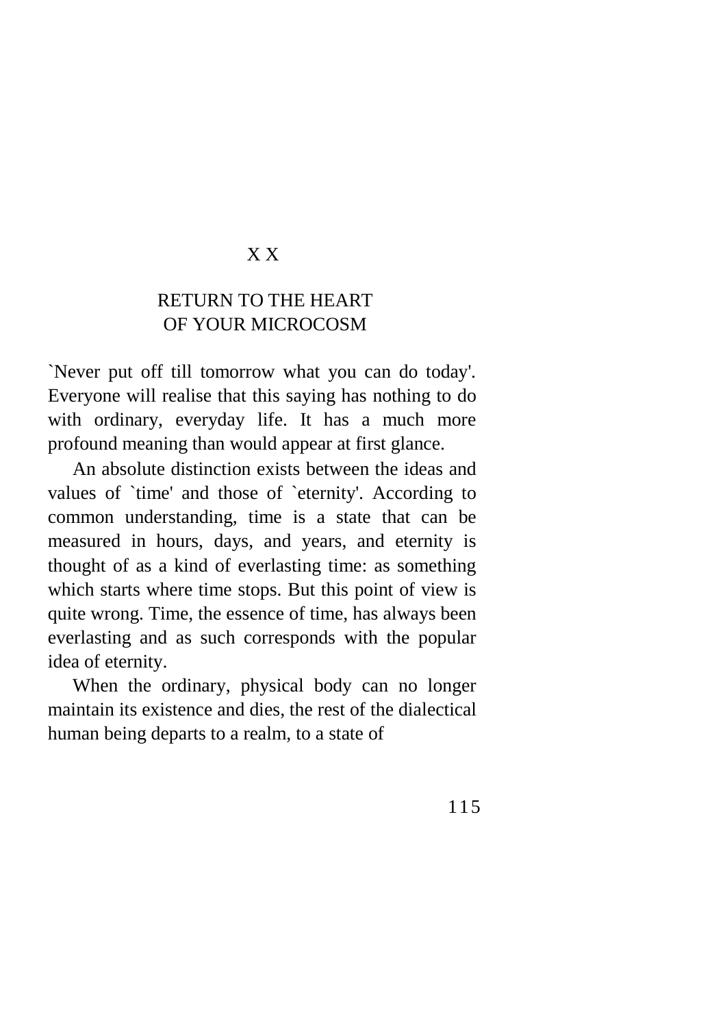# X X

## RETURN TO THE HEART OF YOUR MICROCOSM

`Never put off till tomorrow what you can do today'. Everyone will realise that this saying has nothing to do with ordinary, everyday life. It has a much more profound meaning than would appear at first glance.

An absolute distinction exists between the ideas and values of `time' and those of `eternity'. According to common understanding, time is a state that can be measured in hours, days, and years, and eternity is thought of as a kind of everlasting time: as something which starts where time stops. But this point of view is quite wrong. Time, the essence of time, has always been everlasting and as such corresponds with the popular idea of eternity.

When the ordinary, physical body can no longer maintain its existence and dies, the rest of the dialectical human being departs to a realm, to a state of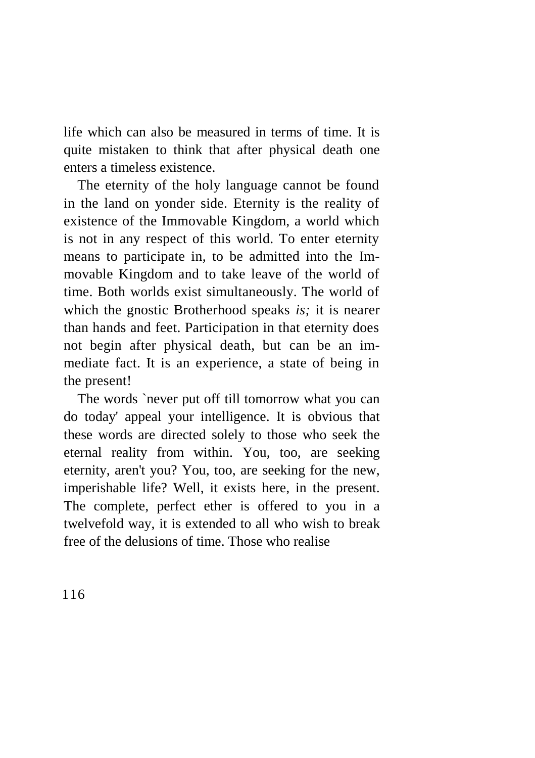life which can also be measured in terms of time. It is quite mistaken to think that after physical death one enters a timeless existence.

The eternity of the holy language cannot be found in the land on yonder side. Eternity is the reality of existence of the Immovable Kingdom, a world which is not in any respect of this world. To enter eternity means to participate in, to be admitted into the Immovable Kingdom and to take leave of the world of time. Both worlds exist simultaneously. The world of which the gnostic Brotherhood speaks *is;* it is nearer than hands and feet. Participation in that eternity does not begin after physical death, but can be an immediate fact. It is an experience, a state of being in the present!

The words `never put off till tomorrow what you can do today' appeal your intelligence. It is obvious that these words are directed solely to those who seek the eternal reality from within. You, too, are seeking eternity, aren't you? You, too, are seeking for the new, imperishable life? Well, it exists here, in the present. The complete, perfect ether is offered to you in a twelvefold way, it is extended to all who wish to break free of the delusions of time. Those who realise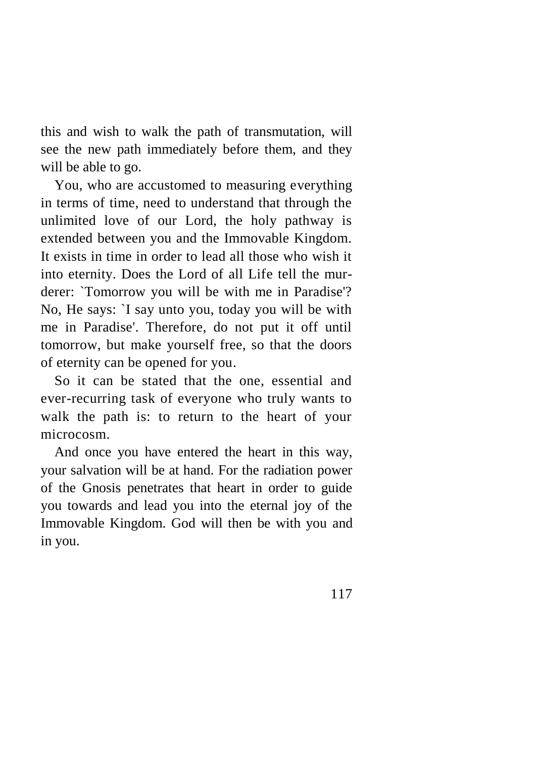this and wish to walk the path of transmutation, will see the new path immediately before them, and they will be able to go.

You, who are accustomed to measuring everything in terms of time, need to understand that through the unlimited love of our Lord, the holy pathway is extended between you and the Immovable Kingdom. It exists in time in order to lead all those who wish it into eternity. Does the Lord of all Life tell the murderer: `Tomorrow you will be with me in Paradise'? No, He says: `I say unto you, today you will be with me in Paradise'. Therefore, do not put it off until tomorrow, but make yourself free, so that the doors of eternity can be opened for you.

So it can be stated that the one, essential and ever-recurring task of everyone who truly wants to walk the path is: to return to the heart of your microcosm.

And once you have entered the heart in this way, your salvation will be at hand. For the radiation power of the Gnosis penetrates that heart in order to guide you towards and lead you into the eternal joy of the Immovable Kingdom. God will then be with you and in you.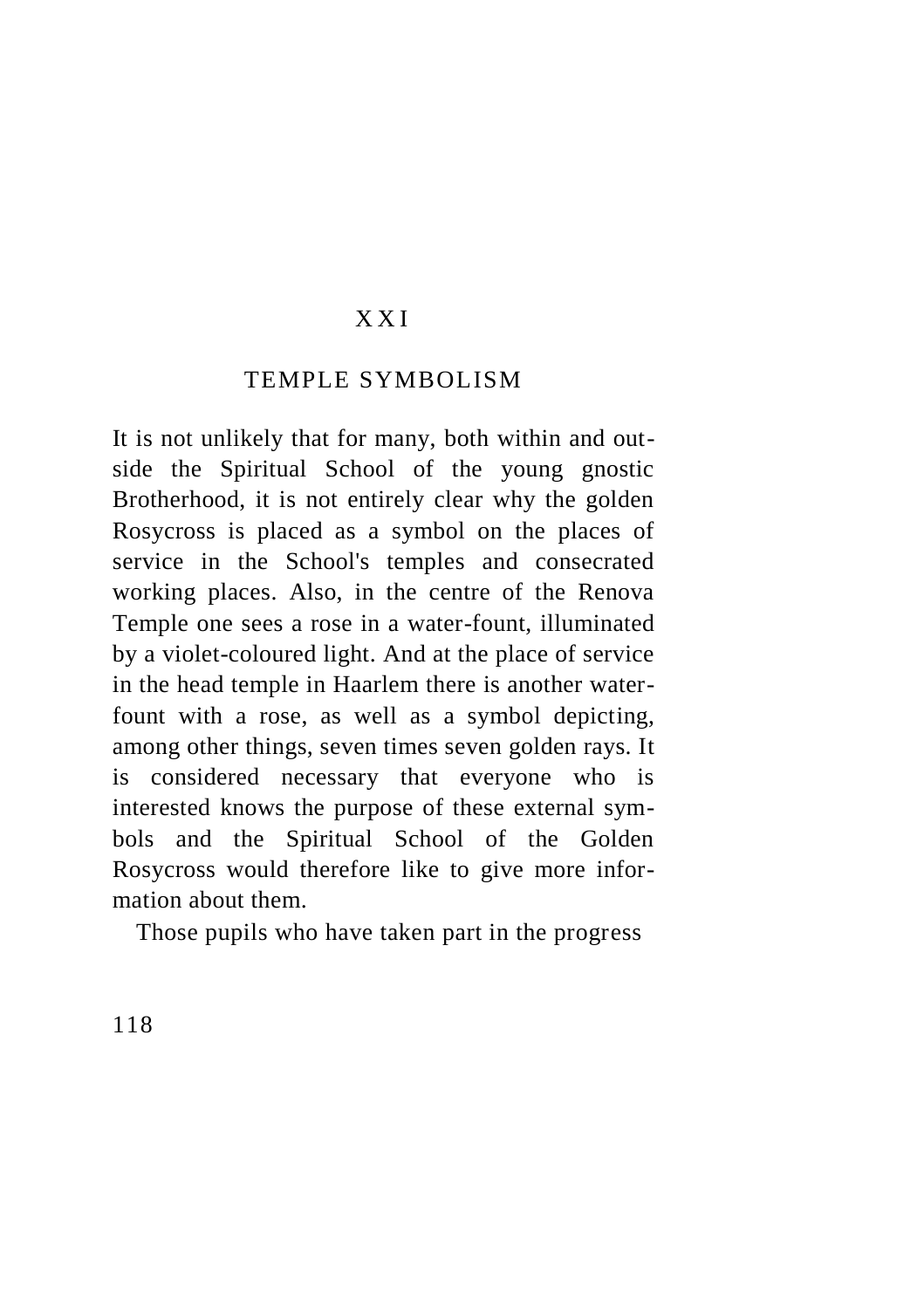# XXI

## TEMPLE SYMBOLISM

It is not unlikely that for many, both within and outside the Spiritual School of the young gnostic Brotherhood, it is not entirely clear why the golden Rosycross is placed as a symbol on the places of service in the School's temples and consecrated working places. Also, in the centre of the Renova Temple one sees a rose in a water-fount, illuminated by a violet-coloured light. And at the place of service in the head temple in Haarlem there is another water-fount with a rose, as well as a symbol depicting, among other things, seven times seven golden rays. It is considered necessary that everyone who is interested knows the purpose of these external symbols and the Spiritual School of the Golden Rosycross would therefore like to give more information about them.

Those pupils who have taken part in the progress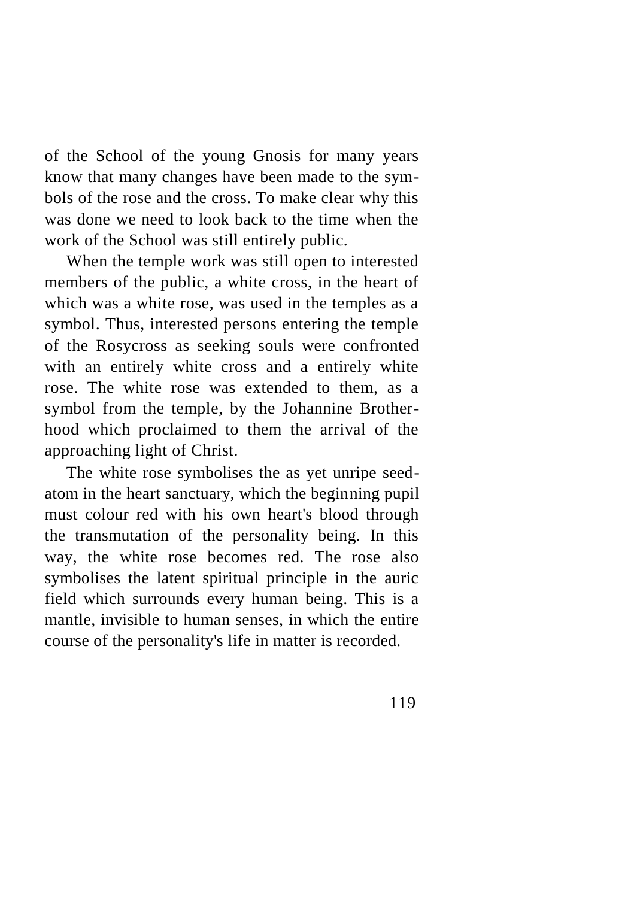of the School of the young Gnosis for many years know that many changes have been made to the symbols of the rose and the cross. To make clear why this was done we need to look back to the time when the work of the School was still entirely public.

When the temple work was still open to interested members of the public, a white cross, in the heart of which was a white rose, was used in the temples as a symbol. Thus, interested persons entering the temple of the Rosycross as seeking souls were confronted with an entirely white cross and a entirely white rose. The white rose was extended to them, as a symbol from the temple, by the Johannine Brotherhood which proclaimed to them the arrival of the approaching light of Christ.

The white rose symbolises the as yet unripe seed-atom in the heart sanctuary, which the beginning pupil must colour red with his own heart's blood through the transmutation of the personality being. In this way, the white rose becomes red. The rose also symbolises the latent spiritual principle in the auric field which surrounds every human being. This is a mantle, invisible to human senses, in which the entire course of the personality's life in matter is recorded.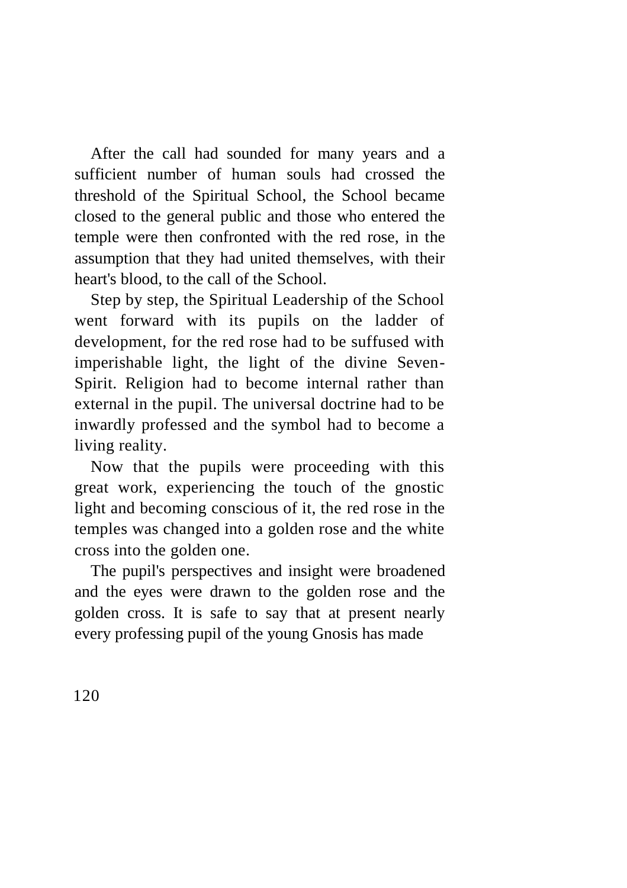After the call had sounded for many years and a sufficient number of human souls had crossed the threshold of the Spiritual School, the School became closed to the general public and those who entered the temple were then confronted with the red rose, in the assumption that they had united themselves, with their heart's blood, to the call of the School.

Step by step, the Spiritual Leadership of the School went forward with its pupils on the ladder of development, for the red rose had to be suffused with imperishable light, the light of the divine Seven-Spirit. Religion had to become internal rather than external in the pupil. The universal doctrine had to be inwardly professed and the symbol had to become a living reality.

Now that the pupils were proceeding with this great work, experiencing the touch of the gnostic light and becoming conscious of it, the red rose in the temples was changed into a golden rose and the white cross into the golden one.

The pupil's perspectives and insight were broadened and the eyes were drawn to the golden rose and the golden cross. It is safe to say that at present nearly every professing pupil of the young Gnosis has made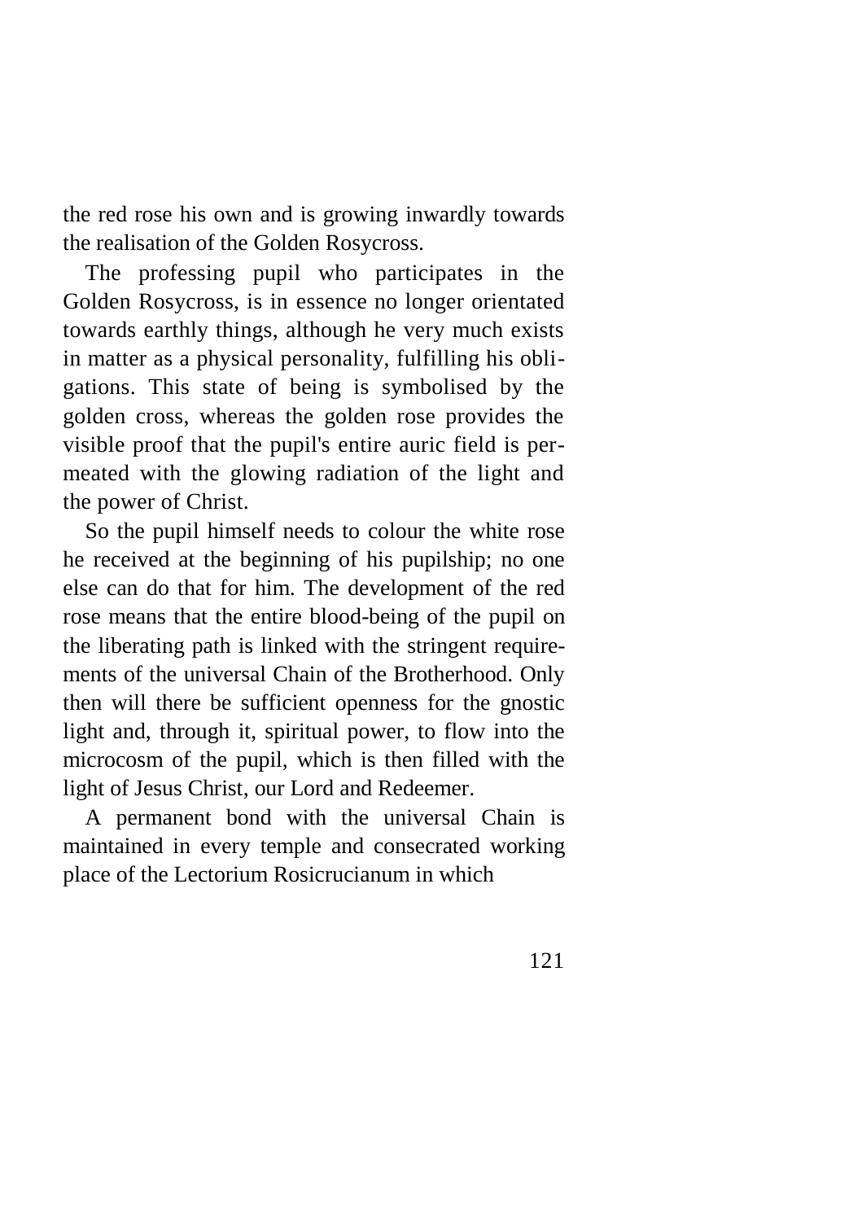the red rose his own and is growing inwardly towards the realisation of the Golden Rosycross.

The professing pupil who participates in the Golden Rosycross, is in essence no longer orientated towards earthly things, although he very much exists in matter as a physical personality, fulfilling his obligations. This state of being is symbolised by the golden cross, whereas the golden rose provides the visible proof that the pupil's entire auric field is permeated with the glowing radiation of the light and the power of Christ.

So the pupil himself needs to colour the white rose he received at the beginning of his pupilship; no one else can do that for him. The development of the red rose means that the entire blood-being of the pupil on the liberating path is linked with the stringent requirements of the universal Chain of the Brotherhood. Only then will there be sufficient openness for the gnostic light and, through it, spiritual power, to flow into the microcosm of the pupil, which is then filled with the light of Jesus Christ, our Lord and Redeemer.

A permanent bond with the universal Chain is maintained in every temple and consecrated working place of the Lectorium Rosicrucianum in which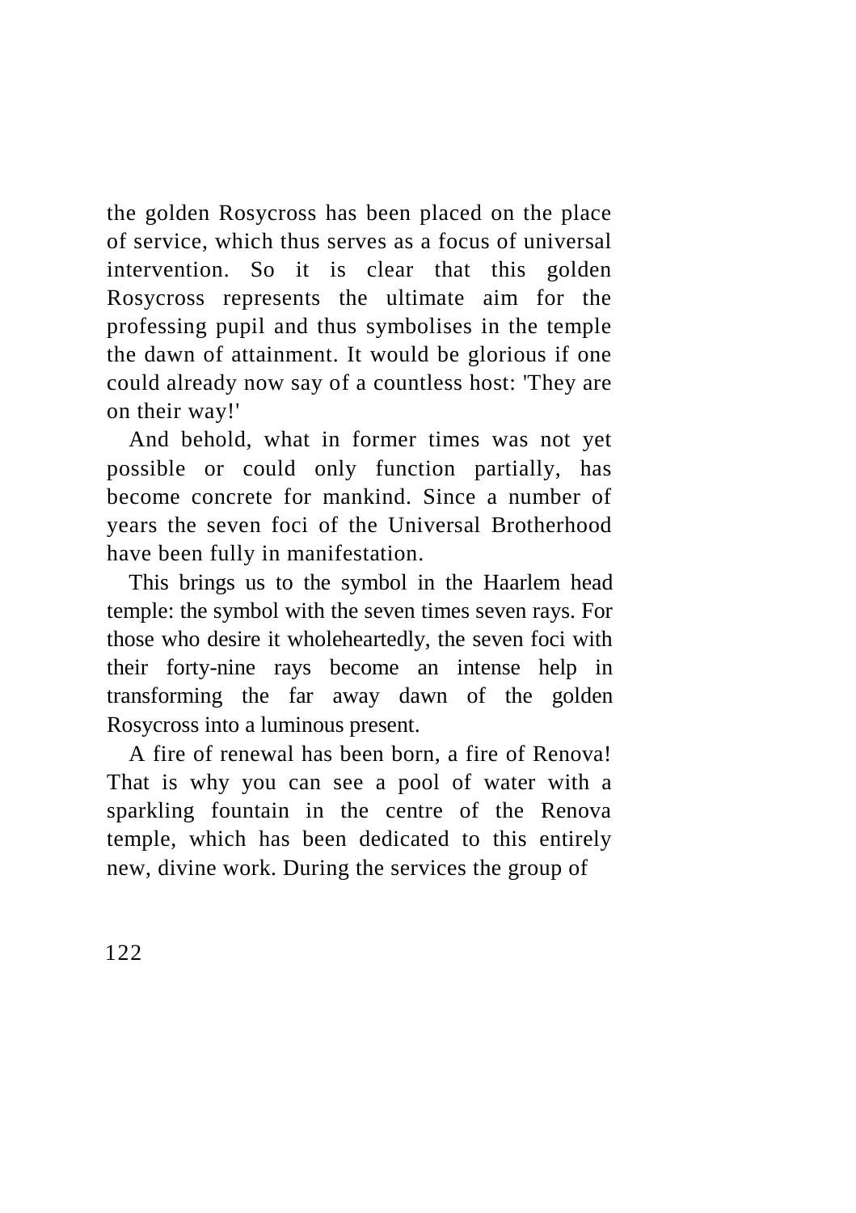the golden Rosycross has been placed on the place of service, which thus serves as a focus of universal intervention. So it is clear that this golden Rosycross represents the ultimate aim for the professing pupil and thus symbolises in the temple the dawn of attainment. It would be glorious if one could already now say of a countless host: 'They are on their way!'

And behold, what in former times was not yet possible or could only function partially, has become concrete for mankind. Since a number of years the seven foci of the Universal Brotherhood have been fully in manifestation.

This brings us to the symbol in the Haarlem head temple: the symbol with the seven times seven rays. For those who desire it wholeheartedly, the seven foci with their forty-nine rays become an intense help in transforming the far away dawn of the golden Rosycross into a luminous present.

A fire of renewal has been born, a fire of Renova! That is why you can see a pool of water with a sparkling fountain in the centre of the Renova temple, which has been dedicated to this entirely new, divine work. During the services the group of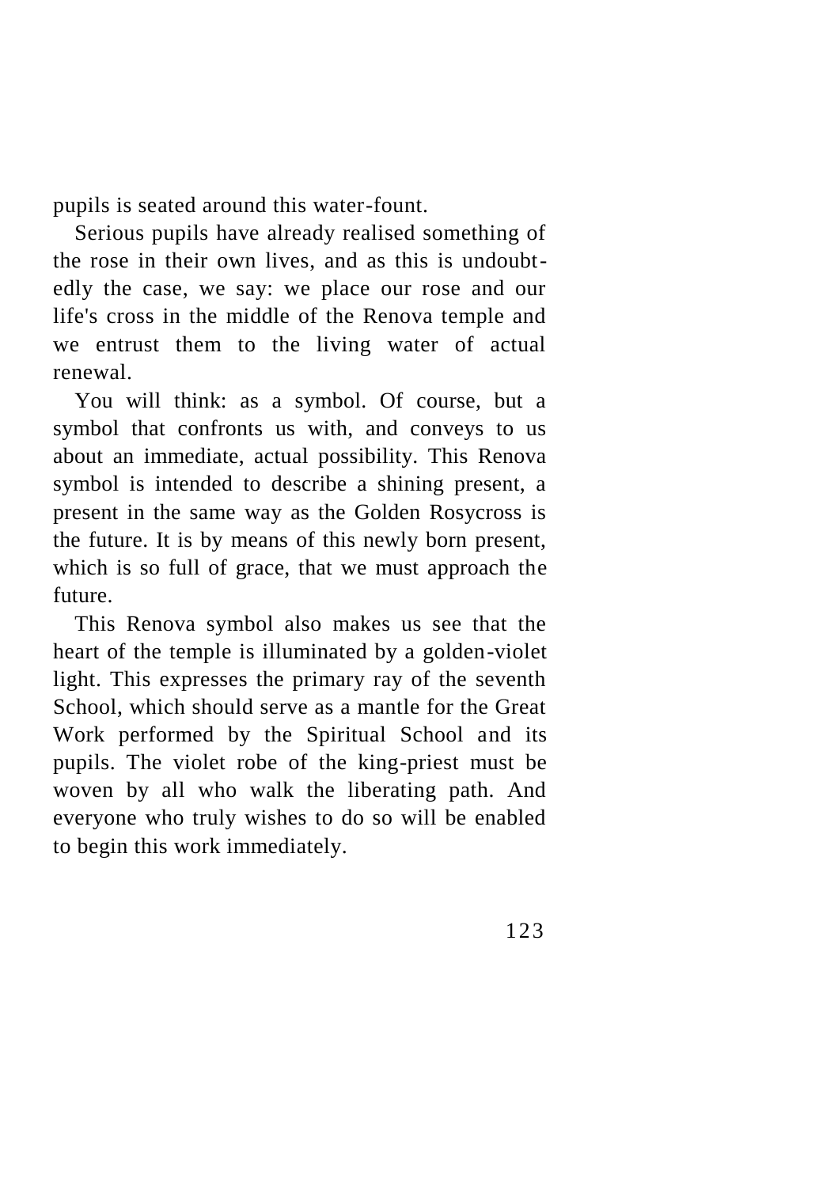pupils is seated around this water-fount.

Serious pupils have already realised something of the rose in their own lives, and as this is undoubtedly the case, we say: we place our rose and our life's cross in the middle of the Renova temple and we entrust them to the living water of actual renewal.

You will think: as a symbol. Of course, but a symbol that confronts us with, and conveys to us about an immediate, actual possibility. This Renova symbol is intended to describe a shining present, a present in the same way as the Golden Rosycross is the future. It is by means of this newly born present, which is so full of grace, that we must approach the future.

This Renova symbol also makes us see that the heart of the temple is illuminated by a golden-violet light. This expresses the primary ray of the seventh School, which should serve as a mantle for the Great Work performed by the Spiritual School and its pupils. The violet robe of the king-priest must be woven by all who walk the liberating path. And everyone who truly wishes to do so will be enabled to begin this work immediately.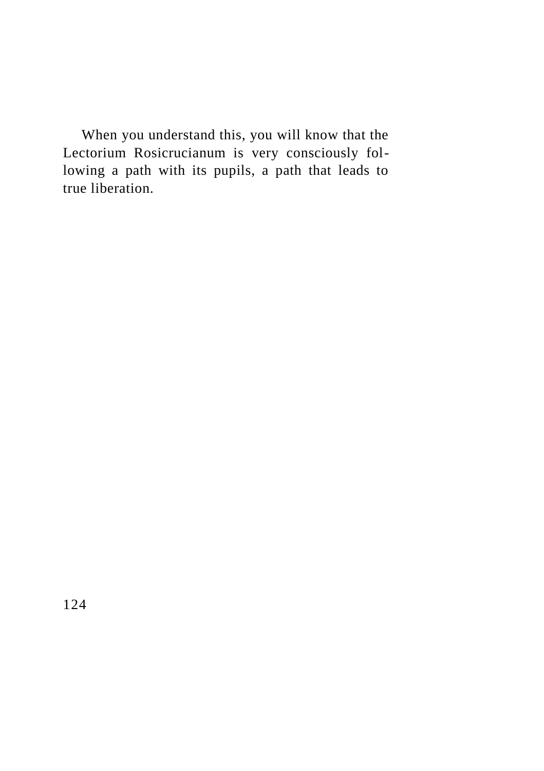When you understand this, you will know that the Lectorium Rosicrucianum is very consciously following a path with its pupils, a path that leads to true liberation.